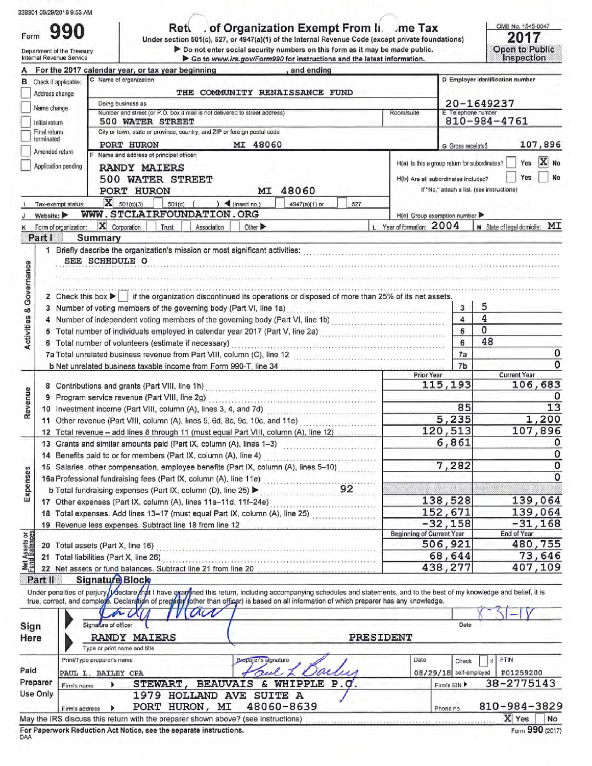338301 08/29/2018 9:53 AM

# Form 990 — Return of Organization Exempt From Income Tax

Under section 501(c), 527, or 4947(a)(1) of the Internal Revenue Code (except private foundations)

▶ Do not enter social security numbers on this form as it may be made public.

▶ Go to www.irs.gov/Form990 for instructions and the latest information.

Department of the Treasury
Internal Revenue Service

OMB No. 1545-0047

**2017**

**Open to Public Inspection**

A For the 2017 calendar year, or tax year beginning , and ending

B Check if applicable:
- Address change
- Name change
- Initial return
- Final return/terminated
- Amended return
- Application pending

C Name of organization: THE COMMUNITY RENAISSANCE FUND

Doing business as

Number and street (or P.O. box if mail is not delivered to street address): 500 WATER STREET

Room/suite

City or town, state or province, country, and ZIP or foreign postal code: PORT HURON MI 48060

D Employer identification number: 20-1649237

E Telephone number: 810-984-4761

G Gross receipts $ 107,896

F Name and address of principal officer: RANDY MAIERS, 500 WATER STREET, PORT HURON MI 48060

H(a) Is this a group return for subordinates? ☐ Yes ☒ No

H(b) Are all subordinates included? ☐ Yes ☐ No

If "No," attach a list. (see instructions)

I Tax-exempt status: ☒ 501(c)(3) ☐ 501(c) ( ) ◀ (insert no.) ☐ 4947(a)(1) or ☐ 527

J Website: ▶ WWW.STCLAIRFOUNDATION.ORG

H(c) Group exemption number ▶

K Form of organization: ☒ Corporation ☐ Trust ☐ Association ☐ Other ▶

L Year of formation: 2004

M State of legal domicile: MI

## Part I Summary

1 Briefly describe the organization's mission or most significant activities:
SEE SCHEDULE O

2 Check this box ▶ ☐ if the organization discontinued its operations or disposed of more than 25% of its net assets.

| | Line | | |
|---|---|---|---|
| 3 Number of voting members of the governing body (Part VI, line 1a) | 3 | 5 | |
| 4 Number of independent voting members of the governing body (Part VI, line 1b) | 4 | 4 | |
| 5 Total number of individuals employed in calendar year 2017 (Part V, line 2a) | 5 | 0 | |
| 6 Total number of volunteers (estimate if necessary) | 6 | 48 | |
| 7a Total unrelated business revenue from Part VIII, column (C), line 12 | 7a | | 0 |
| b Net unrelated business taxable income from Form 990-T, line 34 | 7b | | 0 |

**Activities & Governance**

| | Prior Year | Current Year |
|---|---|---|
| **Revenue** | | |
| 8 Contributions and grants (Part VIII, line 1h) | 115,193 | 106,683 |
| 9 Program service revenue (Part VIII, line 2g) | | 0 |
| 10 Investment income (Part VIII, column (A), lines 3, 4, and 7d) | 85 | 13 |
| 11 Other revenue (Part VIII, column (A), lines 5, 6d, 8c, 9c, 10c, and 11e) | 5,235 | 1,200 |
| 12 Total revenue – add lines 8 through 11 (must equal Part VIII, column (A), line 12) | 120,513 | 107,896 |
| **Expenses** | | |
| 13 Grants and similar amounts paid (Part IX, column (A), lines 1–3) | 6,861 | 0 |
| 14 Benefits paid to or for members (Part IX, column (A), line 4) | | 0 |
| 15 Salaries, other compensation, employee benefits (Part IX, column (A), lines 5–10) | 7,282 | 0 |
| 16a Professional fundraising fees (Part IX, column (A), line 11e) | | 0 |
| b Total fundraising expenses (Part IX, column (D), line 25) ▶ 92 | | |
| 17 Other expenses (Part IX, column (A), lines 11a–11d, 11f–24e) | 138,528 | 139,064 |
| 18 Total expenses. Add lines 13–17 (must equal Part IX, column (A), line 25) | 152,671 | 139,064 |
| 19 Revenue less expenses. Subtract line 18 from line 12 | -32,158 | -31,168 |

| **Net Assets or Fund Balances** | Beginning of Current Year | End of Year |
|---|---|---|
| 20 Total assets (Part X, line 16) | 506,921 | 480,755 |
| 21 Total liabilities (Part X, line 26) | 68,644 | 73,646 |
| 22 Net assets or fund balances. Subtract line 21 from line 20 | 438,277 | 407,109 |

## Part II Signature Block

Under penalties of perjury, I declare that I have examined this return, including accompanying schedules and statements, and to the best of my knowledge and belief, it is true, correct, and complete. Declaration of preparer (other than officer) is based on all information of which preparer has any knowledge.

**Sign Here**

Signature of officer: [signature] Date: 8-31-18

RANDY MAIERS PRESIDENT
Type or print name and title

**Paid Preparer Use Only**

| Print/Type preparer's name | Preparer's signature | Date | Check ☐ if self-employed | PTIN |
|---|---|---|---|---|
| PAUL L. BAILEY CPA | [signature] | 08/29/18 | | P01259200 |

Firm's name ▶ STEWART, BEAUVAIS & WHIPPLE P.C. Firm's EIN ▶ 38-2775143

Firm's address ▶ 1979 HOLLAND AVE SUITE A, PORT HURON, MI 48060-8639 Phone no. 810-984-3829

May the IRS discuss this return with the preparer shown above? (see instructions) ☒ Yes ☐ No

For Paperwork Reduction Act Notice, see the separate instructions.

DAA

Form 990 (2017)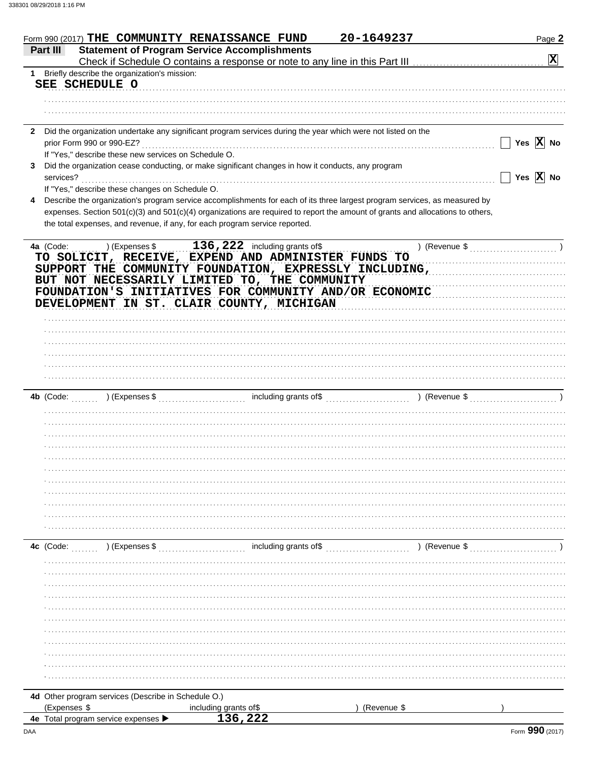Form 990 (2017) THE COMMUNITY RENAISSANCE FUND 20-1649237 Page 2

**Part III Statement of Program Service Accomplishments**

Check if Schedule O contains a response or note to any line in this Part III .......... [X]

1 Briefly describe the organization's mission:

SEE SCHEDULE O

2 Did the organization undertake any significant program services during the year which were not listed on the prior Form 990 or 990-EZ? .......... [ ] Yes [X] No

If "Yes," describe these new services on Schedule O.

3 Did the organization cease conducting, or make significant changes in how it conducts, any program services? .......... [ ] Yes [X] No

If "Yes," describe these changes on Schedule O.

4 Describe the organization's program service accomplishments for each of its three largest program services, as measured by expenses. Section 501(c)(3) and 501(c)(4) organizations are required to report the amount of grants and allocations to others, the total expenses, and revenue, if any, for each program service reported.

4a (Code: ) (Expenses $ 136,222 including grants of$ ) (Revenue $ )

TO SOLICIT, RECEIVE, EXPEND AND ADMINISTER FUNDS TO SUPPORT THE COMMUNITY FOUNDATION, EXPRESSLY INCLUDING, BUT NOT NECESSARILY LIMITED TO, THE COMMUNITY FOUNDATION'S INITIATIVES FOR COMMUNITY AND/OR ECONOMIC DEVELOPMENT IN ST. CLAIR COUNTY, MICHIGAN

4b (Code: ) (Expenses $ including grants of$ ) (Revenue $ )

4c (Code: ) (Expenses $ including grants of$ ) (Revenue $ )

4d Other program services (Describe in Schedule O.)

(Expenses $ including grants of$ ) (Revenue $ )

4e Total program service expenses ▶ 136,222

Form **990** (2017)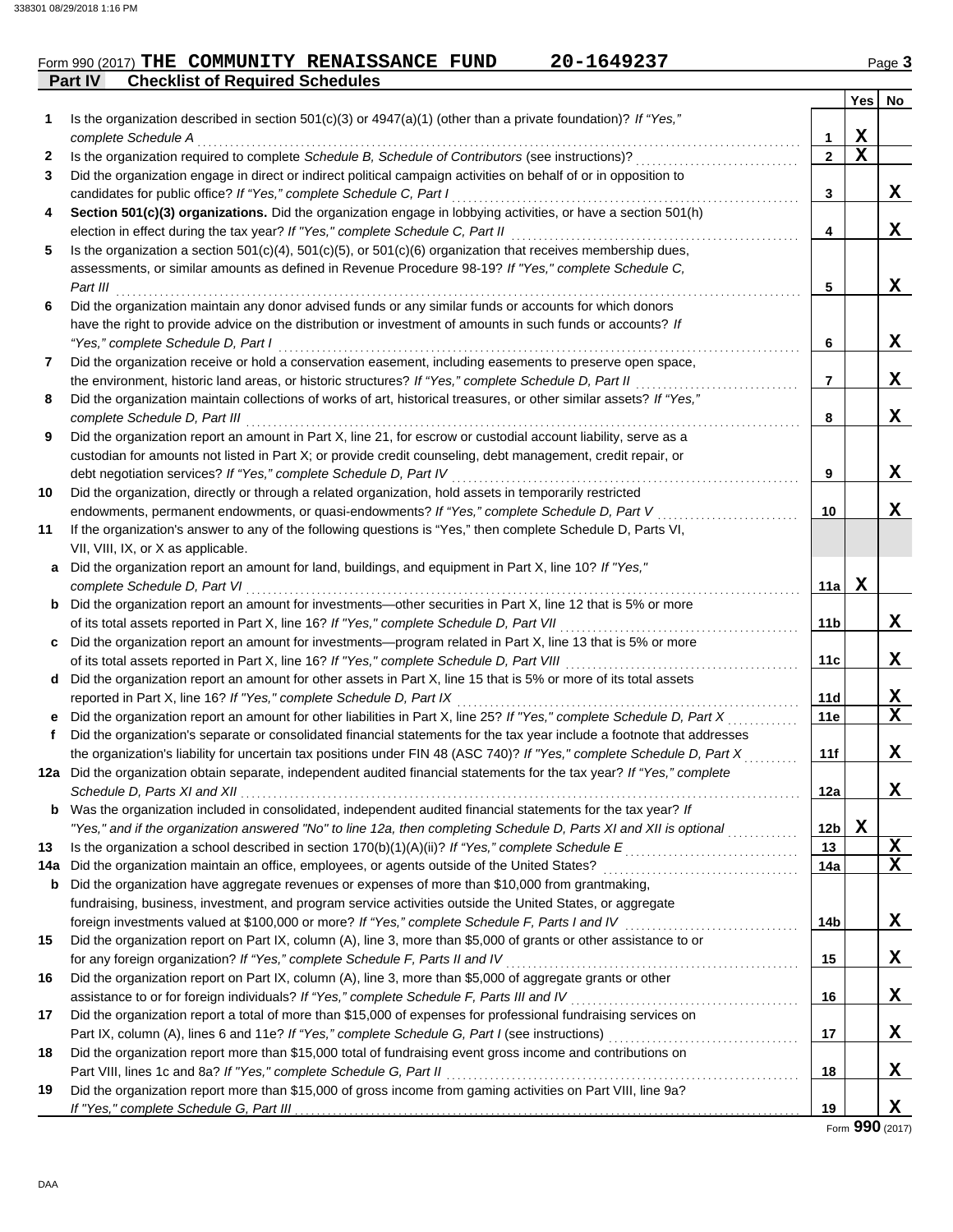Form 990 (2017) **THE COMMUNITY RENAISSANCE FUND** **20-1649237**

## Part IV Checklist of Required Schedules

| | | | Yes | No |
|---|---|---|---|---|
| 1 | Is the organization described in section 501(c)(3) or 4947(a)(1) (other than a private foundation)? *If "Yes," complete Schedule A* | 1 | X | |
| 2 | Is the organization required to complete *Schedule B, Schedule of Contributors* (see instructions)? | 2 | X | |
| 3 | Did the organization engage in direct or indirect political campaign activities on behalf of or in opposition to candidates for public office? *If "Yes," complete Schedule C, Part I* | 3 | | X |
| 4 | **Section 501(c)(3) organizations.** Did the organization engage in lobbying activities, or have a section 501(h) election in effect during the tax year? *If "Yes," complete Schedule C, Part II* | 4 | | X |
| 5 | Is the organization a section 501(c)(4), 501(c)(5), or 501(c)(6) organization that receives membership dues, assessments, or similar amounts as defined in Revenue Procedure 98-19? *If "Yes," complete Schedule C, Part III* | 5 | | X |
| 6 | Did the organization maintain any donor advised funds or any similar funds or accounts for which donors have the right to provide advice on the distribution or investment of amounts in such funds or accounts? *If "Yes," complete Schedule D, Part I* | 6 | | X |
| 7 | Did the organization receive or hold a conservation easement, including easements to preserve open space, the environment, historic land areas, or historic structures? *If "Yes," complete Schedule D, Part II* | 7 | | X |
| 8 | Did the organization maintain collections of works of art, historical treasures, or other similar assets? *If "Yes," complete Schedule D, Part III* | 8 | | X |
| 9 | Did the organization report an amount in Part X, line 21, for escrow or custodial account liability, serve as a custodian for amounts not listed in Part X; or provide credit counseling, debt management, credit repair, or debt negotiation services? *If "Yes," complete Schedule D, Part IV* | 9 | | X |
| 10 | Did the organization, directly or through a related organization, hold assets in temporarily restricted endowments, permanent endowments, or quasi-endowments? *If "Yes," complete Schedule D, Part V* | 10 | | X |
| 11 | If the organization's answer to any of the following questions is "Yes," then complete Schedule D, Parts VI, VII, VIII, IX, or X as applicable. | | | |
| a | Did the organization report an amount for land, buildings, and equipment in Part X, line 10? *If "Yes," complete Schedule D, Part VI* | 11a | X | |
| b | Did the organization report an amount for investments—other securities in Part X, line 12 that is 5% or more of its total assets reported in Part X, line 16? *If "Yes," complete Schedule D, Part VII* | 11b | | X |
| c | Did the organization report an amount for investments—program related in Part X, line 13 that is 5% or more of its total assets reported in Part X, line 16? *If "Yes," complete Schedule D, Part VIII* | 11c | | X |
| d | Did the organization report an amount for other assets in Part X, line 15 that is 5% or more of its total assets reported in Part X, line 16? *If "Yes," complete Schedule D, Part IX* | 11d | | X |
| e | Did the organization report an amount for other liabilities in Part X, line 25? *If "Yes," complete Schedule D, Part X* | 11e | | X |
| f | Did the organization's separate or consolidated financial statements for the tax year include a footnote that addresses the organization's liability for uncertain tax positions under FIN 48 (ASC 740)? *If "Yes," complete Schedule D, Part X* | 11f | | X |
| 12a | Did the organization obtain separate, independent audited financial statements for the tax year? *If "Yes," complete Schedule D, Parts XI and XII* | 12a | | X |
| b | Was the organization included in consolidated, independent audited financial statements for the tax year? *If "Yes," and if the organization answered "No" to line 12a, then completing Schedule D, Parts XI and XII is optional* | 12b | X | |
| 13 | Is the organization a school described in section 170(b)(1)(A)(ii)? *If "Yes," complete Schedule E* | 13 | | X |
| 14a | Did the organization maintain an office, employees, or agents outside of the United States? | 14a | | X |
| b | Did the organization have aggregate revenues or expenses of more than $10,000 from grantmaking, fundraising, business, investment, and program service activities outside the United States, or aggregate foreign investments valued at $100,000 or more? *If "Yes," complete Schedule F, Parts I and IV* | 14b | | X |
| 15 | Did the organization report on Part IX, column (A), line 3, more than $5,000 of grants or other assistance to or for any foreign organization? *If "Yes," complete Schedule F, Parts II and IV* | 15 | | X |
| 16 | Did the organization report on Part IX, column (A), line 3, more than $5,000 of aggregate grants or other assistance to or for foreign individuals? *If "Yes," complete Schedule F, Parts III and IV* | 16 | | X |
| 17 | Did the organization report a total of more than $15,000 of expenses for professional fundraising services on Part IX, column (A), lines 6 and 11e? *If "Yes," complete Schedule G, Part I* (see instructions) | 17 | | X |
| 18 | Did the organization report more than $15,000 total of fundraising event gross income and contributions on Part VIII, lines 1c and 8a? *If "Yes," complete Schedule G, Part II* | 18 | | X |
| 19 | Did the organization report more than $15,000 of gross income from gaming activities on Part VIII, line 9a? *If "Yes," complete Schedule G, Part III* | 19 | | X |

Form **990** (2017)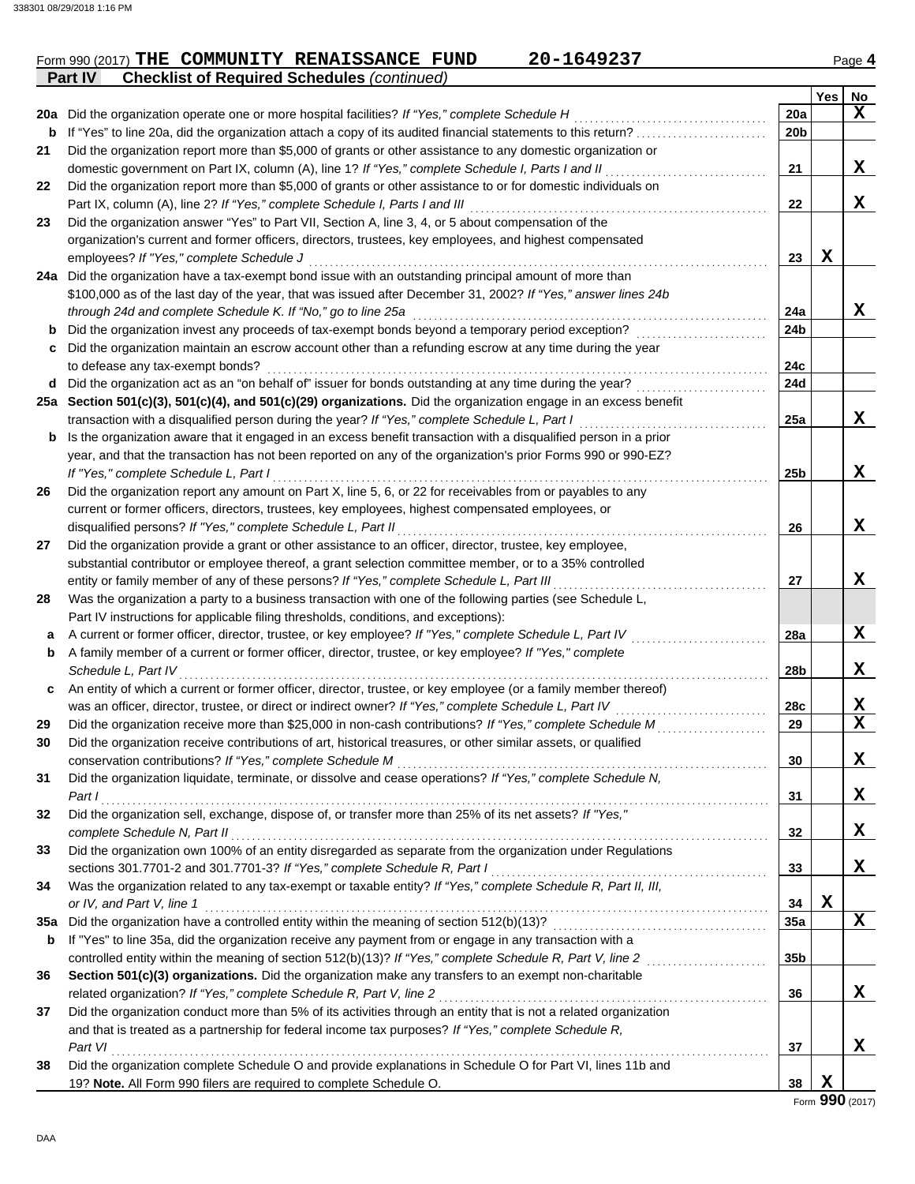Form 990 (2017) **THE COMMUNITY RENAISSANCE FUND** **20-1649237** Page **4**

**Part IV** **Checklist of Required Schedules** *(continued)*

| | | | Yes | No |
|---|---|---|---|---|
| **20a** | Did the organization operate one or more hospital facilities? *If "Yes," complete Schedule H* | 20a | | X |
| **b** | If "Yes" to line 20a, did the organization attach a copy of its audited financial statements to this return? | 20b | | |
| **21** | Did the organization report more than $5,000 of grants or other assistance to any domestic organization or domestic government on Part IX, column (A), line 1? *If "Yes," complete Schedule I, Parts I and II* | 21 | | X |
| **22** | Did the organization report more than $5,000 of grants or other assistance to or for domestic individuals on Part IX, column (A), line 2? *If "Yes," complete Schedule I, Parts I and III* | 22 | | X |
| **23** | Did the organization answer "Yes" to Part VII, Section A, line 3, 4, or 5 about compensation of the organization's current and former officers, directors, trustees, key employees, and highest compensated employees? *If "Yes," complete Schedule J* | 23 | X | |
| **24a** | Did the organization have a tax-exempt bond issue with an outstanding principal amount of more than $100,000 as of the last day of the year, that was issued after December 31, 2002? *If "Yes," answer lines 24b through 24d and complete Schedule K. If "No," go to line 25a* | 24a | | X |
| **b** | Did the organization invest any proceeds of tax-exempt bonds beyond a temporary period exception? | 24b | | |
| **c** | Did the organization maintain an escrow account other than a refunding escrow at any time during the year to defease any tax-exempt bonds? | 24c | | |
| **d** | Did the organization act as an "on behalf of" issuer for bonds outstanding at any time during the year? | 24d | | |
| **25a** | **Section 501(c)(3), 501(c)(4), and 501(c)(29) organizations.** Did the organization engage in an excess benefit transaction with a disqualified person during the year? *If "Yes," complete Schedule L, Part I* | 25a | | X |
| **b** | Is the organization aware that it engaged in an excess benefit transaction with a disqualified person in a prior year, and that the transaction has not been reported on any of the organization's prior Forms 990 or 990-EZ? *If "Yes," complete Schedule L, Part I* | 25b | | X |
| **26** | Did the organization report any amount on Part X, line 5, 6, or 22 for receivables from or payables to any current or former officers, directors, trustees, key employees, highest compensated employees, or disqualified persons? *If "Yes," complete Schedule L, Part II* | 26 | | X |
| **27** | Did the organization provide a grant or other assistance to an officer, director, trustee, key employee, substantial contributor or employee thereof, a grant selection committee member, or to a 35% controlled entity or family member of any of these persons? *If "Yes," complete Schedule L, Part III* | 27 | | X |
| **28** | Was the organization a party to a business transaction with one of the following parties (see Schedule L, Part IV instructions for applicable filing thresholds, conditions, and exceptions): | | | |
| **a** | A current or former officer, director, trustee, or key employee? *If "Yes," complete Schedule L, Part IV* | 28a | | X |
| **b** | A family member of a current or former officer, director, trustee, or key employee? *If "Yes," complete Schedule L, Part IV* | 28b | | X |
| **c** | An entity of which a current or former officer, director, trustee, or key employee (or a family member thereof) was an officer, director, trustee, or direct or indirect owner? *If "Yes," complete Schedule L, Part IV* | 28c | | X |
| **29** | Did the organization receive more than $25,000 in non-cash contributions? *If "Yes," complete Schedule M* | 29 | | X |
| **30** | Did the organization receive contributions of art, historical treasures, or other similar assets, or qualified conservation contributions? *If "Yes," complete Schedule M* | 30 | | X |
| **31** | Did the organization liquidate, terminate, or dissolve and cease operations? *If "Yes," complete Schedule N, Part I* | 31 | | X |
| **32** | Did the organization sell, exchange, dispose of, or transfer more than 25% of its net assets? *If "Yes," complete Schedule N, Part II* | 32 | | X |
| **33** | Did the organization own 100% of an entity disregarded as separate from the organization under Regulations sections 301.7701-2 and 301.7701-3? *If "Yes," complete Schedule R, Part I* | 33 | | X |
| **34** | Was the organization related to any tax-exempt or taxable entity? *If "Yes," complete Schedule R, Part II, III, or IV, and Part V, line 1* | 34 | X | |
| **35a** | Did the organization have a controlled entity within the meaning of section 512(b)(13)? | 35a | | X |
| **b** | If "Yes" to line 35a, did the organization receive any payment from or engage in any transaction with a controlled entity within the meaning of section 512(b)(13)? *If "Yes," complete Schedule R, Part V, line 2* | 35b | | |
| **36** | **Section 501(c)(3) organizations.** Did the organization make any transfers to an exempt non-charitable related organization? *If "Yes," complete Schedule R, Part V, line 2* | 36 | | X |
| **37** | Did the organization conduct more than 5% of its activities through an entity that is not a related organization and that is treated as a partnership for federal income tax purposes? *If "Yes," complete Schedule R, Part VI* | 37 | | X |
| **38** | Did the organization complete Schedule O and provide explanations in Schedule O for Part VI, lines 11b and 19? **Note.** All Form 990 filers are required to complete Schedule O. | 38 | X | |

Form **990** (2017)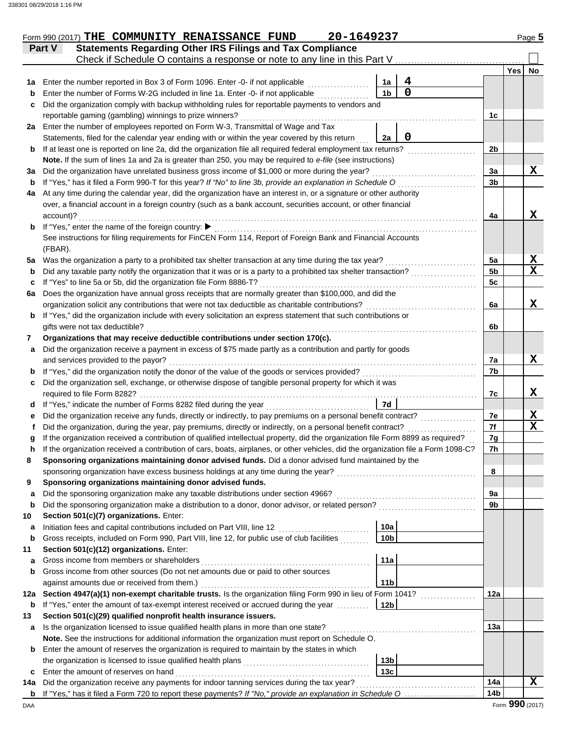Form 990 (2017) **THE COMMUNITY RENAISSANCE FUND 20-1649237** Page 5

**Part V Statements Regarding Other IRS Filings and Tax Compliance**

Check if Schedule O contains a response or note to any line in this Part V ☐

| | | | | | Yes | No |
|---|---|---|---|---|---|---|
| **1a** | Enter the number reported in Box 3 of Form 1096. Enter -0- if not applicable | 1a | 4 | | | |
| **b** | Enter the number of Forms W-2G included in line 1a. Enter -0- if not applicable | 1b | 0 | | | |
| **c** | Did the organization comply with backup withholding rules for reportable payments to vendors and reportable gaming (gambling) winnings to prize winners? | | | 1c | | |
| **2a** | Enter the number of employees reported on Form W-3, Transmittal of Wage and Tax Statements, filed for the calendar year ending with or within the year covered by this return | 2a | 0 | | | |
| **b** | If at least one is reported on line 2a, did the organization file all required federal employment tax returns? | | | 2b | | |
| | **Note.** If the sum of lines 1a and 2a is greater than 250, you may be required to *e-file* (see instructions) | | | | | |
| **3a** | Did the organization have unrelated business gross income of $1,000 or more during the year? | | | 3a | | X |
| **b** | If "Yes," has it filed a Form 990-T for this year? *If "No" to line 3b, provide an explanation in Schedule O* | | | 3b | | |
| **4a** | At any time during the calendar year, did the organization have an interest in, or a signature or other authority over, a financial account in a foreign country (such as a bank account, securities account, or other financial account)? | | | 4a | | X |
| **b** | If "Yes," enter the name of the foreign country: ▶ See instructions for filing requirements for FinCEN Form 114, Report of Foreign Bank and Financial Accounts (FBAR). | | | | | |
| **5a** | Was the organization a party to a prohibited tax shelter transaction at any time during the tax year? | | | 5a | | X |
| **b** | Did any taxable party notify the organization that it was or is a party to a prohibited tax shelter transaction? | | | 5b | | X |
| **c** | If "Yes" to line 5a or 5b, did the organization file Form 8886-T? | | | 5c | | |
| **6a** | Does the organization have annual gross receipts that are normally greater than $100,000, and did the organization solicit any contributions that were not tax deductible as charitable contributions? | | | 6a | | X |
| **b** | If "Yes," did the organization include with every solicitation an express statement that such contributions or gifts were not tax deductible? | | | 6b | | |
| **7** | **Organizations that may receive deductible contributions under section 170(c).** | | | | | |
| **a** | Did the organization receive a payment in excess of $75 made partly as a contribution and partly for goods and services provided to the payor? | | | 7a | | X |
| **b** | If "Yes," did the organization notify the donor of the value of the goods or services provided? | | | 7b | | |
| **c** | Did the organization sell, exchange, or otherwise dispose of tangible personal property for which it was required to file Form 8282? | | | 7c | | X |
| **d** | If "Yes," indicate the number of Forms 8282 filed during the year | 7d | | | | |
| **e** | Did the organization receive any funds, directly or indirectly, to pay premiums on a personal benefit contract? | | | 7e | | X |
| **f** | Did the organization, during the year, pay premiums, directly or indirectly, on a personal benefit contract? | | | 7f | | X |
| **g** | If the organization received a contribution of qualified intellectual property, did the organization file Form 8899 as required? | | | 7g | | |
| **h** | If the organization received a contribution of cars, boats, airplanes, or other vehicles, did the organization file a Form 1098-C? | | | 7h | | |
| **8** | **Sponsoring organizations maintaining donor advised funds.** Did a donor advised fund maintained by the sponsoring organization have excess business holdings at any time during the year? | | | 8 | | |
| **9** | **Sponsoring organizations maintaining donor advised funds.** | | | | | |
| **a** | Did the sponsoring organization make any taxable distributions under section 4966? | | | 9a | | |
| **b** | Did the sponsoring organization make a distribution to a donor, donor advisor, or related person? | | | 9b | | |
| **10** | **Section 501(c)(7) organizations.** Enter: | | | | | |
| **a** | Initiation fees and capital contributions included on Part VIII, line 12 | 10a | | | | |
| **b** | Gross receipts, included on Form 990, Part VIII, line 12, for public use of club facilities | 10b | | | | |
| **11** | **Section 501(c)(12) organizations.** Enter: | | | | | |
| **a** | Gross income from members or shareholders | 11a | | | | |
| **b** | Gross income from other sources (Do not net amounts due or paid to other sources against amounts due or received from them.) | 11b | | | | |
| **12a** | **Section 4947(a)(1) non-exempt charitable trusts.** Is the organization filing Form 990 in lieu of Form 1041? | | | 12a | | |
| **b** | If "Yes," enter the amount of tax-exempt interest received or accrued during the year | 12b | | | | |
| **13** | **Section 501(c)(29) qualified nonprofit health insurance issuers.** | | | | | |
| **a** | Is the organization licensed to issue qualified health plans in more than one state? | | | 13a | | |
| | **Note.** See the instructions for additional information the organization must report on Schedule O. | | | | | |
| **b** | Enter the amount of reserves the organization is required to maintain by the states in which the organization is licensed to issue qualified health plans | 13b | | | | |
| **c** | Enter the amount of reserves on hand | 13c | | | | |
| **14a** | Did the organization receive any payments for indoor tanning services during the tax year? | | | 14a | | X |
| **b** | If "Yes," has it filed a Form 720 to report these payments? *If "No," provide an explanation in Schedule O* | | | 14b | | |

Form **990** (2017)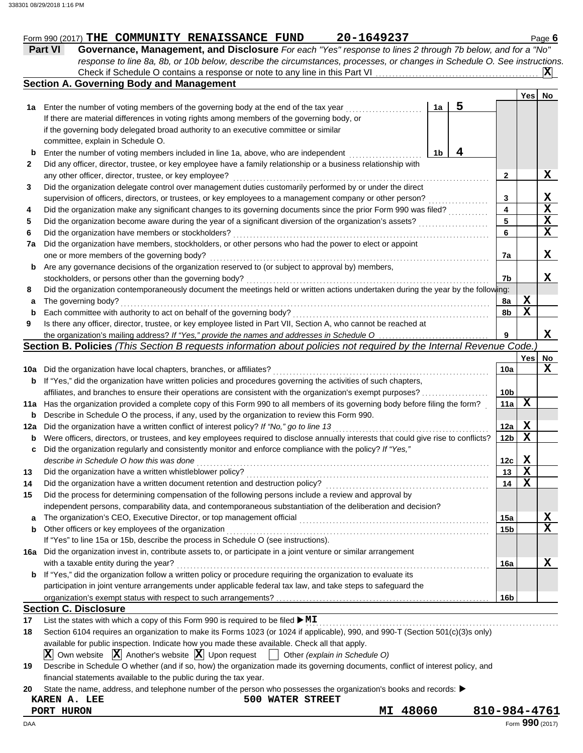Form 990 (2017) **THE COMMUNITY RENAISSANCE FUND 20-1649237** Page **6**

**Part VI Governance, Management, and Disclosure** *For each "Yes" response to lines 2 through 7b below, and for a "No" response to line 8a, 8b, or 10b below, describe the circumstances, processes, or changes in Schedule O. See instructions.*

Check if Schedule O contains a response or note to any line in this Part VI ☒

## Section A. Governing Body and Management

| | | | Yes | No |
|---|---|---|---|---|
| 1a | Enter the number of voting members of the governing body at the end of the tax year — 1a: **5**<br>If there are material differences in voting rights among members of the governing body, or if the governing body delegated broad authority to an executive committee or similar committee, explain in Schedule O. | | | |
| b | Enter the number of voting members included in line 1a, above, who are independent — 1b: **4** | | | |
| 2 | Did any officer, director, trustee, or key employee have a family relationship or a business relationship with any other officer, director, trustee, or key employee? | 2 | | X |
| 3 | Did the organization delegate control over management duties customarily performed by or under the direct supervision of officers, directors, or trustees, or key employees to a management company or other person? | 3 | | X |
| 4 | Did the organization make any significant changes to its governing documents since the prior Form 990 was filed? | 4 | | X |
| 5 | Did the organization become aware during the year of a significant diversion of the organization's assets? | 5 | | X |
| 6 | Did the organization have members or stockholders? | 6 | | X |
| 7a | Did the organization have members, stockholders, or other persons who had the power to elect or appoint one or more members of the governing body? | 7a | | X |
| b | Are any governance decisions of the organization reserved to (or subject to approval by) members, stockholders, or persons other than the governing body? | 7b | | X |
| 8 | Did the organization contemporaneously document the meetings held or written actions undertaken during the year by the following: | | | |
| a | The governing body? | 8a | X | |
| b | Each committee with authority to act on behalf of the governing body? | 8b | X | |
| 9 | Is there any officer, director, trustee, or key employee listed in Part VII, Section A, who cannot be reached at the organization's mailing address? *If "Yes," provide the names and addresses in Schedule O* | 9 | | X |

## Section B. Policies *(This Section B requests information about policies not required by the Internal Revenue Code.)*

| | | | Yes | No |
|---|---|---|---|---|
| 10a | Did the organization have local chapters, branches, or affiliates? | 10a | | X |
| b | If "Yes," did the organization have written policies and procedures governing the activities of such chapters, affiliates, and branches to ensure their operations are consistent with the organization's exempt purposes? | 10b | | |
| 11a | Has the organization provided a complete copy of this Form 990 to all members of its governing body before filing the form? | 11a | X | |
| b | Describe in Schedule O the process, if any, used by the organization to review this Form 990. | | | |
| 12a | Did the organization have a written conflict of interest policy? *If "No," go to line 13* | 12a | X | |
| b | Were officers, directors, or trustees, and key employees required to disclose annually interests that could give rise to conflicts? | 12b | X | |
| c | Did the organization regularly and consistently monitor and enforce compliance with the policy? *If "Yes," describe in Schedule O how this was done* | 12c | X | |
| 13 | Did the organization have a written whistleblower policy? | 13 | X | |
| 14 | Did the organization have a written document retention and destruction policy? | 14 | X | |
| 15 | Did the process for determining compensation of the following persons include a review and approval by independent persons, comparability data, and contemporaneous substantiation of the deliberation and decision? | | | |
| a | The organization's CEO, Executive Director, or top management official | 15a | | X |
| b | Other officers or key employees of the organization | 15b | | X |
| | If "Yes" to line 15a or 15b, describe the process in Schedule O (see instructions). | | | |
| 16a | Did the organization invest in, contribute assets to, or participate in a joint venture or similar arrangement with a taxable entity during the year? | 16a | | X |
| b | If "Yes," did the organization follow a written policy or procedure requiring the organization to evaluate its participation in joint venture arrangements under applicable federal tax law, and take steps to safeguard the organization's exempt status with respect to such arrangements? | 16b | | |

## Section C. Disclosure

17 List the states with which a copy of this Form 990 is required to be filed ▶ **MI**

18 Section 6104 requires an organization to make its Forms 1023 (or 1024 if applicable), 990, and 990-T (Section 501(c)(3)s only) available for public inspection. Indicate how you made these available. Check all that apply.

☒ Own website ☒ Another's website ☒ Upon request ☐ Other *(explain in Schedule O)*

19 Describe in Schedule O whether (and if so, how) the organization made its governing documents, conflict of interest policy, and financial statements available to the public during the tax year.

20 State the name, address, and telephone number of the person who possesses the organization's books and records: ▶

**KAREN A. LEE**
**500 WATER STREET**
**PORT HURON MI 48060 810-984-4761**

DAA Form **990** (2017)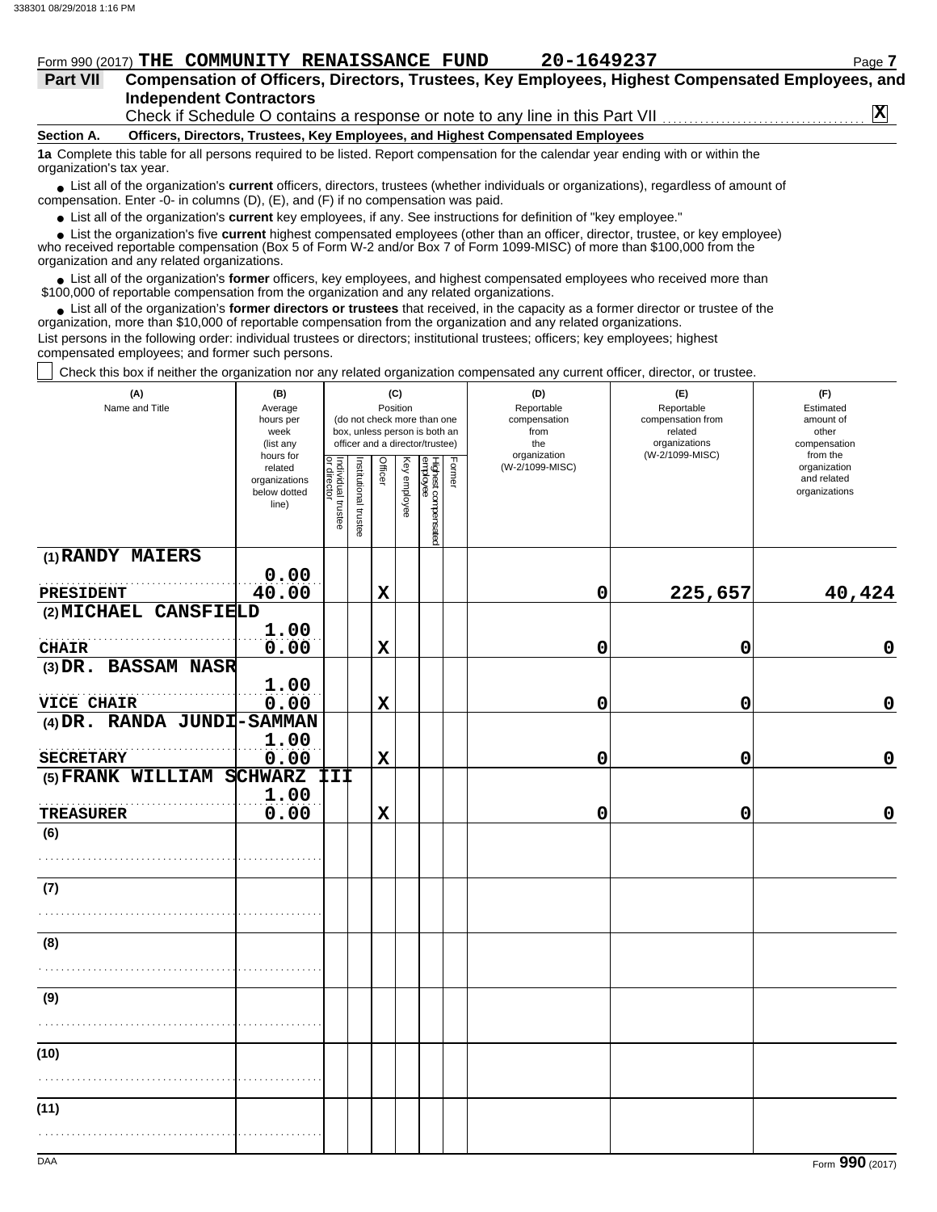Form 990 (2017) **THE COMMUNITY RENAISSANCE FUND** **20-1649237**

**Part VII** **Compensation of Officers, Directors, Trustees, Key Employees, Highest Compensated Employees, and Independent Contractors**

Check if Schedule O contains a response or note to any line in this Part VII .......... **X**

**Section A. Officers, Directors, Trustees, Key Employees, and Highest Compensated Employees**

**1a** Complete this table for all persons required to be listed. Report compensation for the calendar year ending with or within the organization's tax year.

- List all of the organization's **current** officers, directors, trustees (whether individuals or organizations), regardless of amount of compensation. Enter -0- in columns (D), (E), and (F) if no compensation was paid.
- List all of the organization's **current** key employees, if any. See instructions for definition of "key employee."
- List the organization's five **current** highest compensated employees (other than an officer, director, trustee, or key employee) who received reportable compensation (Box 5 of Form W-2 and/or Box 7 of Form 1099-MISC) of more than $100,000 from the organization and any related organizations.
- List all of the organization's **former** officers, key employees, and highest compensated employees who received more than $100,000 of reportable compensation from the organization and any related organizations.
- List all of the organization's **former directors or trustees** that received, in the capacity as a former director or trustee of the organization, more than $10,000 of reportable compensation from the organization and any related organizations.

List persons in the following order: individual trustees or directors; institutional trustees; officers; key employees; highest compensated employees; and former such persons.

☐ Check this box if neither the organization nor any related organization compensated any current officer, director, or trustee.

| (A) Name and Title | (B) Average hours per week (list any hours for related organizations below dotted line) | (C) Position: Individual trustee or director | Institutional trustee | Officer | Key employee | Highest compensated employee | Former | (D) Reportable compensation from the organization (W-2/1099-MISC) | (E) Reportable compensation from related organizations (W-2/1099-MISC) | (F) Estimated amount of other compensation from the organization and related organizations |
|---|---|---|---|---|---|---|---|---|---|---|
| (1) RANDY MAIERS<br>PRESIDENT | 0.00<br>40.00 | | | X | | | | 0 | 225,657 | 40,424 |
| (2) MICHAEL CANSFIELD<br>CHAIR | 1.00<br>0.00 | | | X | | | | 0 | 0 | 0 |
| (3) DR. BASSAM NASR<br>VICE CHAIR | 1.00<br>0.00 | | | X | | | | 0 | 0 | 0 |
| (4) DR. RANDA JUNDI-SAMMAN<br>SECRETARY | 1.00<br>0.00 | | | X | | | | 0 | 0 | 0 |
| (5) FRANK WILLIAM SCHWARZ III<br>TREASURER | 1.00<br>0.00 | | | X | | | | 0 | 0 | 0 |
| (6) | | | | | | | | | | |
| (7) | | | | | | | | | | |
| (8) | | | | | | | | | | |
| (9) | | | | | | | | | | |
| (10) | | | | | | | | | | |
| (11) | | | | | | | | | | |

Form **990** (2017)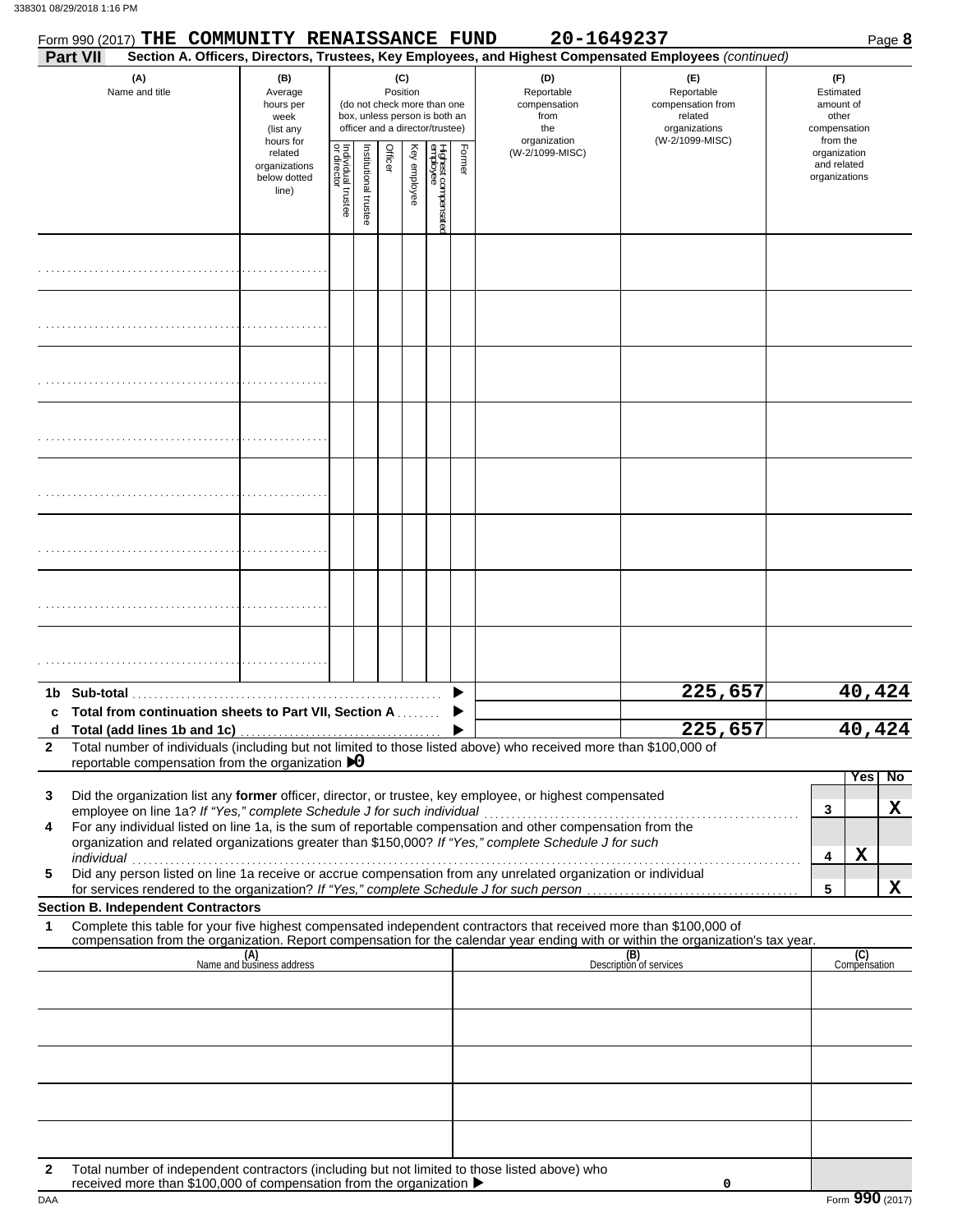Form 990 (2017) **THE COMMUNITY RENAISSANCE FUND** **20-1649237** Page **8**

**Part VII** **Section A. Officers, Directors, Trustees, Key Employees, and Highest Compensated Employees** *(continued)*

| (A) Name and title | (B) Average hours per week (list any hours for related organizations below dotted line) | (C) Position (do not check more than one box, unless person is both an officer and a director/trustee) Individual trustee or director | Institutional trustee | Officer | Key employee | Highest compensated employee | Former | (D) Reportable compensation from the organization (W-2/1099-MISC) | (E) Reportable compensation from related organizations (W-2/1099-MISC) | (F) Estimated amount of other compensation from the organization and related organizations |
|---|---|---|---|---|---|---|---|---|---|---|
| | | | | | | | | | | |
| | | | | | | | | | | |
| | | | | | | | | | | |
| | | | | | | | | | | |
| | | | | | | | | | | |
| | | | | | | | | | | |
| | | | | | | | | | | |
| | | | | | | | | | | |

| | | (D) | (E) | (F) |
|---|---|---|---|---|
| **1b** | **Sub-total** ▶ | | 225,657 | 40,424 |
| **c** | **Total from continuation sheets to Part VII, Section A** ▶ | | | |
| **d** | **Total (add lines 1b and 1c)** ▶ | | 225,657 | 40,424 |

**2** Total number of individuals (including but not limited to those listed above) who received more than $100,000 of reportable compensation from the organization ▶0

| | | | Yes | No |
|---|---|---|---|---|
| **3** | Did the organization list any **former** officer, director, or trustee, key employee, or highest compensated employee on line 1a? *If "Yes," complete Schedule J for such individual* | **3** | | X |
| **4** | For any individual listed on line 1a, is the sum of reportable compensation and other compensation from the organization and related organizations greater than $150,000? *If "Yes," complete Schedule J for such individual* | **4** | X | |
| **5** | Did any person listed on line 1a receive or accrue compensation from any unrelated organization or individual for services rendered to the organization? *If "Yes," complete Schedule J for such person* | **5** | | X |

**Section B. Independent Contractors**

**1** Complete this table for your five highest compensated independent contractors that received more than $100,000 of compensation from the organization. Report compensation for the calendar year ending with or within the organization's tax year.

| (A) Name and business address | (B) Description of services | (C) Compensation |
|---|---|---|
| | | |
| | | |
| | | |
| | | |
| | | |

**2** Total number of independent contractors (including but not limited to those listed above) who received more than $100,000 of compensation from the organization ▶ 0

Form **990** (2017)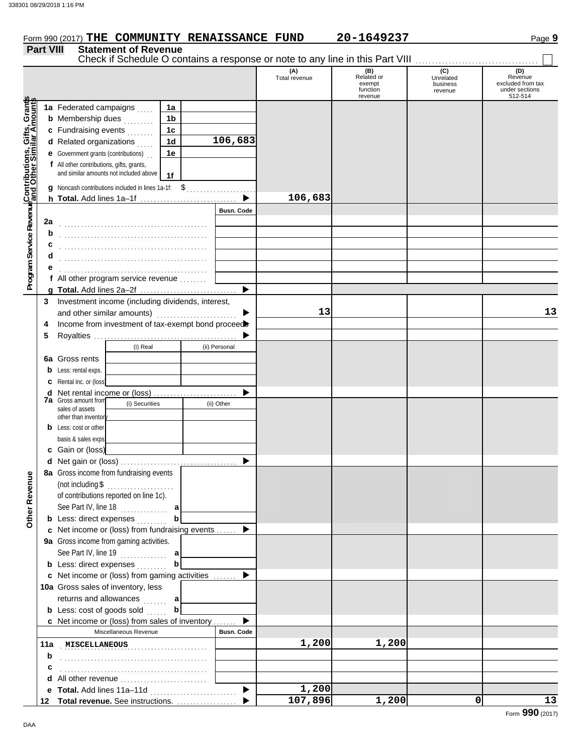Form 990 (2017) **THE COMMUNITY RENAISSANCE FUND** **20-1649237** Page **9**

## Part VIII Statement of Revenue

Check if Schedule O contains a response or note to any line in this Part VIII ☐

| | | | | (A) Total revenue | (B) Related or exempt function revenue | (C) Unrelated business revenue | (D) Revenue excluded from tax under sections 512-514 |
|---|---|---|---|---|---|---|---|
| **Contributions, Gifts, Grants and Other Similar Amounts** | 1a Federated campaigns | 1a | | | | | |
| | b Membership dues | 1b | | | | | |
| | c Fundraising events | 1c | | | | | |
| | d Related organizations | 1d | 106,683 | | | | |
| | e Government grants (contributions) | 1e | | | | | |
| | f All other contributions, gifts, grants, and similar amounts not included above | 1f | | | | | |
| | g Noncash contributions included in lines 1a-1f: $ | | | | | | |
| | h **Total.** Add lines 1a–1f | | ▶ | 106,683 | | | |
| **Program Service Revenue** | | | Busn. Code | | | | |
| | 2a | | | | | | |
| | b | | | | | | |
| | c | | | | | | |
| | d | | | | | | |
| | e | | | | | | |
| | f All other program service revenue | | | | | | |
| | g **Total.** Add lines 2a–2f | | ▶ | | | | |
| **Other Revenue** | 3 Investment income (including dividends, interest, and other similar amounts) | | ▶ | 13 | | | 13 |
| | 4 Income from investment of tax-exempt bond proceeds | | ▶ | | | | |
| | 5 Royalties | | ▶ | | | | |
| | | (i) Real | (ii) Personal | | | | |
| | 6a Gross rents | | | | | | |
| | b Less: rental exps. | | | | | | |
| | c Rental inc. or (loss) | | | | | | |
| | d Net rental income or (loss) | | ▶ | | | | |
| | 7a Gross amount from sales of assets other than inventory | (i) Securities | (ii) Other | | | | |
| | b Less: cost or other basis & sales exps. | | | | | | |
| | c Gain or (loss) | | | | | | |
| | d Net gain or (loss) | | ▶ | | | | |
| | 8a Gross income from fundraising events (not including $ of contributions reported on line 1c). See Part IV, line 18 | a | | | | | |
| | b Less: direct expenses | b | | | | | |
| | c Net income or (loss) from fundraising events | | ▶ | | | | |
| | 9a Gross income from gaming activities. See Part IV, line 19 | a | | | | | |
| | b Less: direct expenses | b | | | | | |
| | c Net income or (loss) from gaming activities | | ▶ | | | | |
| | 10a Gross sales of inventory, less returns and allowances | a | | | | | |
| | b Less: cost of goods sold | b | | | | | |
| | c Net income or (loss) from sales of inventory | | ▶ | | | | |
| | Miscellaneous Revenue | | Busn. Code | | | | |
| | 11a MISCELLANEOUS | | | 1,200 | 1,200 | | |
| | b | | | | | | |
| | c | | | | | | |
| | d All other revenue | | | | | | |
| | e **Total.** Add lines 11a–11d | | ▶ | 1,200 | | | |
| | 12 **Total revenue.** See instructions. | | ▶ | 107,896 | 1,200 | 0 | 13 |

Form **990** (2017)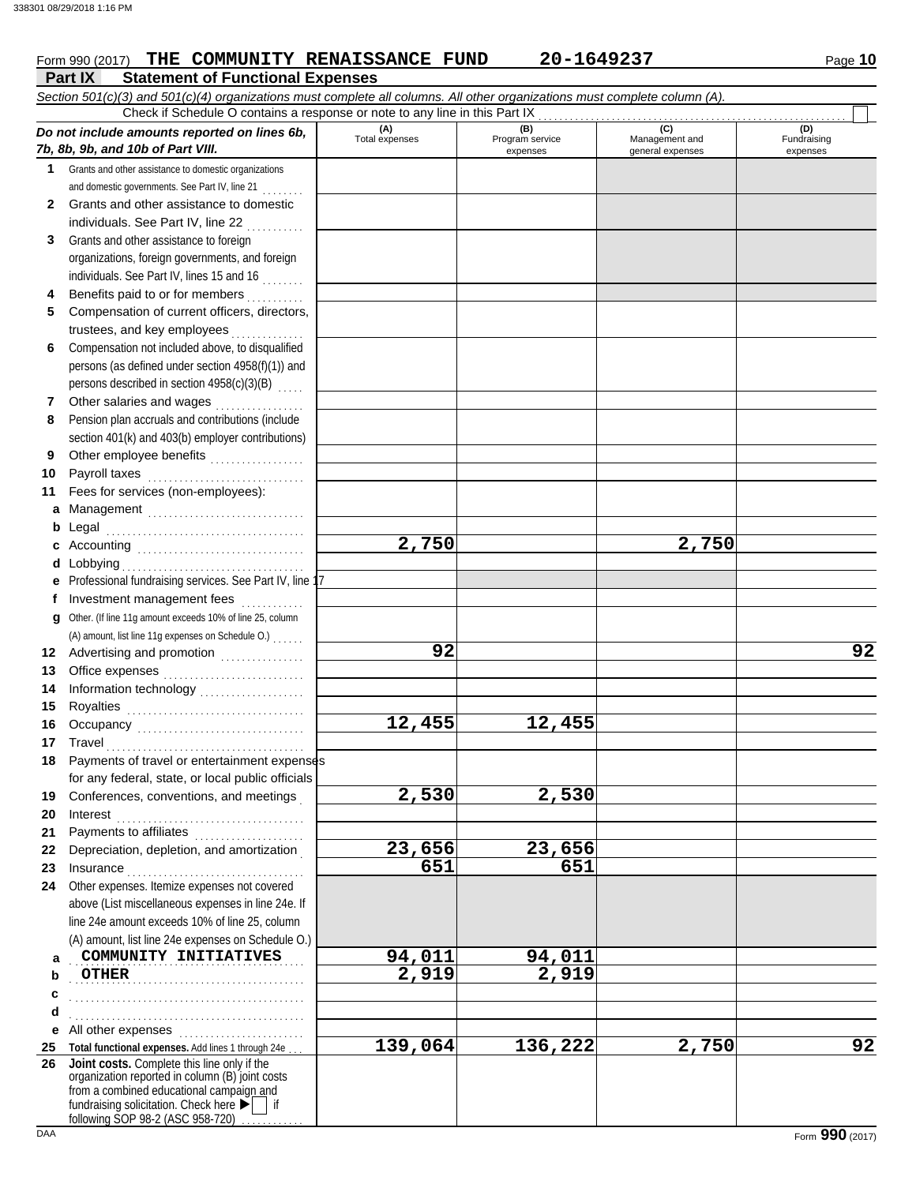Form 990 (2017) **THE COMMUNITY RENAISSANCE FUND** **20-1649237** Page **10**

## Part IX Statement of Functional Expenses

*Section 501(c)(3) and 501(c)(4) organizations must complete all columns. All other organizations must complete column (A).*

Check if Schedule O contains a response or note to any line in this Part IX . . . . . . . . . . ☐

| *Do not include amounts reported on lines 6b, 7b, 8b, 9b, and 10b of Part VIII.* | (A) Total expenses | (B) Program service expenses | (C) Management and general expenses | (D) Fundraising expenses |
|---|---|---|---|---|
| **1** Grants and other assistance to domestic organizations and domestic governments. See Part IV, line 21 | | | | |
| **2** Grants and other assistance to domestic individuals. See Part IV, line 22 | | | | |
| **3** Grants and other assistance to foreign organizations, foreign governments, and foreign individuals. See Part IV, lines 15 and 16 | | | | |
| **4** Benefits paid to or for members | | | | |
| **5** Compensation of current officers, directors, trustees, and key employees | | | | |
| **6** Compensation not included above, to disqualified persons (as defined under section 4958(f)(1)) and persons described in section 4958(c)(3)(B) | | | | |
| **7** Other salaries and wages | | | | |
| **8** Pension plan accruals and contributions (include section 401(k) and 403(b) employer contributions) | | | | |
| **9** Other employee benefits | | | | |
| **10** Payroll taxes | | | | |
| **11** Fees for services (non-employees): | | | | |
| **a** Management | | | | |
| **b** Legal | | | | |
| **c** Accounting | 2,750 | | 2,750 | |
| **d** Lobbying | | | | |
| **e** Professional fundraising services. See Part IV, line 17 | | | | |
| **f** Investment management fees | | | | |
| **g** Other. (If line 11g amount exceeds 10% of line 25, column (A) amount, list line 11g expenses on Schedule O.) | | | | |
| **12** Advertising and promotion | 92 | | | 92 |
| **13** Office expenses | | | | |
| **14** Information technology | | | | |
| **15** Royalties | | | | |
| **16** Occupancy | 12,455 | 12,455 | | |
| **17** Travel | | | | |
| **18** Payments of travel or entertainment expenses for any federal, state, or local public officials | | | | |
| **19** Conferences, conventions, and meetings | 2,530 | 2,530 | | |
| **20** Interest | | | | |
| **21** Payments to affiliates | | | | |
| **22** Depreciation, depletion, and amortization | 23,656 | 23,656 | | |
| **23** Insurance | 651 | 651 | | |
| **24** Other expenses. Itemize expenses not covered above (List miscellaneous expenses in line 24e. If line 24e amount exceeds 10% of line 25, column (A) amount, list line 24e expenses on Schedule O.) | | | | |
| **a** COMMUNITY INITIATIVES | 94,011 | 94,011 | | |
| **b** OTHER | 2,919 | 2,919 | | |
| **c** | | | | |
| **d** | | | | |
| **e** All other expenses | | | | |
| **25 Total functional expenses.** Add lines 1 through 24e | 139,064 | 136,222 | 2,750 | 92 |
| **26 Joint costs.** Complete this line only if the organization reported in column (B) joint costs from a combined educational campaign and fundraising solicitation. Check here ▶ ☐ if following SOP 98-2 (ASC 958-720) | | | | |

Form **990** (2017)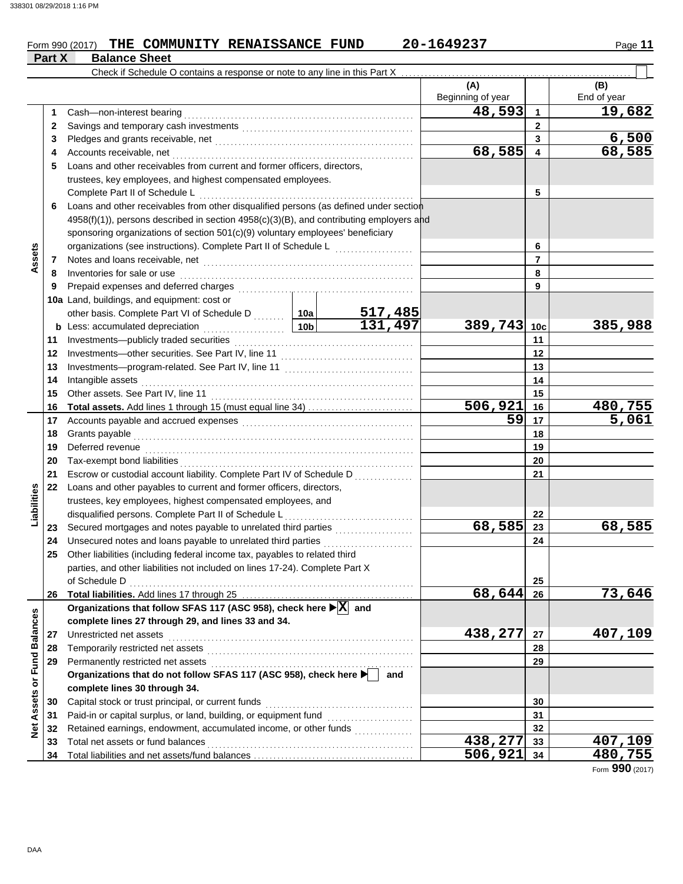Form 990 (2017) **THE COMMUNITY RENAISSANCE FUND** **20-1649237**

## Part X Balance Sheet

Check if Schedule O contains a response or note to any line in this Part X . . . . ☐

| | | | | (A) Beginning of year | | (B) End of year |
|---|---|---|---|---|---|---|
| **Assets** | 1 | Cash—non-interest bearing | | 48,593 | 1 | 19,682 |
| | 2 | Savings and temporary cash investments | | | 2 | |
| | 3 | Pledges and grants receivable, net | | | 3 | 6,500 |
| | 4 | Accounts receivable, net | | 68,585 | 4 | 68,585 |
| | 5 | Loans and other receivables from current and former officers, directors, trustees, key employees, and highest compensated employees. Complete Part II of Schedule L | | | 5 | |
| | 6 | Loans and other receivables from other disqualified persons (as defined under section 4958(f)(1)), persons described in section 4958(c)(3)(B), and contributing employers and sponsoring organizations of section 501(c)(9) voluntary employees' beneficiary organizations (see instructions). Complete Part II of Schedule L | | | 6 | |
| | 7 | Notes and loans receivable, net | | | 7 | |
| | 8 | Inventories for sale or use | | | 8 | |
| | 9 | Prepaid expenses and deferred charges | | | 9 | |
| | 10a | Land, buildings, and equipment: cost or other basis. Complete Part VI of Schedule D | 10a 517,485 | | | |
| | b | Less: accumulated depreciation | 10b 131,497 | 389,743 | 10c | 385,988 |
| | 11 | Investments—publicly traded securities | | | 11 | |
| | 12 | Investments—other securities. See Part IV, line 11 | | | 12 | |
| | 13 | Investments—program-related. See Part IV, line 11 | | | 13 | |
| | 14 | Intangible assets | | | 14 | |
| | 15 | Other assets. See Part IV, line 11 | | | 15 | |
| | 16 | **Total assets.** Add lines 1 through 15 (must equal line 34) | | 506,921 | 16 | 480,755 |
| **Liabilities** | 17 | Accounts payable and accrued expenses | | 59 | 17 | 5,061 |
| | 18 | Grants payable | | | 18 | |
| | 19 | Deferred revenue | | | 19 | |
| | 20 | Tax-exempt bond liabilities | | | 20 | |
| | 21 | Escrow or custodial account liability. Complete Part IV of Schedule D | | | 21 | |
| | 22 | Loans and other payables to current and former officers, directors, trustees, key employees, highest compensated employees, and disqualified persons. Complete Part II of Schedule L | | | 22 | |
| | 23 | Secured mortgages and notes payable to unrelated third parties | | 68,585 | 23 | 68,585 |
| | 24 | Unsecured notes and loans payable to unrelated third parties | | | 24 | |
| | 25 | Other liabilities (including federal income tax, payables to related third parties, and other liabilities not included on lines 17-24). Complete Part X of Schedule D | | | 25 | |
| | 26 | **Total liabilities.** Add lines 17 through 25 | | 68,644 | 26 | 73,646 |
| **Net Assets or Fund Balances** | | **Organizations that follow SFAS 117 (ASC 958), check here ▶ ☒ and complete lines 27 through 29, and lines 33 and 34.** | | | | |
| | 27 | Unrestricted net assets | | 438,277 | 27 | 407,109 |
| | 28 | Temporarily restricted net assets | | | 28 | |
| | 29 | Permanently restricted net assets | | | 29 | |
| | | **Organizations that do not follow SFAS 117 (ASC 958), check here ▶ ☐ and complete lines 30 through 34.** | | | | |
| | 30 | Capital stock or trust principal, or current funds | | | 30 | |
| | 31 | Paid-in or capital surplus, or land, building, or equipment fund | | | 31 | |
| | 32 | Retained earnings, endowment, accumulated income, or other funds | | | 32 | |
| | 33 | Total net assets or fund balances | | 438,277 | 33 | 407,109 |
| | 34 | Total liabilities and net assets/fund balances | | 506,921 | 34 | 480,755 |

Form **990** (2017)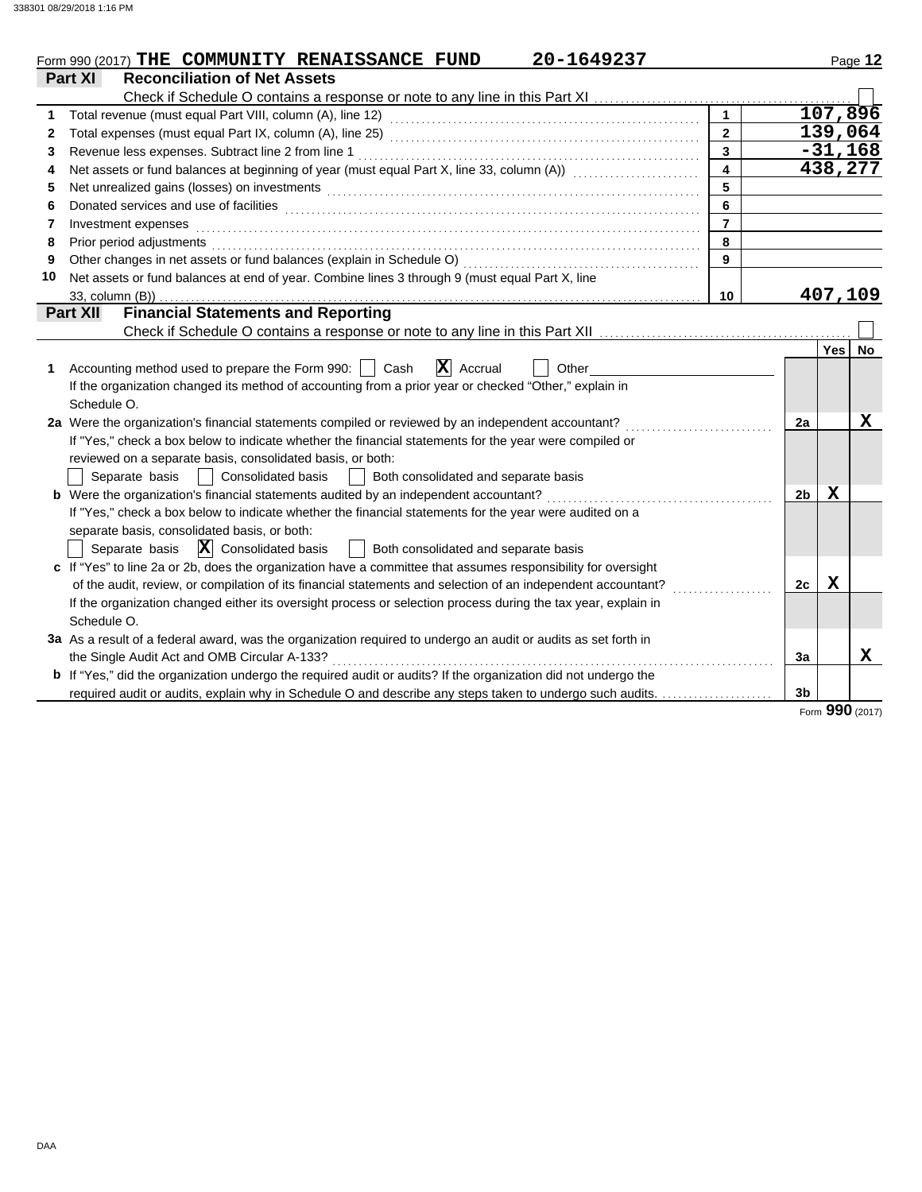Form 990 (2017) **THE COMMUNITY RENAISSANCE FUND** **20-1649237**

## Part XI Reconciliation of Net Assets

Check if Schedule O contains a response or note to any line in this Part XI ☐

| | | | |
|---|---|---|---|
| 1 | Total revenue (must equal Part VIII, column (A), line 12) | 1 | 107,896 |
| 2 | Total expenses (must equal Part IX, column (A), line 25) | 2 | 139,064 |
| 3 | Revenue less expenses. Subtract line 2 from line 1 | 3 | -31,168 |
| 4 | Net assets or fund balances at beginning of year (must equal Part X, line 33, column (A)) | 4 | 438,277 |
| 5 | Net unrealized gains (losses) on investments | 5 | |
| 6 | Donated services and use of facilities | 6 | |
| 7 | Investment expenses | 7 | |
| 8 | Prior period adjustments | 8 | |
| 9 | Other changes in net assets or fund balances (explain in Schedule O) | 9 | |
| 10 | Net assets or fund balances at end of year. Combine lines 3 through 9 (must equal Part X, line 33, column (B)) | 10 | 407,109 |

## Part XII Financial Statements and Reporting

Check if Schedule O contains a response or note to any line in this Part XII ☐

| | | | Yes | No |
|---|---|---|---|---|
| 1 | Accounting method used to prepare the Form 990: ☐ Cash ☒ Accrual ☐ Other ______<br>If the organization changed its method of accounting from a prior year or checked "Other," explain in Schedule O. | | | |
| 2a | Were the organization's financial statements compiled or reviewed by an independent accountant?<br>If "Yes," check a box below to indicate whether the financial statements for the year were compiled or reviewed on a separate basis, consolidated basis, or both:<br>☐ Separate basis ☐ Consolidated basis ☐ Both consolidated and separate basis | 2a | | X |
| b | Were the organization's financial statements audited by an independent accountant?<br>If "Yes," check a box below to indicate whether the financial statements for the year were audited on a separate basis, consolidated basis, or both:<br>☐ Separate basis ☒ Consolidated basis ☐ Both consolidated and separate basis | 2b | X | |
| c | If "Yes" to line 2a or 2b, does the organization have a committee that assumes responsibility for oversight of the audit, review, or compilation of its financial statements and selection of an independent accountant?<br>If the organization changed either its oversight process or selection process during the tax year, explain in Schedule O. | 2c | X | |
| 3a | As a result of a federal award, was the organization required to undergo an audit or audits as set forth in the Single Audit Act and OMB Circular A-133? | 3a | | X |
| b | If "Yes," did the organization undergo the required audit or audits? If the organization did not undergo the required audit or audits, explain why in Schedule O and describe any steps taken to undergo such audits. | 3b | | |

Form **990** (2017)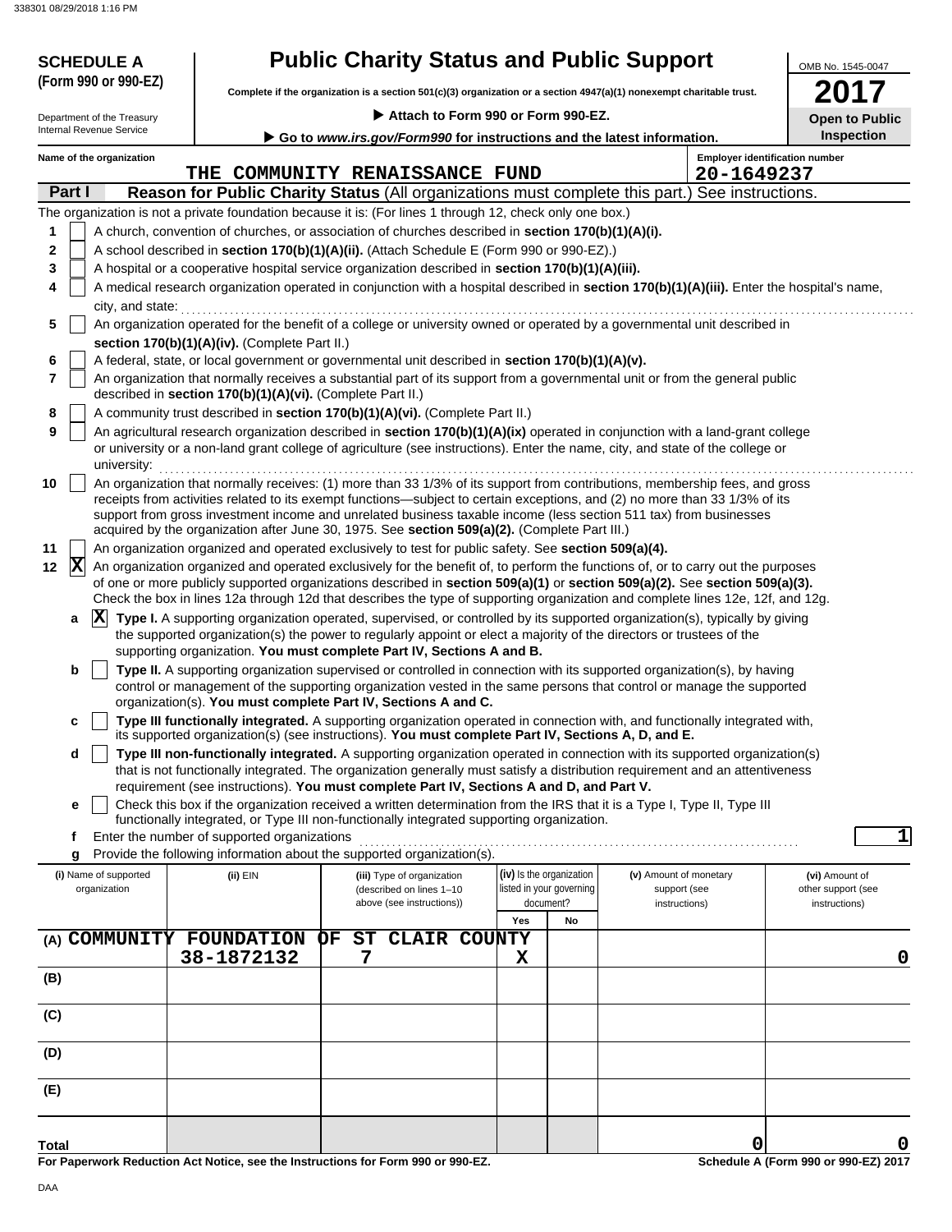**SCHEDULE A (Form 990 or 990-EZ)**

Department of the Treasury
Internal Revenue Service

# Public Charity Status and Public Support

**Complete if the organization is a section 501(c)(3) organization or a section 4947(a)(1) nonexempt charitable trust.**

▶ **Attach to Form 990 or Form 990-EZ.**

▶ **Go to *www.irs.gov/Form990* for instructions and the latest information.**

OMB No. 1545-0047

**2017**

**Open to Public Inspection**

**Name of the organization:** THE COMMUNITY RENAISSANCE FUND

**Employer identification number:** 20-1649237

## Part I — Reason for Public Charity Status (All organizations must complete this part.) See instructions.

The organization is not a private foundation because it is: (For lines 1 through 12, check only one box.)

1. [ ] A church, convention of churches, or association of churches described in **section 170(b)(1)(A)(i).**
2. [ ] A school described in **section 170(b)(1)(A)(ii).** (Attach Schedule E (Form 990 or 990-EZ).)
3. [ ] A hospital or a cooperative hospital service organization described in **section 170(b)(1)(A)(iii).**
4. [ ] A medical research organization operated in conjunction with a hospital described in **section 170(b)(1)(A)(iii).** Enter the hospital's name, city, and state:
5. [ ] An organization operated for the benefit of a college or university owned or operated by a governmental unit described in **section 170(b)(1)(A)(iv).** (Complete Part II.)
6. [ ] A federal, state, or local government or governmental unit described in **section 170(b)(1)(A)(v).**
7. [ ] An organization that normally receives a substantial part of its support from a governmental unit or from the general public described in **section 170(b)(1)(A)(vi).** (Complete Part II.)
8. [ ] A community trust described in **section 170(b)(1)(A)(vi).** (Complete Part II.)
9. [ ] An agricultural research organization described in **section 170(b)(1)(A)(ix)** operated in conjunction with a land-grant college or university or a non-land grant college of agriculture (see instructions). Enter the name, city, and state of the college or university:
10. [ ] An organization that normally receives: (1) more than 33 1/3% of its support from contributions, membership fees, and gross receipts from activities related to its exempt functions—subject to certain exceptions, and (2) no more than 33 1/3% of its support from gross investment income and unrelated business taxable income (less section 511 tax) from businesses acquired by the organization after June 30, 1975. See **section 509(a)(2).** (Complete Part III.)
11. [ ] An organization organized and operated exclusively to test for public safety. See **section 509(a)(4).**
12. [X] An organization organized and operated exclusively for the benefit of, to perform the functions of, or to carry out the purposes of one or more publicly supported organizations described in **section 509(a)(1)** or **section 509(a)(2).** See **section 509(a)(3).** Check the box in lines 12a through 12d that describes the type of supporting organization and complete lines 12e, 12f, and 12g.
   - **a** [X] **Type I.** A supporting organization operated, supervised, or controlled by its supported organization(s), typically by giving the supported organization(s) the power to regularly appoint or elect a majority of the directors or trustees of the supporting organization. **You must complete Part IV, Sections A and B.**
   - **b** [ ] **Type II.** A supporting organization supervised or controlled in connection with its supported organization(s), by having control or management of the supporting organization vested in the same persons that control or manage the supported organization(s). **You must complete Part IV, Sections A and C.**
   - **c** [ ] **Type III functionally integrated.** A supporting organization operated in connection with, and functionally integrated with, its supported organization(s) (see instructions). **You must complete Part IV, Sections A, D, and E.**
   - **d** [ ] **Type III non-functionally integrated.** A supporting organization operated in connection with its supported organization(s) that is not functionally integrated. The organization generally must satisfy a distribution requirement and an attentiveness requirement (see instructions). **You must complete Part IV, Sections A and D, and Part V.**
   - **e** [ ] Check this box if the organization received a written determination from the IRS that it is a Type I, Type II, Type III functionally integrated, or Type III non-functionally integrated supporting organization.
   - **f** Enter the number of supported organizations: **1**
   - **g** Provide the following information about the supported organization(s).

| (i) Name of supported organization | (ii) EIN | (iii) Type of organization (described on lines 1–10 above (see instructions)) | (iv) Is the organization listed in your governing document? Yes | No | (v) Amount of monetary support (see instructions) | (vi) Amount of other support (see instructions) |
|---|---|---|---|---|---|---|
| (A) COMMUNITY FOUNDATION OF ST CLAIR COUNTY | 38-1872132 | 7 | X | | | 0 |
| (B) | | | | | | |
| (C) | | | | | | |
| (D) | | | | | | |
| (E) | | | | | | |
| **Total** | | | | | 0 | 0 |

**For Paperwork Reduction Act Notice, see the Instructions for Form 990 or 990-EZ.**

**Schedule A (Form 990 or 990-EZ) 2017**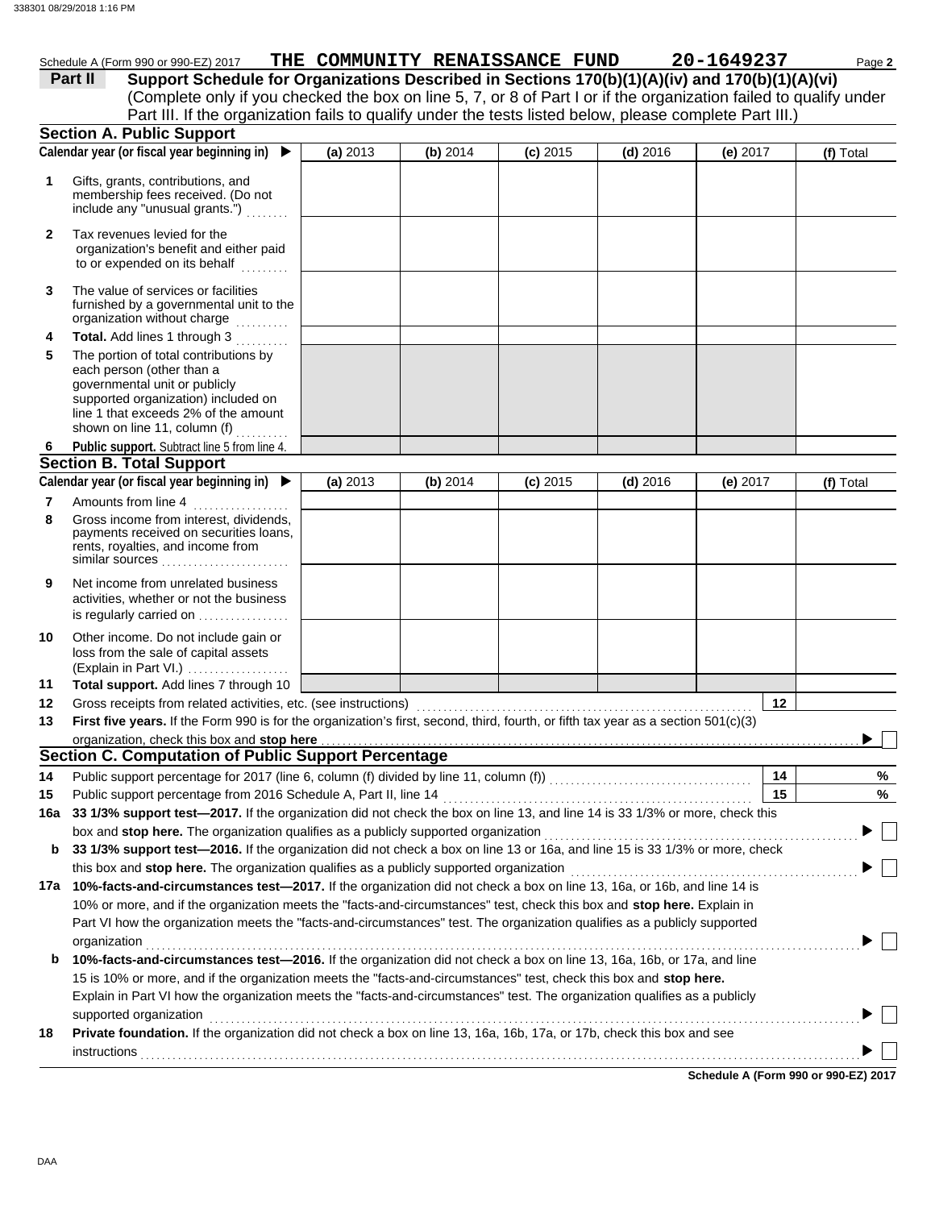Schedule A (Form 990 or 990-EZ) 2017 **THE COMMUNITY RENAISSANCE FUND** **20-1649237**

## Part II Support Schedule for Organizations Described in Sections 170(b)(1)(A)(iv) and 170(b)(1)(A)(vi)

(Complete only if you checked the box on line 5, 7, or 8 of Part I or if the organization failed to qualify under Part III. If the organization fails to qualify under the tests listed below, please complete Part III.)

### Section A. Public Support

| Calendar year (or fiscal year beginning in) ▶ | (a) 2013 | (b) 2014 | (c) 2015 | (d) 2016 | (e) 2017 | (f) Total |
|---|---|---|---|---|---|---|
| **1** Gifts, grants, contributions, and membership fees received. (Do not include any "unusual grants.") | | | | | | |
| **2** Tax revenues levied for the organization's benefit and either paid to or expended on its behalf | | | | | | |
| **3** The value of services or facilities furnished by a governmental unit to the organization without charge | | | | | | |
| **4** **Total.** Add lines 1 through 3 | | | | | | |
| **5** The portion of total contributions by each person (other than a governmental unit or publicly supported organization) included on line 1 that exceeds 2% of the amount shown on line 11, column (f) | | | | | | |
| **6** **Public support.** Subtract line 5 from line 4. | | | | | | |

### Section B. Total Support

| Calendar year (or fiscal year beginning in) ▶ | (a) 2013 | (b) 2014 | (c) 2015 | (d) 2016 | (e) 2017 | (f) Total |
|---|---|---|---|---|---|---|
| **7** Amounts from line 4 | | | | | | |
| **8** Gross income from interest, dividends, payments received on securities loans, rents, royalties, and income from similar sources | | | | | | |
| **9** Net income from unrelated business activities, whether or not the business is regularly carried on | | | | | | |
| **10** Other income. Do not include gain or loss from the sale of capital assets (Explain in Part VI.) | | | | | | |
| **11** **Total support.** Add lines 7 through 10 | | | | | | |

**12** Gross receipts from related activities, etc. (see instructions) **12**

**13** **First five years.** If the Form 990 is for the organization's first, second, third, fourth, or fifth tax year as a section 501(c)(3) organization, check this box and **stop here** ▶ ☐

### Section C. Computation of Public Support Percentage

**14** Public support percentage for 2017 (line 6, column (f) divided by line 11, column (f)) **14** %

**15** Public support percentage from 2016 Schedule A, Part II, line 14 **15** %

**16a** **33 1/3% support test—2017.** If the organization did not check the box on line 13, and line 14 is 33 1/3% or more, check this box and **stop here.** The organization qualifies as a publicly supported organization ▶ ☐

**b** **33 1/3% support test—2016.** If the organization did not check a box on line 13 or 16a, and line 15 is 33 1/3% or more, check this box and **stop here.** The organization qualifies as a publicly supported organization ▶ ☐

**17a** **10%-facts-and-circumstances test—2017.** If the organization did not check a box on line 13, 16a, or 16b, and line 14 is 10% or more, and if the organization meets the "facts-and-circumstances" test, check this box and **stop here.** Explain in Part VI how the organization meets the "facts-and-circumstances" test. The organization qualifies as a publicly supported organization ▶ ☐

**b** **10%-facts-and-circumstances test—2016.** If the organization did not check a box on line 13, 16a, 16b, or 17a, and line 15 is 10% or more, and if the organization meets the "facts-and-circumstances" test, check this box and **stop here.** Explain in Part VI how the organization meets the "facts-and-circumstances" test. The organization qualifies as a publicly supported organization ▶ ☐

**18** **Private foundation.** If the organization did not check a box on line 13, 16a, 16b, 17a, or 17b, check this box and see instructions ▶ ☐

**Schedule A (Form 990 or 990-EZ) 2017**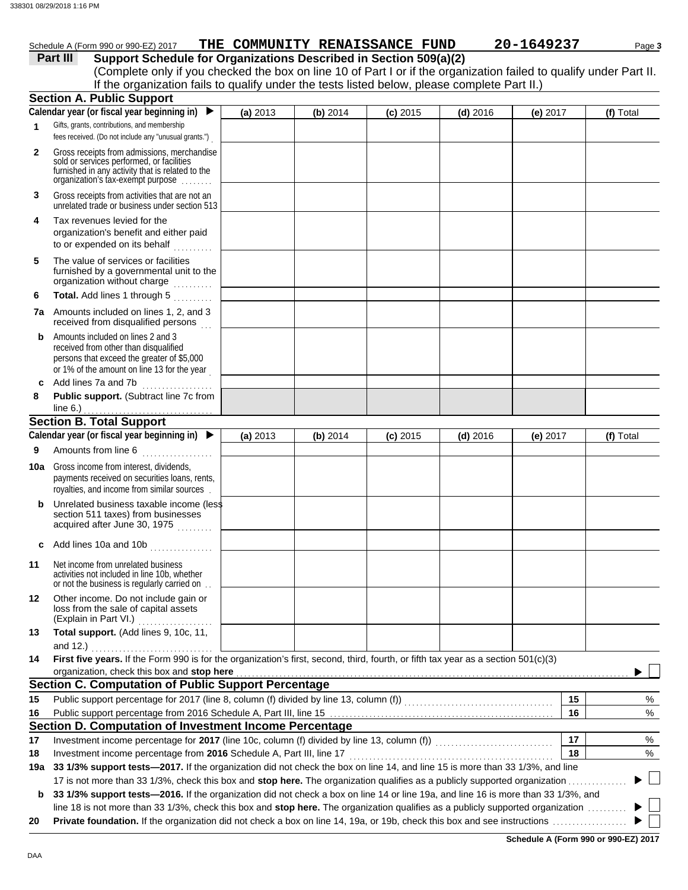Schedule A (Form 990 or 990-EZ) 2017 **THE COMMUNITY RENAISSANCE FUND** **20-1649237** Page **3**

## Part III Support Schedule for Organizations Described in Section 509(a)(2)

(Complete only if you checked the box on line 10 of Part I or if the organization failed to qualify under Part II. If the organization fails to qualify under the tests listed below, please complete Part II.)

### Section A. Public Support

| Calendar year (or fiscal year beginning in) ▶ | (a) 2013 | (b) 2014 | (c) 2015 | (d) 2016 | (e) 2017 | (f) Total |
|---|---|---|---|---|---|---|
| **1** Gifts, grants, contributions, and membership fees received. (Do not include any "unusual grants.") | | | | | | |
| **2** Gross receipts from admissions, merchandise sold or services performed, or facilities furnished in any activity that is related to the organization's tax-exempt purpose | | | | | | |
| **3** Gross receipts from activities that are not an unrelated trade or business under section 513 | | | | | | |
| **4** Tax revenues levied for the organization's benefit and either paid to or expended on its behalf | | | | | | |
| **5** The value of services or facilities furnished by a governmental unit to the organization without charge | | | | | | |
| **6** **Total.** Add lines 1 through 5 | | | | | | |
| **7a** Amounts included on lines 1, 2, and 3 received from disqualified persons | | | | | | |
| **b** Amounts included on lines 2 and 3 received from other than disqualified persons that exceed the greater of $5,000 or 1% of the amount on line 13 for the year | | | | | | |
| **c** Add lines 7a and 7b | | | | | | |
| **8** **Public support.** (Subtract line 7c from line 6.) | | | | | | |

### Section B. Total Support

| Calendar year (or fiscal year beginning in) ▶ | (a) 2013 | (b) 2014 | (c) 2015 | (d) 2016 | (e) 2017 | (f) Total |
|---|---|---|---|---|---|---|
| **9** Amounts from line 6 | | | | | | |
| **10a** Gross income from interest, dividends, payments received on securities loans, rents, royalties, and income from similar sources | | | | | | |
| **b** Unrelated business taxable income (less section 511 taxes) from businesses acquired after June 30, 1975 | | | | | | |
| **c** Add lines 10a and 10b | | | | | | |
| **11** Net income from unrelated business activities not included in line 10b, whether or not the business is regularly carried on | | | | | | |
| **12** Other income. Do not include gain or loss from the sale of capital assets (Explain in Part VI.) | | | | | | |
| **13** **Total support.** (Add lines 9, 10c, 11, and 12.) | | | | | | |

**14** **First five years.** If the Form 990 is for the organization's first, second, third, fourth, or fifth tax year as a section 501(c)(3) organization, check this box and **stop here** ▶ ☐

### Section C. Computation of Public Support Percentage

| | | | |
|---|---|---|---|
| **15** | Public support percentage for 2017 (line 8, column (f) divided by line 13, column (f)) | **15** | % |
| **16** | Public support percentage from 2016 Schedule A, Part III, line 15 | **16** | % |

### Section D. Computation of Investment Income Percentage

| | | | |
|---|---|---|---|
| **17** | Investment income percentage for **2017** (line 10c, column (f) divided by line 13, column (f)) | **17** | % |
| **18** | Investment income percentage from **2016** Schedule A, Part III, line 17 | **18** | % |

**19a** **33 1/3% support tests—2017.** If the organization did not check the box on line 14, and line 15 is more than 33 1/3%, and line 17 is not more than 33 1/3%, check this box and **stop here.** The organization qualifies as a publicly supported organization ▶ ☐

**b** **33 1/3% support tests—2016.** If the organization did not check a box on line 14 or line 19a, and line 16 is more than 33 1/3%, and line 18 is not more than 33 1/3%, check this box and **stop here.** The organization qualifies as a publicly supported organization ▶ ☐

**20** **Private foundation.** If the organization did not check a box on line 14, 19a, or 19b, check this box and see instructions ▶ ☐

**Schedule A (Form 990 or 990-EZ) 2017**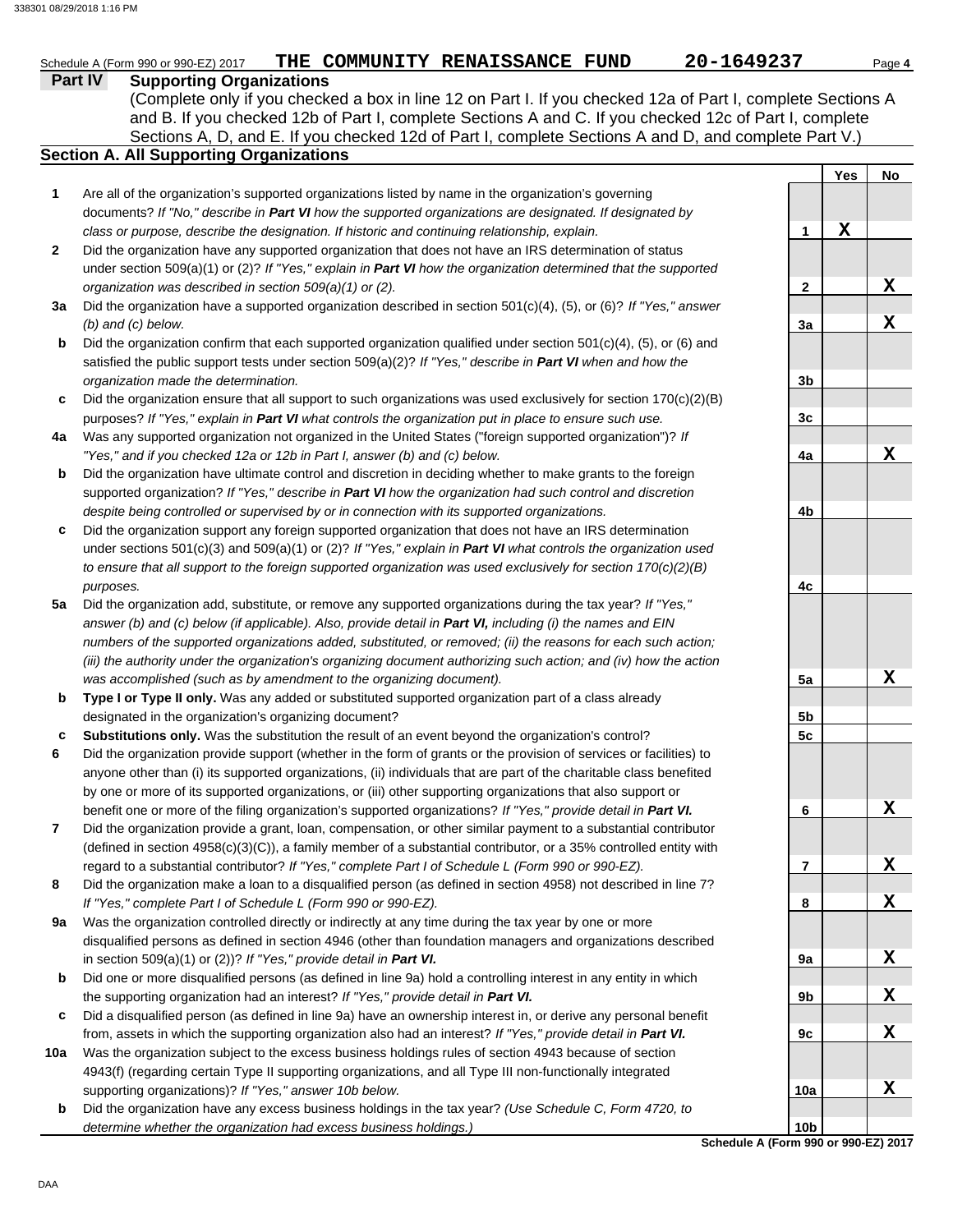Schedule A (Form 990 or 990-EZ) 2017 **THE COMMUNITY RENAISSANCE FUND** **20-1649237** Page **4**

## Part IV Supporting Organizations

(Complete only if you checked a box in line 12 on Part I. If you checked 12a of Part I, complete Sections A and B. If you checked 12b of Part I, complete Sections A and C. If you checked 12c of Part I, complete Sections A, D, and E. If you checked 12d of Part I, complete Sections A and D, and complete Part V.)

### Section A. All Supporting Organizations

| | | | Yes | No |
|---|---|---|---|---|
| **1** | Are all of the organization's supported organizations listed by name in the organization's governing documents? *If "No," describe in* ***Part VI*** *how the supported organizations are designated. If designated by class or purpose, describe the designation. If historic and continuing relationship, explain.* | **1** | X | |
| **2** | Did the organization have any supported organization that does not have an IRS determination of status under section 509(a)(1) or (2)? *If "Yes," explain in* ***Part VI*** *how the organization determined that the supported organization was described in section 509(a)(1) or (2).* | **2** | | X |
| **3a** | Did the organization have a supported organization described in section 501(c)(4), (5), or (6)? *If "Yes," answer (b) and (c) below.* | **3a** | | X |
| **b** | Did the organization confirm that each supported organization qualified under section 501(c)(4), (5), or (6) and satisfied the public support tests under section 509(a)(2)? *If "Yes," describe in* ***Part VI*** *when and how the organization made the determination.* | **3b** | | |
| **c** | Did the organization ensure that all support to such organizations was used exclusively for section 170(c)(2)(B) purposes? *If "Yes," explain in* ***Part VI*** *what controls the organization put in place to ensure such use.* | **3c** | | |
| **4a** | Was any supported organization not organized in the United States ("foreign supported organization")? *If "Yes," and if you checked 12a or 12b in Part I, answer (b) and (c) below.* | **4a** | | X |
| **b** | Did the organization have ultimate control and discretion in deciding whether to make grants to the foreign supported organization? *If "Yes," describe in* ***Part VI*** *how the organization had such control and discretion despite being controlled or supervised by or in connection with its supported organizations.* | **4b** | | |
| **c** | Did the organization support any foreign supported organization that does not have an IRS determination under sections 501(c)(3) and 509(a)(1) or (2)? *If "Yes," explain in* ***Part VI*** *what controls the organization used to ensure that all support to the foreign supported organization was used exclusively for section 170(c)(2)(B) purposes.* | **4c** | | |
| **5a** | Did the organization add, substitute, or remove any supported organizations during the tax year? *If "Yes," answer (b) and (c) below (if applicable). Also, provide detail in* ***Part VI,*** *including (i) the names and EIN numbers of the supported organizations added, substituted, or removed; (ii) the reasons for each such action; (iii) the authority under the organization's organizing document authorizing such action; and (iv) how the action was accomplished (such as by amendment to the organizing document).* | **5a** | | X |
| **b** | **Type I or Type II only.** Was any added or substituted supported organization part of a class already designated in the organization's organizing document? | **5b** | | |
| **c** | **Substitutions only.** Was the substitution the result of an event beyond the organization's control? | **5c** | | |
| **6** | Did the organization provide support (whether in the form of grants or the provision of services or facilities) to anyone other than (i) its supported organizations, (ii) individuals that are part of the charitable class benefited by one or more of its supported organizations, or (iii) other supporting organizations that also support or benefit one or more of the filing organization's supported organizations? *If "Yes," provide detail in* ***Part VI.*** | **6** | | X |
| **7** | Did the organization provide a grant, loan, compensation, or other similar payment to a substantial contributor (defined in section 4958(c)(3)(C)), a family member of a substantial contributor, or a 35% controlled entity with regard to a substantial contributor? *If "Yes," complete Part I of Schedule L (Form 990 or 990-EZ).* | **7** | | X |
| **8** | Did the organization make a loan to a disqualified person (as defined in section 4958) not described in line 7? *If "Yes," complete Part I of Schedule L (Form 990 or 990-EZ).* | **8** | | X |
| **9a** | Was the organization controlled directly or indirectly at any time during the tax year by one or more disqualified persons as defined in section 4946 (other than foundation managers and organizations described in section 509(a)(1) or (2))? *If "Yes," provide detail in* ***Part VI.*** | **9a** | | X |
| **b** | Did one or more disqualified persons (as defined in line 9a) hold a controlling interest in any entity in which the supporting organization had an interest? *If "Yes," provide detail in* ***Part VI.*** | **9b** | | X |
| **c** | Did a disqualified person (as defined in line 9a) have an ownership interest in, or derive any personal benefit from, assets in which the supporting organization also had an interest? *If "Yes," provide detail in* ***Part VI.*** | **9c** | | X |
| **10a** | Was the organization subject to the excess business holdings rules of section 4943 because of section 4943(f) (regarding certain Type II supporting organizations, and all Type III non-functionally integrated supporting organizations)? *If "Yes," answer 10b below.* | **10a** | | X |
| **b** | Did the organization have any excess business holdings in the tax year? *(Use Schedule C, Form 4720, to determine whether the organization had excess business holdings.)* | **10b** | | |

**Schedule A (Form 990 or 990-EZ) 2017**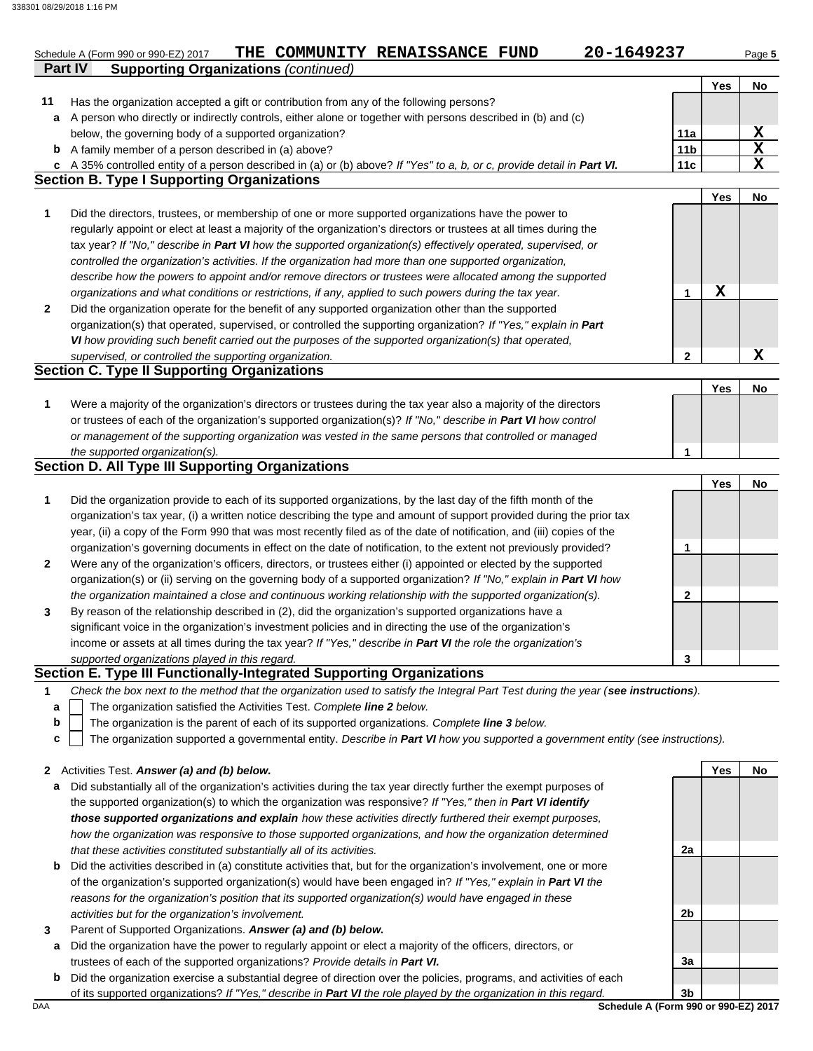Schedule A (Form 990 or 990-EZ) 2017 **THE COMMUNITY RENAISSANCE FUND 20-1649237** Page **5**

**Part IV Supporting Organizations** *(continued)*

| | | | Yes | No |
|---|---|---|---|---|
| **11** | Has the organization accepted a gift or contribution from any of the following persons? | | | |
| **a** | A person who directly or indirectly controls, either alone or together with persons described in (b) and (c) below, the governing body of a supported organization? | **11a** | | **X** |
| **b** | A family member of a person described in (a) above? | **11b** | | **X** |
| **c** | A 35% controlled entity of a person described in (a) or (b) above? *If "Yes" to a, b, or c, provide detail in* ***Part VI.*** | **11c** | | **X** |

## Section B. Type I Supporting Organizations

| | | | Yes | No |
|---|---|---|---|---|
| **1** | Did the directors, trustees, or membership of one or more supported organizations have the power to regularly appoint or elect at least a majority of the organization's directors or trustees at all times during the tax year? *If "No," describe in* ***Part VI*** *how the supported organization(s) effectively operated, supervised, or controlled the organization's activities. If the organization had more than one supported organization, describe how the powers to appoint and/or remove directors or trustees were allocated among the supported organizations and what conditions or restrictions, if any, applied to such powers during the tax year.* | **1** | **X** | |
| **2** | Did the organization operate for the benefit of any supported organization other than the supported organization(s) that operated, supervised, or controlled the supporting organization? *If "Yes," explain in* ***Part VI*** *how providing such benefit carried out the purposes of the supported organization(s) that operated, supervised, or controlled the supporting organization.* | **2** | | **X** |

## Section C. Type II Supporting Organizations

| | | | Yes | No |
|---|---|---|---|---|
| **1** | Were a majority of the organization's directors or trustees during the tax year also a majority of the directors or trustees of each of the organization's supported organization(s)? *If "No," describe in* ***Part VI*** *how control or management of the supporting organization was vested in the same persons that controlled or managed the supported organization(s).* | **1** | | |

## Section D. All Type III Supporting Organizations

| | | | Yes | No |
|---|---|---|---|---|
| **1** | Did the organization provide to each of its supported organizations, by the last day of the fifth month of the organization's tax year, (i) a written notice describing the type and amount of support provided during the prior tax year, (ii) a copy of the Form 990 that was most recently filed as of the date of notification, and (iii) copies of the organization's governing documents in effect on the date of notification, to the extent not previously provided? | **1** | | |
| **2** | Were any of the organization's officers, directors, or trustees either (i) appointed or elected by the supported organization(s) or (ii) serving on the governing body of a supported organization? *If "No," explain in* ***Part VI*** *how the organization maintained a close and continuous working relationship with the supported organization(s).* | **2** | | |
| **3** | By reason of the relationship described in (2), did the organization's supported organizations have a significant voice in the organization's investment policies and in directing the use of the organization's income or assets at all times during the tax year? *If "Yes," describe in* ***Part VI*** *the role the organization's supported organizations played in this regard.* | **3** | | |

## Section E. Type III Functionally-Integrated Supporting Organizations

**1** *Check the box next to the method that the organization used to satisfy the Integral Part Test during the year (****see instructions****).*

- **a** ☐ The organization satisfied the Activities Test. *Complete* ***line 2*** *below.*
- **b** ☐ The organization is the parent of each of its supported organizations. *Complete* ***line 3*** *below.*
- **c** ☐ The organization supported a governmental entity. *Describe in* ***Part VI*** *how you supported a government entity (see instructions).*

| | | | Yes | No |
|---|---|---|---|---|
| **2** | Activities Test. ***Answer (a) and (b) below.*** | | | |
| **a** | Did substantially all of the organization's activities during the tax year directly further the exempt purposes of the supported organization(s) to which the organization was responsive? *If "Yes," then in* ***Part VI identify those supported organizations and explain*** *how these activities directly furthered their exempt purposes, how the organization was responsive to those supported organizations, and how the organization determined that these activities constituted substantially all of its activities.* | **2a** | | |
| **b** | Did the activities described in (a) constitute activities that, but for the organization's involvement, one or more of the organization's supported organization(s) would have been engaged in? *If "Yes," explain in* ***Part VI*** *the reasons for the organization's position that its supported organization(s) would have engaged in these activities but for the organization's involvement.* | **2b** | | |
| **3** | Parent of Supported Organizations. ***Answer (a) and (b) below.*** | | | |
| **a** | Did the organization have the power to regularly appoint or elect a majority of the officers, directors, or trustees of each of the supported organizations? *Provide details in* ***Part VI.*** | **3a** | | |
| **b** | Did the organization exercise a substantial degree of direction over the policies, programs, and activities of each of its supported organizations? *If "Yes," describe in* ***Part VI*** *the role played by the organization in this regard.* | **3b** | | |

DAA **Schedule A (Form 990 or 990-EZ) 2017**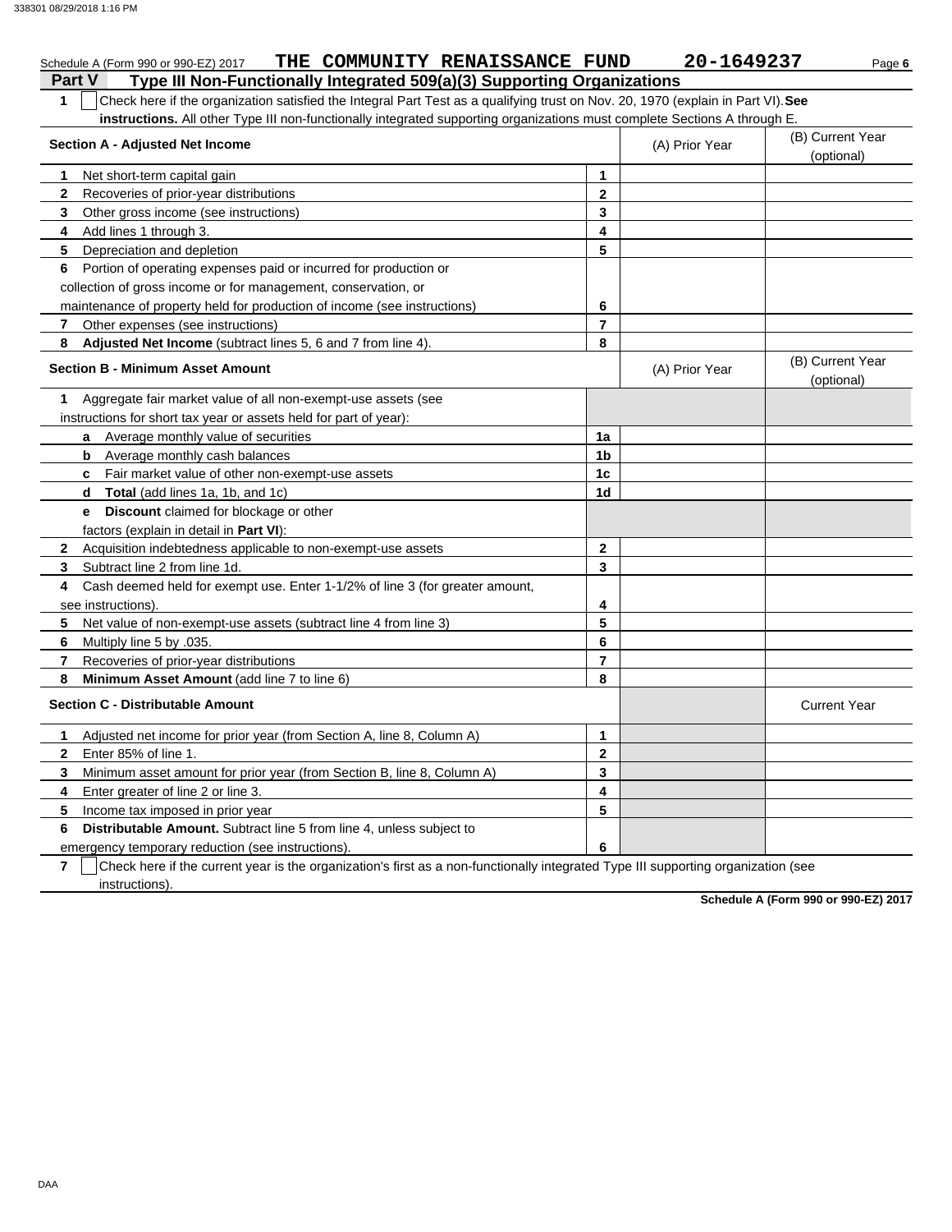Schedule A (Form 990 or 990-EZ) 2017 THE COMMUNITY RENAISSANCE FUND 20-1649237

## Part V Type III Non-Functionally Integrated 509(a)(3) Supporting Organizations

**1** ☐ Check here if the organization satisfied the Integral Part Test as a qualifying trust on Nov. 20, 1970 (explain in Part VI). **See instructions.** All other Type III non-functionally integrated supporting organizations must complete Sections A through E.

| Section A - Adjusted Net Income | | (A) Prior Year | (B) Current Year (optional) |
|---|---|---|---|
| **1** Net short-term capital gain | **1** | | |
| **2** Recoveries of prior-year distributions | **2** | | |
| **3** Other gross income (see instructions) | **3** | | |
| **4** Add lines 1 through 3. | **4** | | |
| **5** Depreciation and depletion | **5** | | |
| **6** Portion of operating expenses paid or incurred for production or collection of gross income or for management, conservation, or maintenance of property held for production of income (see instructions) | **6** | | |
| **7** Other expenses (see instructions) | **7** | | |
| **8** **Adjusted Net Income** (subtract lines 5, 6 and 7 from line 4). | **8** | | |

| Section B - Minimum Asset Amount | | (A) Prior Year | (B) Current Year (optional) |
|---|---|---|---|
| **1** Aggregate fair market value of all non-exempt-use assets (see instructions for short tax year or assets held for part of year): | | | |
| **a** Average monthly value of securities | **1a** | | |
| **b** Average monthly cash balances | **1b** | | |
| **c** Fair market value of other non-exempt-use assets | **1c** | | |
| **d** **Total** (add lines 1a, 1b, and 1c) | **1d** | | |
| **e** **Discount** claimed for blockage or other factors (explain in detail in **Part VI**): | | | |
| **2** Acquisition indebtedness applicable to non-exempt-use assets | **2** | | |
| **3** Subtract line 2 from line 1d. | **3** | | |
| **4** Cash deemed held for exempt use. Enter 1-1/2% of line 3 (for greater amount, see instructions). | **4** | | |
| **5** Net value of non-exempt-use assets (subtract line 4 from line 3) | **5** | | |
| **6** Multiply line 5 by .035. | **6** | | |
| **7** Recoveries of prior-year distributions | **7** | | |
| **8** **Minimum Asset Amount** (add line 7 to line 6) | **8** | | |

| Section C - Distributable Amount | | | Current Year |
|---|---|---|---|
| **1** Adjusted net income for prior year (from Section A, line 8, Column A) | **1** | | |
| **2** Enter 85% of line 1. | **2** | | |
| **3** Minimum asset amount for prior year (from Section B, line 8, Column A) | **3** | | |
| **4** Enter greater of line 2 or line 3. | **4** | | |
| **5** Income tax imposed in prior year | **5** | | |
| **6** **Distributable Amount.** Subtract line 5 from line 4, unless subject to emergency temporary reduction (see instructions). | **6** | | |

**7** ☐ Check here if the current year is the organization's first as a non-functionally integrated Type III supporting organization (see instructions).

**Schedule A (Form 990 or 990-EZ) 2017**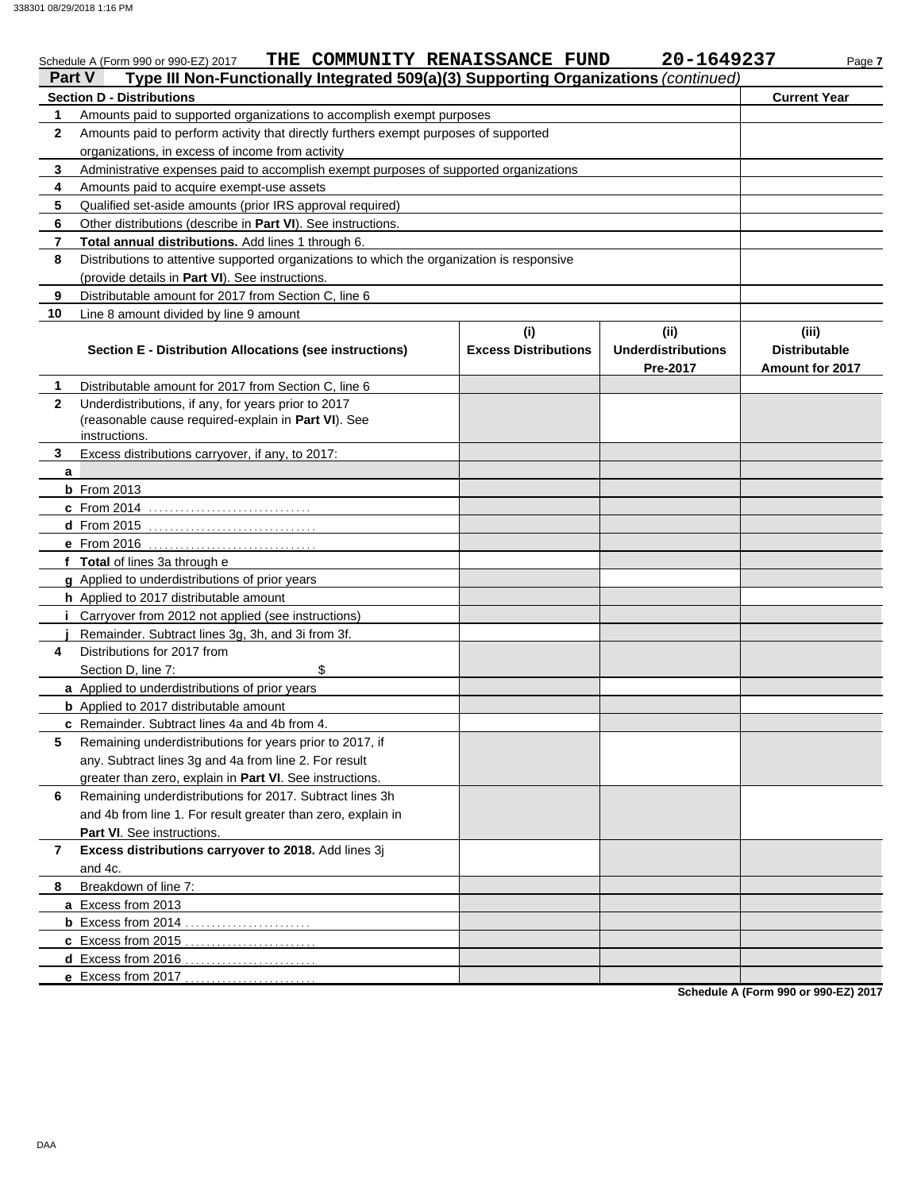Schedule A (Form 990 or 990-EZ) 2017 **THE COMMUNITY RENAISSANCE FUND** **20-1649237**

## Part V Type III Non-Functionally Integrated 509(a)(3) Supporting Organizations *(continued)*

| Section D - Distributions | | Current Year |
|---|---|---|
| 1 | Amounts paid to supported organizations to accomplish exempt purposes | |
| 2 | Amounts paid to perform activity that directly furthers exempt purposes of supported organizations, in excess of income from activity | |
| 3 | Administrative expenses paid to accomplish exempt purposes of supported organizations | |
| 4 | Amounts paid to acquire exempt-use assets | |
| 5 | Qualified set-aside amounts (prior IRS approval required) | |
| 6 | Other distributions (describe in **Part VI**). See instructions. | |
| 7 | **Total annual distributions.** Add lines 1 through 6. | |
| 8 | Distributions to attentive supported organizations to which the organization is responsive (provide details in **Part VI**). See instructions. | |
| 9 | Distributable amount for 2017 from Section C, line 6 | |
| 10 | Line 8 amount divided by line 9 amount | |

| Section E - Distribution Allocations (see instructions) | | (i) Excess Distributions | (ii) Underdistributions Pre-2017 | (iii) Distributable Amount for 2017 |
|---|---|---|---|---|
| 1 | Distributable amount for 2017 from Section C, line 6 | | | |
| 2 | Underdistributions, if any, for years prior to 2017 (reasonable cause required-explain in **Part VI**). See instructions. | | | |
| 3 | Excess distributions carryover, if any, to 2017: | | | |
| a | | | | |
| b | From 2013 | | | |
| c | From 2014 | | | |
| d | From 2015 | | | |
| e | From 2016 | | | |
| f | **Total** of lines 3a through e | | | |
| g | Applied to underdistributions of prior years | | | |
| h | Applied to 2017 distributable amount | | | |
| i | Carryover from 2012 not applied (see instructions) | | | |
| j | Remainder. Subtract lines 3g, 3h, and 3i from 3f. | | | |
| 4 | Distributions for 2017 from Section D, line 7: $ | | | |
| a | Applied to underdistributions of prior years | | | |
| b | Applied to 2017 distributable amount | | | |
| c | Remainder. Subtract lines 4a and 4b from 4. | | | |
| 5 | Remaining underdistributions for years prior to 2017, if any. Subtract lines 3g and 4a from line 2. For result greater than zero, explain in **Part VI**. See instructions. | | | |
| 6 | Remaining underdistributions for 2017. Subtract lines 3h and 4b from line 1. For result greater than zero, explain in **Part VI**. See instructions. | | | |
| 7 | **Excess distributions carryover to 2018.** Add lines 3j and 4c. | | | |
| 8 | Breakdown of line 7: | | | |
| a | Excess from 2013 | | | |
| b | Excess from 2014 | | | |
| c | Excess from 2015 | | | |
| d | Excess from 2016 | | | |
| e | Excess from 2017 | | | |

**Schedule A (Form 990 or 990-EZ) 2017**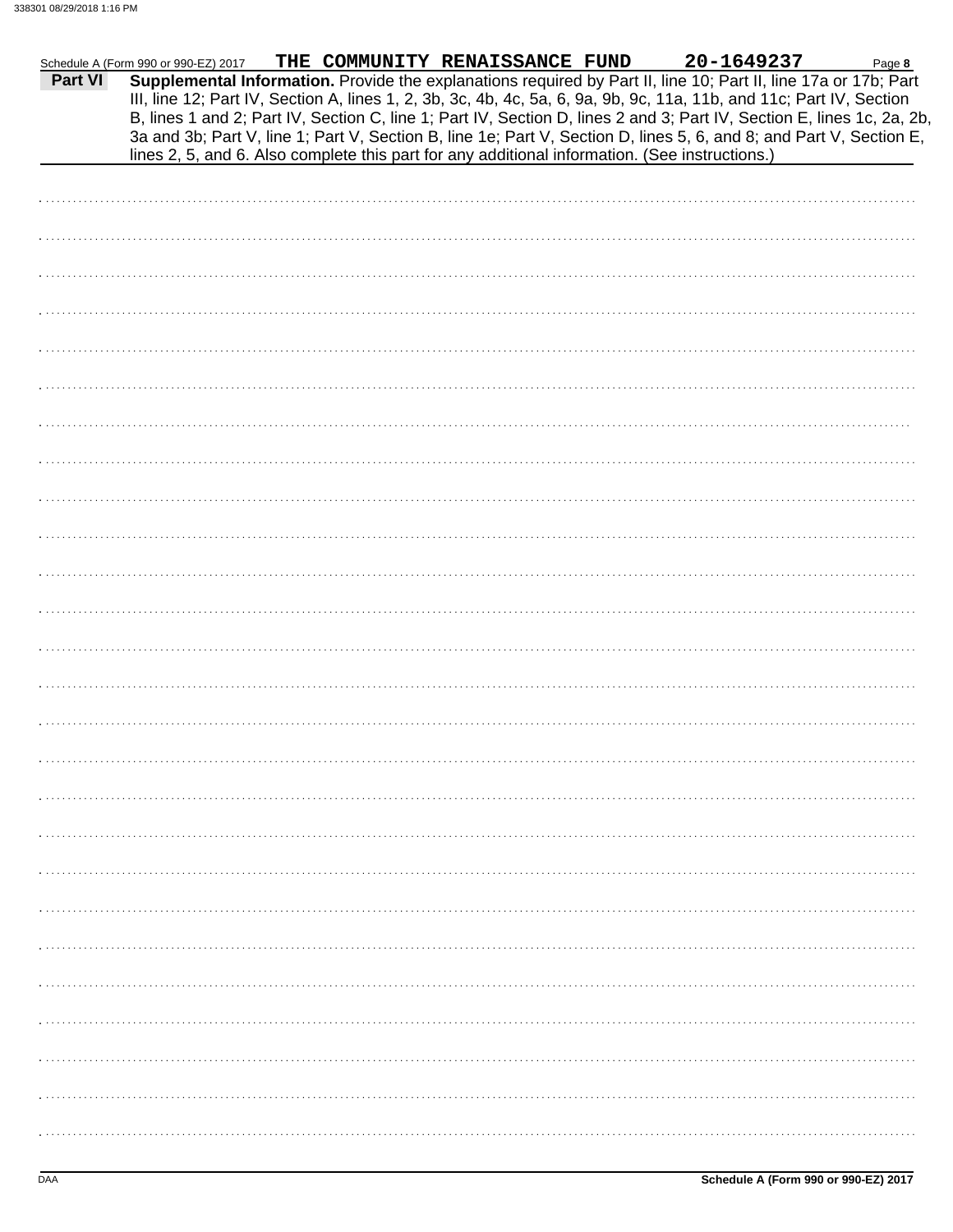Schedule A (Form 990 or 990-EZ) 2017 **THE COMMUNITY RENAISSANCE FUND** **20-1649237** Page **8**

**Part VI** **Supplemental Information.** Provide the explanations required by Part II, line 10; Part II, line 17a or 17b; Part III, line 12; Part IV, Section A, lines 1, 2, 3b, 3c, 4b, 4c, 5a, 6, 9a, 9b, 9c, 11a, 11b, and 11c; Part IV, Section B, lines 1 and 2; Part IV, Section C, line 1; Part IV, Section D, lines 2 and 3; Part IV, Section E, lines 1c, 2a, 2b, 3a and 3b; Part V, line 1; Part V, Section B, line 1e; Part V, Section D, lines 5, 6, and 8; and Part V, Section E, lines 2, 5, and 6. Also complete this part for any additional information. (See instructions.)

Schedule A (Form 990 or 990-EZ) 2017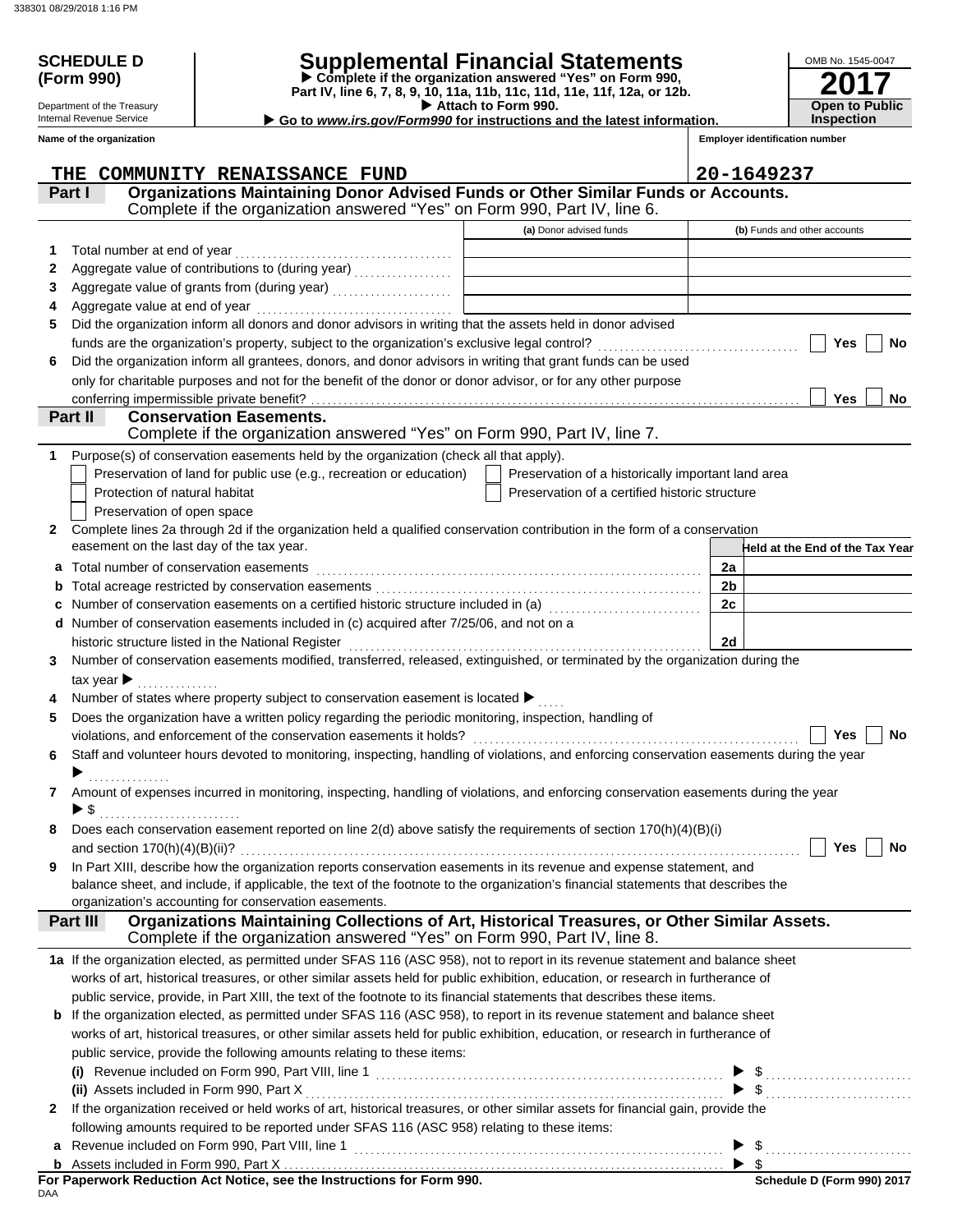**SCHEDULE D (Form 990)**

Department of the Treasury
Internal Revenue Service

# Supplemental Financial Statements

▶ Complete if the organization answered "Yes" on Form 990, Part IV, line 6, 7, 8, 9, 10, 11a, 11b, 11c, 11d, 11e, 11f, 12a, or 12b.
▶ Attach to Form 990.
▶ Go to *www.irs.gov/Form990* for instructions and the latest information.

OMB No. 1545-0047
**2017**
**Open to Public Inspection**

**Name of the organization:** THE COMMUNITY RENAISSANCE FUND
**Employer identification number:** 20-1649237

## Part I — Organizations Maintaining Donor Advised Funds or Other Similar Funds or Accounts.
Complete if the organization answered "Yes" on Form 990, Part IV, line 6.

| | | (a) Donor advised funds | (b) Funds and other accounts |
|---|---|---|---|
| 1 | Total number at end of year | | |
| 2 | Aggregate value of contributions to (during year) | | |
| 3 | Aggregate value of grants from (during year) | | |
| 4 | Aggregate value at end of year | | |

5 Did the organization inform all donors and donor advisors in writing that the assets held in donor advised funds are the organization's property, subject to the organization's exclusive legal control? ☐ Yes ☐ No

6 Did the organization inform all grantees, donors, and donor advisors in writing that grant funds can be used only for charitable purposes and not for the benefit of the donor or donor advisor, or for any other purpose conferring impermissible private benefit? ☐ Yes ☐ No

## Part II — Conservation Easements.
Complete if the organization answered "Yes" on Form 990, Part IV, line 7.

1 Purpose(s) of conservation easements held by the organization (check all that apply).
- ☐ Preservation of land for public use (e.g., recreation or education)
- ☐ Preservation of a historically important land area
- ☐ Protection of natural habitat
- ☐ Preservation of a certified historic structure
- ☐ Preservation of open space

2 Complete lines 2a through 2d if the organization held a qualified conservation contribution in the form of a conservation easement on the last day of the tax year.

| | | | Held at the End of the Tax Year |
|---|---|---|---|
| a | Total number of conservation easements | 2a | |
| b | Total acreage restricted by conservation easements | 2b | |
| c | Number of conservation easements on a certified historic structure included in (a) | 2c | |
| d | Number of conservation easements included in (c) acquired after 7/25/06, and not on a historic structure listed in the National Register | 2d | |

3 Number of conservation easements modified, transferred, released, extinguished, or terminated by the organization during the tax year ▶

4 Number of states where property subject to conservation easement is located ▶

5 Does the organization have a written policy regarding the periodic monitoring, inspection, handling of violations, and enforcement of the conservation easements it holds? ☐ Yes ☐ No

6 Staff and volunteer hours devoted to monitoring, inspecting, handling of violations, and enforcing conservation easements during the year ▶

7 Amount of expenses incurred in monitoring, inspecting, handling of violations, and enforcing conservation easements during the year ▶ $

8 Does each conservation easement reported on line 2(d) above satisfy the requirements of section 170(h)(4)(B)(i) and section 170(h)(4)(B)(ii)? ☐ Yes ☐ No

9 In Part XIII, describe how the organization reports conservation easements in its revenue and expense statement, and balance sheet, and include, if applicable, the text of the footnote to the organization's financial statements that describes the organization's accounting for conservation easements.

## Part III — Organizations Maintaining Collections of Art, Historical Treasures, or Other Similar Assets.
Complete if the organization answered "Yes" on Form 990, Part IV, line 8.

1a If the organization elected, as permitted under SFAS 116 (ASC 958), not to report in its revenue statement and balance sheet works of art, historical treasures, or other similar assets held for public exhibition, education, or research in furtherance of public service, provide, in Part XIII, the text of the footnote to its financial statements that describes these items.

b If the organization elected, as permitted under SFAS 116 (ASC 958), to report in its revenue statement and balance sheet works of art, historical treasures, or other similar assets held for public exhibition, education, or research in furtherance of public service, provide the following amounts relating to these items:

(i) Revenue included on Form 990, Part VIII, line 1 ▶ $

(ii) Assets included in Form 990, Part X ▶ $

2 If the organization received or held works of art, historical treasures, or other similar assets for financial gain, provide the following amounts required to be reported under SFAS 116 (ASC 958) relating to these items:

a Revenue included on Form 990, Part VIII, line 1 ▶ $

b Assets included in Form 990, Part X ▶ $

**For Paperwork Reduction Act Notice, see the Instructions for Form 990.**
DAA
**Schedule D (Form 990) 2017**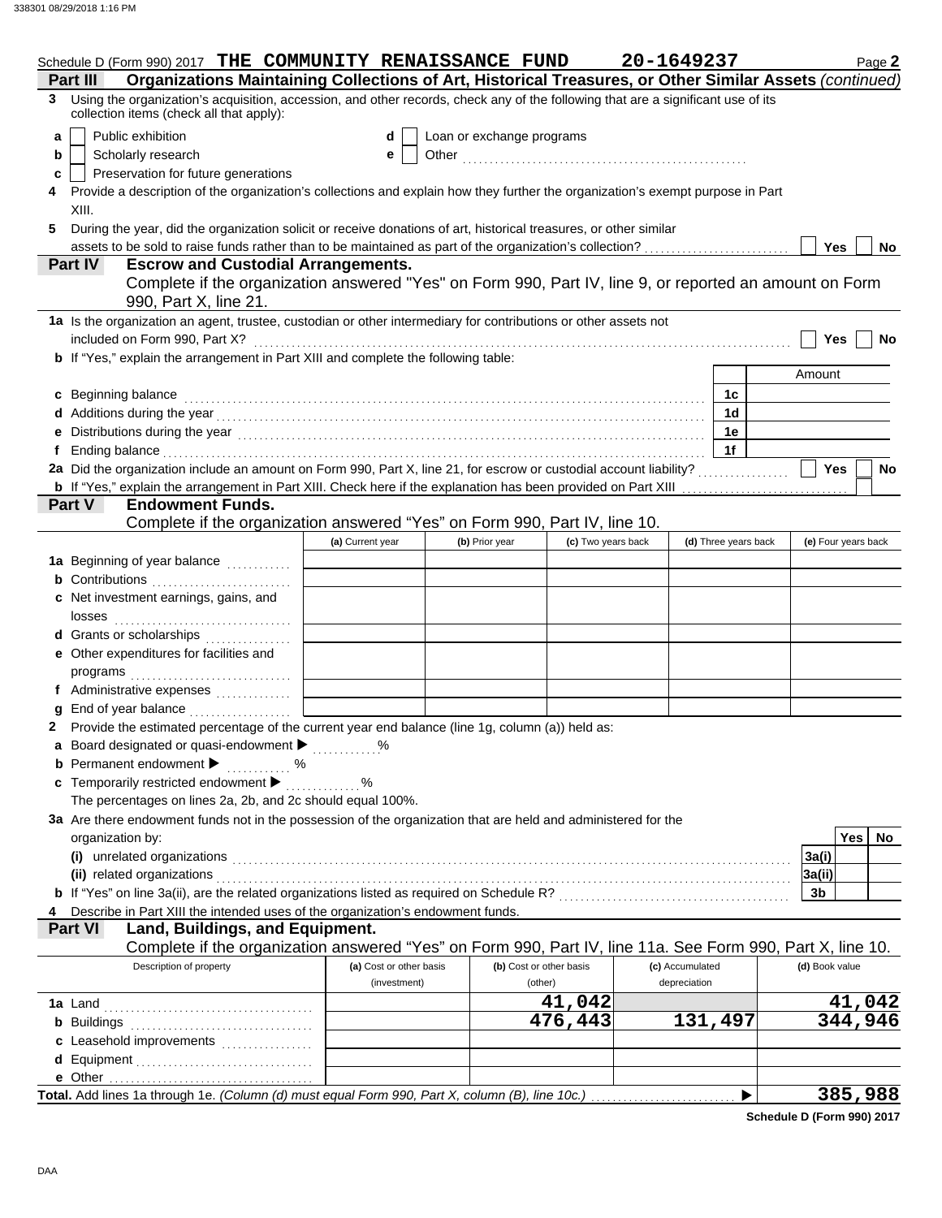Schedule D (Form 990) 2017 **THE COMMUNITY RENAISSANCE FUND** **20-1649237** Page **2**

**Part III** **Organizations Maintaining Collections of Art, Historical Treasures, or Other Similar Assets** *(continued)*

**3** Using the organization's acquisition, accession, and other records, check any of the following that are a significant use of its collection items (check all that apply):

- **a** ☐ Public exhibition
- **b** ☐ Scholarly research
- **c** ☐ Preservation for future generations
- **d** ☐ Loan or exchange programs
- **e** ☐ Other

**4** Provide a description of the organization's collections and explain how they further the organization's exempt purpose in Part XIII.

**5** During the year, did the organization solicit or receive donations of art, historical treasures, or other similar assets to be sold to raise funds rather than to be maintained as part of the organization's collection? ☐ Yes ☐ No

**Part IV** **Escrow and Custodial Arrangements.**
Complete if the organization answered "Yes" on Form 990, Part IV, line 9, or reported an amount on Form 990, Part X, line 21.

**1a** Is the organization an agent, trustee, custodian or other intermediary for contributions or other assets not included on Form 990, Part X? ☐ Yes ☐ No

**b** If "Yes," explain the arrangement in Part XIII and complete the following table:

| | | Amount |
|---|---|---|
| **c** Beginning balance | 1c | |
| **d** Additions during the year | 1d | |
| **e** Distributions during the year | 1e | |
| **f** Ending balance | 1f | |

**2a** Did the organization include an amount on Form 990, Part X, line 21, for escrow or custodial account liability? ☐ Yes ☐ No

**b** If "Yes," explain the arrangement in Part XIII. Check here if the explanation has been provided on Part XIII ☐

**Part V** **Endowment Funds.**
Complete if the organization answered "Yes" on Form 990, Part IV, line 10.

| | (a) Current year | (b) Prior year | (c) Two years back | (d) Three years back | (e) Four years back |
|---|---|---|---|---|---|
| **1a** Beginning of year balance | | | | | |
| **b** Contributions | | | | | |
| **c** Net investment earnings, gains, and losses | | | | | |
| **d** Grants or scholarships | | | | | |
| **e** Other expenditures for facilities and programs | | | | | |
| **f** Administrative expenses | | | | | |
| **g** End of year balance | | | | | |

**2** Provide the estimated percentage of the current year end balance (line 1g, column (a)) held as:

- **a** Board designated or quasi-endowment ▶ ______ %
- **b** Permanent endowment ▶ ______ %
- **c** Temporarily restricted endowment ▶ ______ %

The percentages on lines 2a, 2b, and 2c should equal 100%.

**3a** Are there endowment funds not in the possession of the organization that are held and administered for the organization by:

| | | Yes | No |
|---|---|---|---|
| **(i)** unrelated organizations | 3a(i) | | |
| **(ii)** related organizations | 3a(ii) | | |
| **b** If "Yes" on line 3a(ii), are the related organizations listed as required on Schedule R? | 3b | | |

**4** Describe in Part XIII the intended uses of the organization's endowment funds.

**Part VI** **Land, Buildings, and Equipment.**
Complete if the organization answered "Yes" on Form 990, Part IV, line 11a. See Form 990, Part X, line 10.

| Description of property | (a) Cost or other basis (investment) | (b) Cost or other basis (other) | (c) Accumulated depreciation | (d) Book value |
|---|---|---|---|---|
| **1a** Land | | 41,042 | | 41,042 |
| **b** Buildings | | 476,443 | 131,497 | 344,946 |
| **c** Leasehold improvements | | | | |
| **d** Equipment | | | | |
| **e** Other | | | | |
| **Total.** Add lines 1a through 1e. *(Column (d) must equal Form 990, Part X, column (B), line 10c.)* ▶ | | | | 385,988 |

**Schedule D (Form 990) 2017**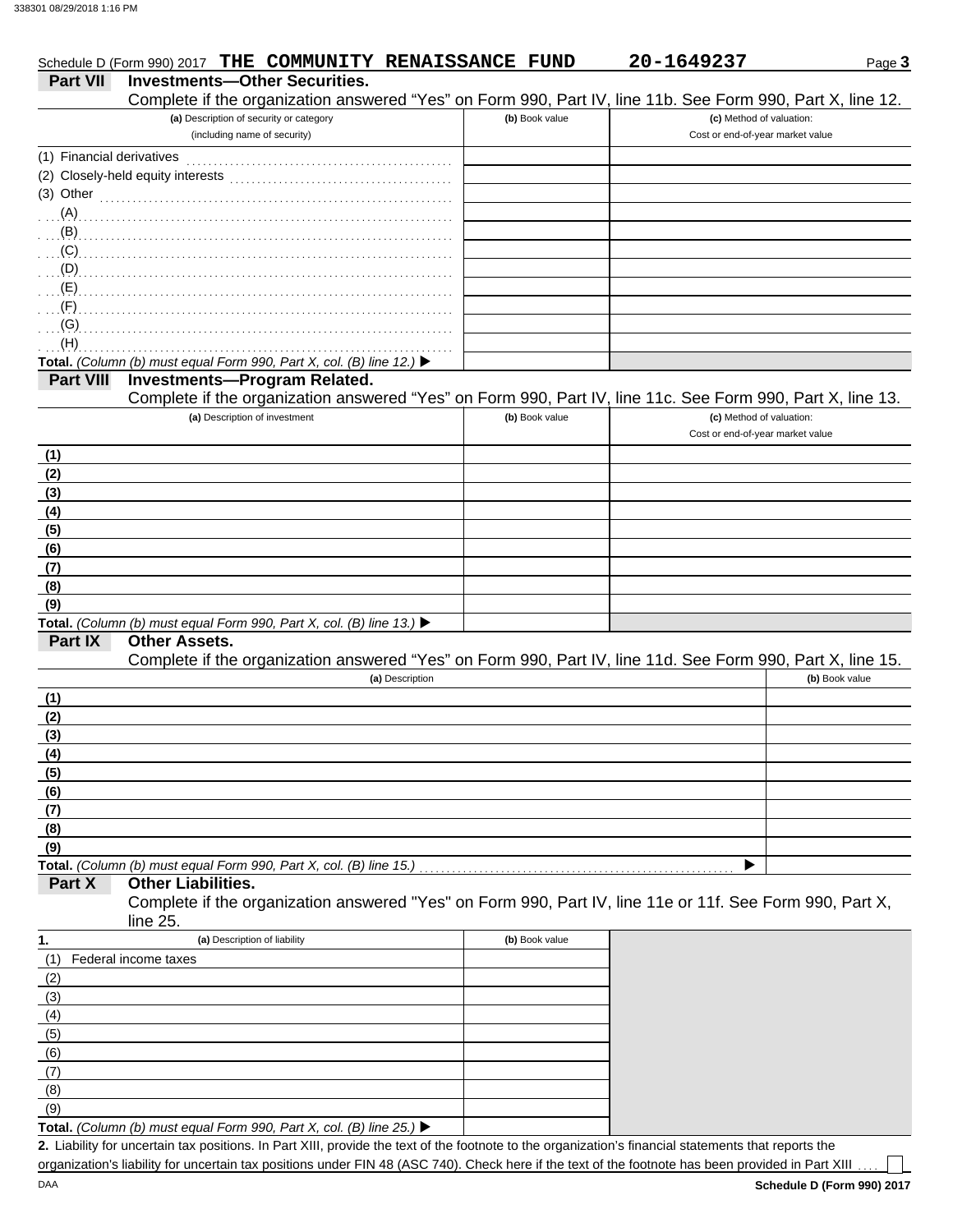Schedule D (Form 990) 2017 **THE COMMUNITY RENAISSANCE FUND** **20-1649237** Page **3**

## Part VII Investments—Other Securities.

Complete if the organization answered "Yes" on Form 990, Part IV, line 11b. See Form 990, Part X, line 12.

| (a) Description of security or category (including name of security) | (b) Book value | (c) Method of valuation: Cost or end-of-year market value |
|---|---|---|
| (1) Financial derivatives | | |
| (2) Closely-held equity interests | | |
| (3) Other | | |
| (A) | | |
| (B) | | |
| (C) | | |
| (D) | | |
| (E) | | |
| (F) | | |
| (G) | | |
| (H) | | |
| **Total.** *(Column (b) must equal Form 990, Part X, col. (B) line 12.)* ▶ | | |

## Part VIII Investments—Program Related.

Complete if the organization answered "Yes" on Form 990, Part IV, line 11c. See Form 990, Part X, line 13.

| (a) Description of investment | (b) Book value | (c) Method of valuation: Cost or end-of-year market value |
|---|---|---|
| **(1)** | | |
| **(2)** | | |
| **(3)** | | |
| **(4)** | | |
| **(5)** | | |
| **(6)** | | |
| **(7)** | | |
| **(8)** | | |
| **(9)** | | |
| **Total.** *(Column (b) must equal Form 990, Part X, col. (B) line 13.)* ▶ | | |

## Part IX Other Assets.

Complete if the organization answered "Yes" on Form 990, Part IV, line 11d. See Form 990, Part X, line 15.

| (a) Description | (b) Book value |
|---|---|
| **(1)** | |
| **(2)** | |
| **(3)** | |
| **(4)** | |
| **(5)** | |
| **(6)** | |
| **(7)** | |
| **(8)** | |
| **(9)** | |
| **Total.** *(Column (b) must equal Form 990, Part X, col. (B) line 15.)* ▶ | |

## Part X Other Liabilities.

Complete if the organization answered "Yes" on Form 990, Part IV, line 11e or 11f. See Form 990, Part X, line 25.

| 1. (a) Description of liability | (b) Book value |
|---|---|
| (1) Federal income taxes | |
| (2) | |
| (3) | |
| (4) | |
| (5) | |
| (6) | |
| (7) | |
| (8) | |
| (9) | |
| **Total.** *(Column (b) must equal Form 990, Part X, col. (B) line 25.)* ▶ | |

**2.** Liability for uncertain tax positions. In Part XIII, provide the text of the footnote to the organization's financial statements that reports the organization's liability for uncertain tax positions under FIN 48 (ASC 740). Check here if the text of the footnote has been provided in Part XIII ☐

DAA **Schedule D (Form 990) 2017**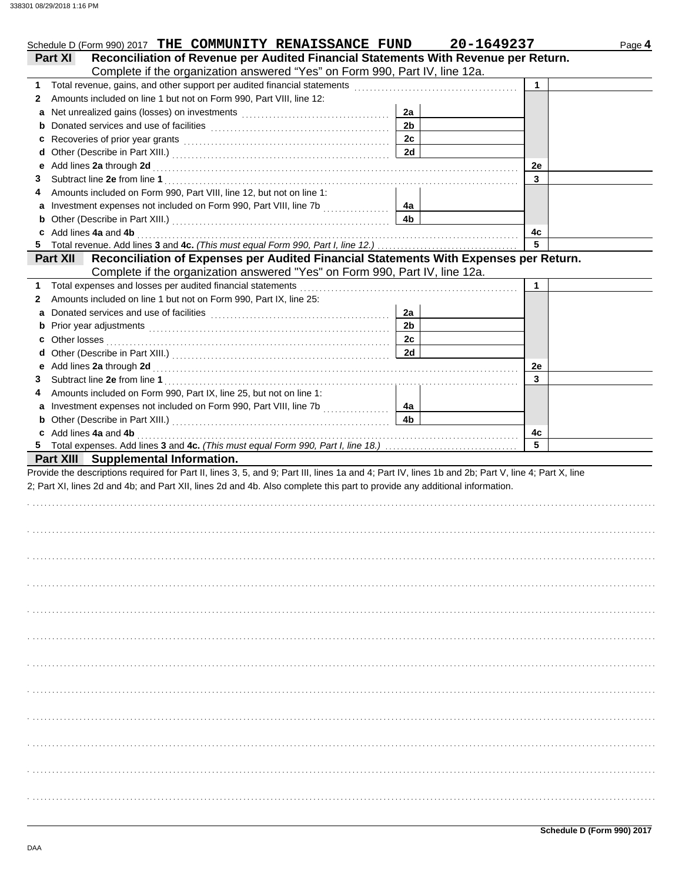Schedule D (Form 990) 2017 **THE COMMUNITY RENAISSANCE FUND** **20-1649237** Page **4**

## Part XI Reconciliation of Revenue per Audited Financial Statements With Revenue per Return.

Complete if the organization answered "Yes" on Form 990, Part IV, line 12a.

| | | | | | |
|---|---|---|---|---|---|
| 1 | Total revenue, gains, and other support per audited financial statements | | | 1 | |
| 2 | Amounts included on line 1 but not on Form 990, Part VIII, line 12: | | | | |
| a | Net unrealized gains (losses) on investments | 2a | | | |
| b | Donated services and use of facilities | 2b | | | |
| c | Recoveries of prior year grants | 2c | | | |
| d | Other (Describe in Part XIII.) | 2d | | | |
| e | Add lines **2a** through **2d** | | | 2e | |
| 3 | Subtract line **2e** from line **1** | | | 3 | |
| 4 | Amounts included on Form 990, Part VIII, line 12, but not on line 1: | | | | |
| a | Investment expenses not included on Form 990, Part VIII, line 7b | 4a | | | |
| b | Other (Describe in Part XIII.) | 4b | | | |
| c | Add lines **4a** and **4b** | | | 4c | |
| 5 | Total revenue. Add lines **3** and **4c.** *(This must equal Form 990, Part I, line 12.)* | | | 5 | |

## Part XII Reconciliation of Expenses per Audited Financial Statements With Expenses per Return.

Complete if the organization answered "Yes" on Form 990, Part IV, line 12a.

| | | | | | |
|---|---|---|---|---|---|
| 1 | Total expenses and losses per audited financial statements | | | 1 | |
| 2 | Amounts included on line 1 but not on Form 990, Part IX, line 25: | | | | |
| a | Donated services and use of facilities | 2a | | | |
| b | Prior year adjustments | 2b | | | |
| c | Other losses | 2c | | | |
| d | Other (Describe in Part XIII.) | 2d | | | |
| e | Add lines **2a** through **2d** | | | 2e | |
| 3 | Subtract line **2e** from line **1** | | | 3 | |
| 4 | Amounts included on Form 990, Part IX, line 25, but not on line 1: | | | | |
| a | Investment expenses not included on Form 990, Part VIII, line 7b | 4a | | | |
| b | Other (Describe in Part XIII.) | 4b | | | |
| c | Add lines **4a** and **4b** | | | 4c | |
| 5 | Total expenses. Add lines **3** and **4c.** *(This must equal Form 990, Part I, line 18.)* | | | 5 | |

## Part XIII Supplemental Information.

Provide the descriptions required for Part II, lines 3, 5, and 9; Part III, lines 1a and 4; Part IV, lines 1b and 2b; Part V, line 4; Part X, line 2; Part XI, lines 2d and 4b; and Part XII, lines 2d and 4b. Also complete this part to provide any additional information.

**Schedule D (Form 990) 2017**

DAA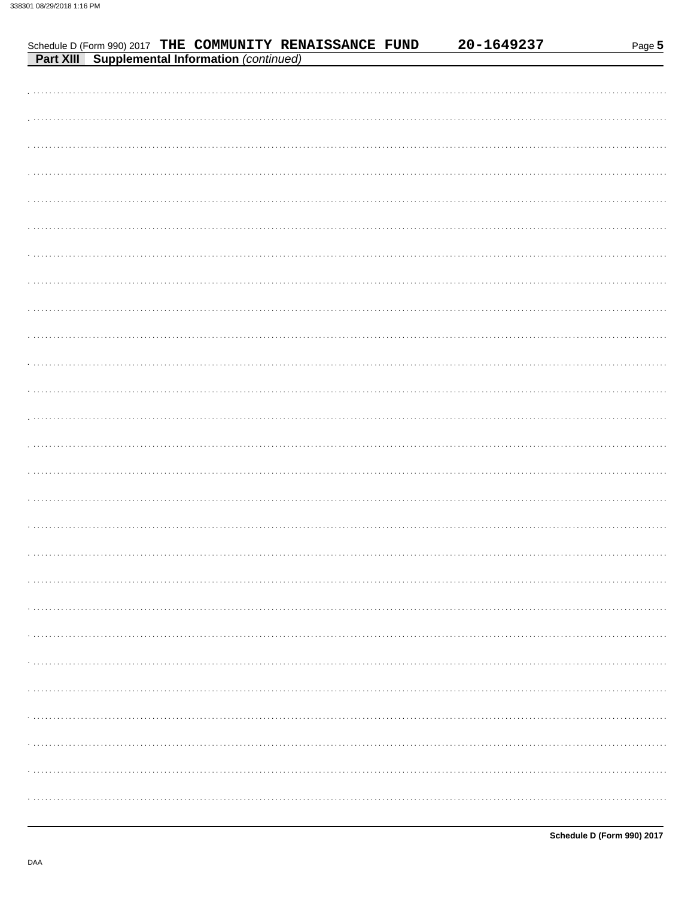Schedule D (Form 990) 2017 THE COMMUNITY RENAISSANCE FUND 20-1649237

**Part XIII Supplemental Information** *(continued)*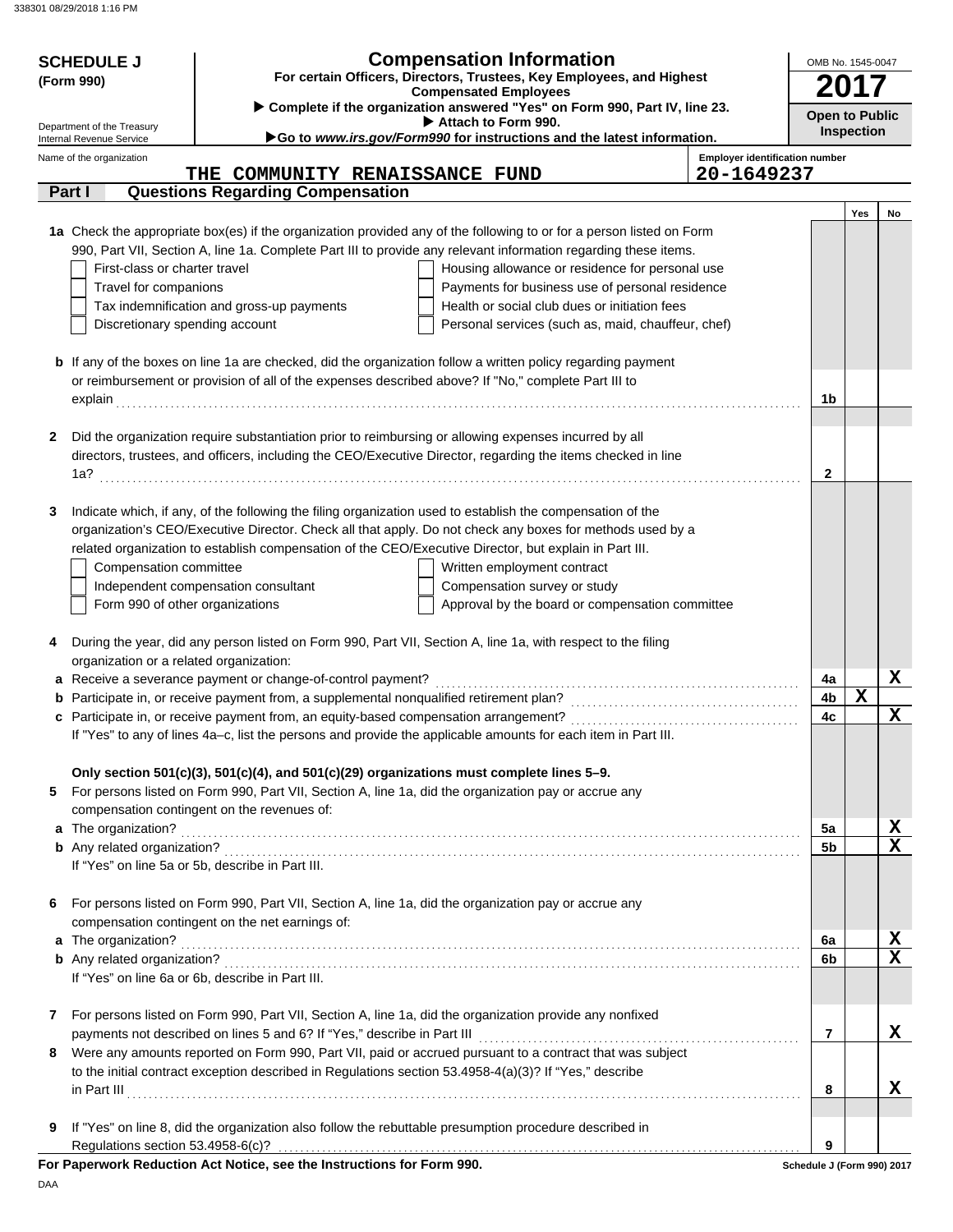**SCHEDULE J (Form 990)**

Department of the Treasury
Internal Revenue Service

# Compensation Information

**For certain Officers, Directors, Trustees, Key Employees, and Highest Compensated Employees**

▶ **Complete if the organization answered "Yes" on Form 990, Part IV, line 23.**
▶ **Attach to Form 990.**
▶**Go to *www.irs.gov/Form990* for instructions and the latest information.**

OMB No. 1545-0047

**2017**

**Open to Public Inspection**

Name of the organization: **THE COMMUNITY RENAISSANCE FUND**

Employer identification number: **20-1649237**

## Part I — Questions Regarding Compensation

| | | | Yes | No |
|---|---|---|---|---|
| **1a** | Check the appropriate box(es) if the organization provided any of the following to or for a person listed on Form 990, Part VII, Section A, line 1a. Complete Part III to provide any relevant information regarding these items.<br>☐ First-class or charter travel ☐ Housing allowance or residence for personal use<br>☐ Travel for companions ☐ Payments for business use of personal residence<br>☐ Tax indemnification and gross-up payments ☐ Health or social club dues or initiation fees<br>☐ Discretionary spending account ☐ Personal services (such as, maid, chauffeur, chef) | | | |
| **b** | If any of the boxes on line 1a are checked, did the organization follow a written policy regarding payment or reimbursement or provision of all of the expenses described above? If "No," complete Part III to explain | 1b | | |
| **2** | Did the organization require substantiation prior to reimbursing or allowing expenses incurred by all directors, trustees, and officers, including the CEO/Executive Director, regarding the items checked in line 1a? | 2 | | |
| **3** | Indicate which, if any, of the following the filing organization used to establish the compensation of the organization's CEO/Executive Director. Check all that apply. Do not check any boxes for methods used by a related organization to establish compensation of the CEO/Executive Director, but explain in Part III.<br>☐ Compensation committee ☐ Written employment contract<br>☐ Independent compensation consultant ☐ Compensation survey or study<br>☐ Form 990 of other organizations ☐ Approval by the board or compensation committee | | | |
| **4** | During the year, did any person listed on Form 990, Part VII, Section A, line 1a, with respect to the filing organization or a related organization: | | | |
| **a** | Receive a severance payment or change-of-control payment? | 4a | | X |
| **b** | Participate in, or receive payment from, a supplemental nonqualified retirement plan? | 4b | X | |
| **c** | Participate in, or receive payment from, an equity-based compensation arrangement? | 4c | | X |
| | If "Yes" to any of lines 4a–c, list the persons and provide the applicable amounts for each item in Part III. | | | |
| | **Only section 501(c)(3), 501(c)(4), and 501(c)(29) organizations must complete lines 5–9.** | | | |
| **5** | For persons listed on Form 990, Part VII, Section A, line 1a, did the organization pay or accrue any compensation contingent on the revenues of: | | | |
| **a** | The organization? | 5a | | X |
| **b** | Any related organization? | 5b | | X |
| | If "Yes" on line 5a or 5b, describe in Part III. | | | |
| **6** | For persons listed on Form 990, Part VII, Section A, line 1a, did the organization pay or accrue any compensation contingent on the net earnings of: | | | |
| **a** | The organization? | 6a | | X |
| **b** | Any related organization? | 6b | | X |
| | If "Yes" on line 6a or 6b, describe in Part III. | | | |
| **7** | For persons listed on Form 990, Part VII, Section A, line 1a, did the organization provide any nonfixed payments not described on lines 5 and 6? If "Yes," describe in Part III | 7 | | X |
| **8** | Were any amounts reported on Form 990, Part VII, paid or accrued pursuant to a contract that was subject to the initial contract exception described in Regulations section 53.4958-4(a)(3)? If "Yes," describe in Part III | 8 | | X |
| **9** | If "Yes" on line 8, did the organization also follow the rebuttable presumption procedure described in Regulations section 53.4958-6(c)? | 9 | | |

**For Paperwork Reduction Act Notice, see the Instructions for Form 990.**

Schedule J (Form 990) 2017

DAA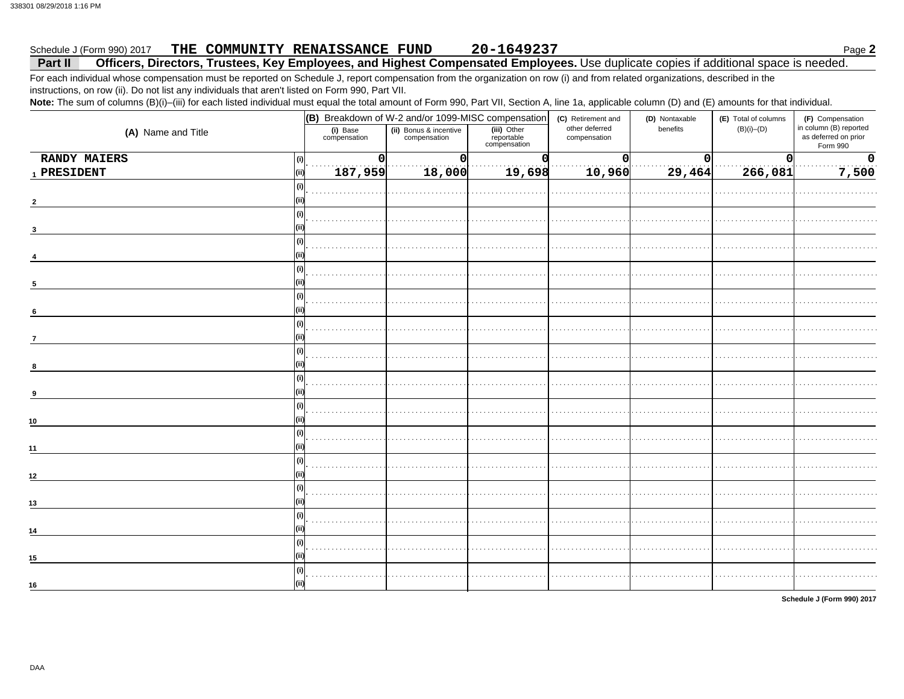Schedule J (Form 990) 2017 **THE COMMUNITY RENAISSANCE FUND 20-1649237** Page **2**

**Part II Officers, Directors, Trustees, Key Employees, and Highest Compensated Employees.** Use duplicate copies if additional space is needed.

For each individual whose compensation must be reported on Schedule J, report compensation from the organization on row (i) and from related organizations, described in the instructions, on row (ii). Do not list any individuals that aren't listed on Form 990, Part VII.

**Note:** The sum of columns (B)(i)–(iii) for each listed individual must equal the total amount of Form 990, Part VII, Section A, line 1a, applicable column (D) and (E) amounts for that individual.

| (A) Name and Title | | (B) Breakdown of W-2 and/or 1099-MISC compensation | | | (C) Retirement and other deferred compensation | (D) Nontaxable benefits | (E) Total of columns (B)(i)–(D) | (F) Compensation in column (B) reported as deferred on prior Form 990 |
|---|---|---|---|---|---|---|---|---|
| | | (i) Base compensation | (ii) Bonus & incentive compensation | (iii) Other reportable compensation | | | | |
| 1 RANDY MAIERS | (i) | 0 | 0 | 0 | 0 | 0 | 0 | 0 |
| PRESIDENT | (ii) | 187,959 | 18,000 | 19,698 | 10,960 | 29,464 | 266,081 | 7,500 |
| 2 | (i) | | | | | | | |
| | (ii) | | | | | | | |
| 3 | (i) | | | | | | | |
| | (ii) | | | | | | | |
| 4 | (i) | | | | | | | |
| | (ii) | | | | | | | |
| 5 | (i) | | | | | | | |
| | (ii) | | | | | | | |
| 6 | (i) | | | | | | | |
| | (ii) | | | | | | | |
| 7 | (i) | | | | | | | |
| | (ii) | | | | | | | |
| 8 | (i) | | | | | | | |
| | (ii) | | | | | | | |
| 9 | (i) | | | | | | | |
| | (ii) | | | | | | | |
| 10 | (i) | | | | | | | |
| | (ii) | | | | | | | |
| 11 | (i) | | | | | | | |
| | (ii) | | | | | | | |
| 12 | (i) | | | | | | | |
| | (ii) | | | | | | | |
| 13 | (i) | | | | | | | |
| | (ii) | | | | | | | |
| 14 | (i) | | | | | | | |
| | (ii) | | | | | | | |
| 15 | (i) | | | | | | | |
| | (ii) | | | | | | | |
| 16 | (i) | | | | | | | |
| | (ii) | | | | | | | |

**Schedule J (Form 990) 2017**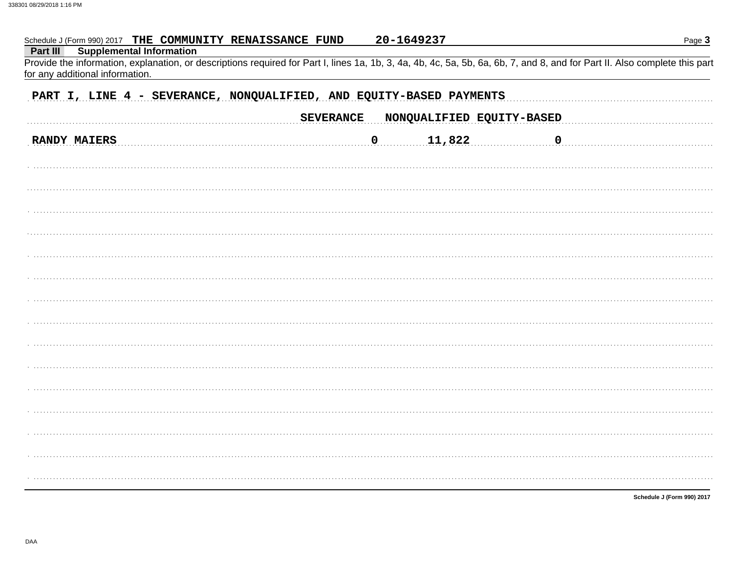Schedule J (Form 990) 2017 **THE COMMUNITY RENAISSANCE FUND** **20-1649237**

**Part III** **Supplemental Information**

Provide the information, explanation, or descriptions required for Part I, lines 1a, 1b, 3, 4a, 4b, 4c, 5a, 5b, 6a, 6b, 7, and 8, and for Part II. Also complete this part for any additional information.

**PART I, LINE 4 - SEVERANCE, NONQUALIFIED, AND EQUITY-BASED PAYMENTS**

| | SEVERANCE | NONQUALIFIED | EQUITY-BASED |
|---|---|---|---|
| RANDY MAIERS | 0 | 11,822 | 0 |

Schedule J (Form 990) 2017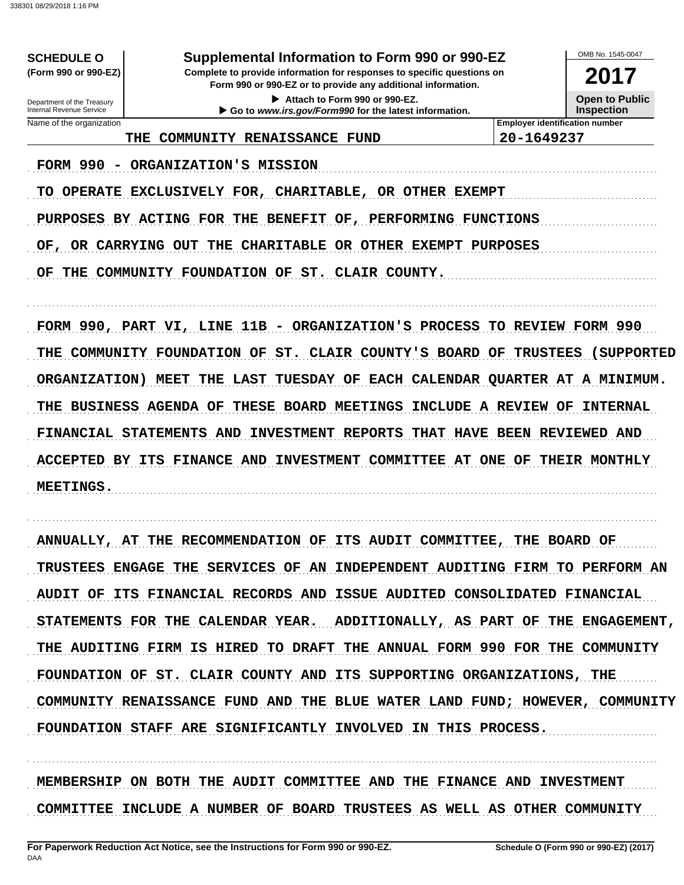**SCHEDULE O** (Form 990 or 990-EZ)

Department of the Treasury
Internal Revenue Service

# Supplemental Information to Form 990 or 990-EZ

**Complete to provide information for responses to specific questions on Form 990 or 990-EZ or to provide any additional information.**

▶ Attach to Form 990 or 990-EZ.
▶ Go to *www.irs.gov/Form990* for the latest information.

OMB No. 1545-0047

**2017**

**Open to Public Inspection**

| Name of the organization | Employer identification number |
|---|---|
| THE COMMUNITY RENAISSANCE FUND | 20-1649237 |

FORM 990 - ORGANIZATION'S MISSION

TO OPERATE EXCLUSIVELY FOR, CHARITABLE, OR OTHER EXEMPT PURPOSES BY ACTING FOR THE BENEFIT OF, PERFORMING FUNCTIONS OF, OR CARRYING OUT THE CHARITABLE OR OTHER EXEMPT PURPOSES OF THE COMMUNITY FOUNDATION OF ST. CLAIR COUNTY.

FORM 990, PART VI, LINE 11B - ORGANIZATION'S PROCESS TO REVIEW FORM 990

THE COMMUNITY FOUNDATION OF ST. CLAIR COUNTY'S BOARD OF TRUSTEES (SUPPORTED ORGANIZATION) MEET THE LAST TUESDAY OF EACH CALENDAR QUARTER AT A MINIMUM. THE BUSINESS AGENDA OF THESE BOARD MEETINGS INCLUDE A REVIEW OF INTERNAL FINANCIAL STATEMENTS AND INVESTMENT REPORTS THAT HAVE BEEN REVIEWED AND ACCEPTED BY ITS FINANCE AND INVESTMENT COMMITTEE AT ONE OF THEIR MONTHLY MEETINGS.

ANNUALLY, AT THE RECOMMENDATION OF ITS AUDIT COMMITTEE, THE BOARD OF TRUSTEES ENGAGE THE SERVICES OF AN INDEPENDENT AUDITING FIRM TO PERFORM AN AUDIT OF ITS FINANCIAL RECORDS AND ISSUE AUDITED CONSOLIDATED FINANCIAL STATEMENTS FOR THE CALENDAR YEAR. ADDITIONALLY, AS PART OF THE ENGAGEMENT, THE AUDITING FIRM IS HIRED TO DRAFT THE ANNUAL FORM 990 FOR THE COMMUNITY FOUNDATION OF ST. CLAIR COUNTY AND ITS SUPPORTING ORGANIZATIONS, THE COMMUNITY RENAISSANCE FUND AND THE BLUE WATER LAND FUND; HOWEVER, COMMUNITY FOUNDATION STAFF ARE SIGNIFICANTLY INVOLVED IN THIS PROCESS.

MEMBERSHIP ON BOTH THE AUDIT COMMITTEE AND THE FINANCE AND INVESTMENT COMMITTEE INCLUDE A NUMBER OF BOARD TRUSTEES AS WELL AS OTHER COMMUNITY

For Paperwork Reduction Act Notice, see the Instructions for Form 990 or 990-EZ. Schedule O (Form 990 or 990-EZ) (2017)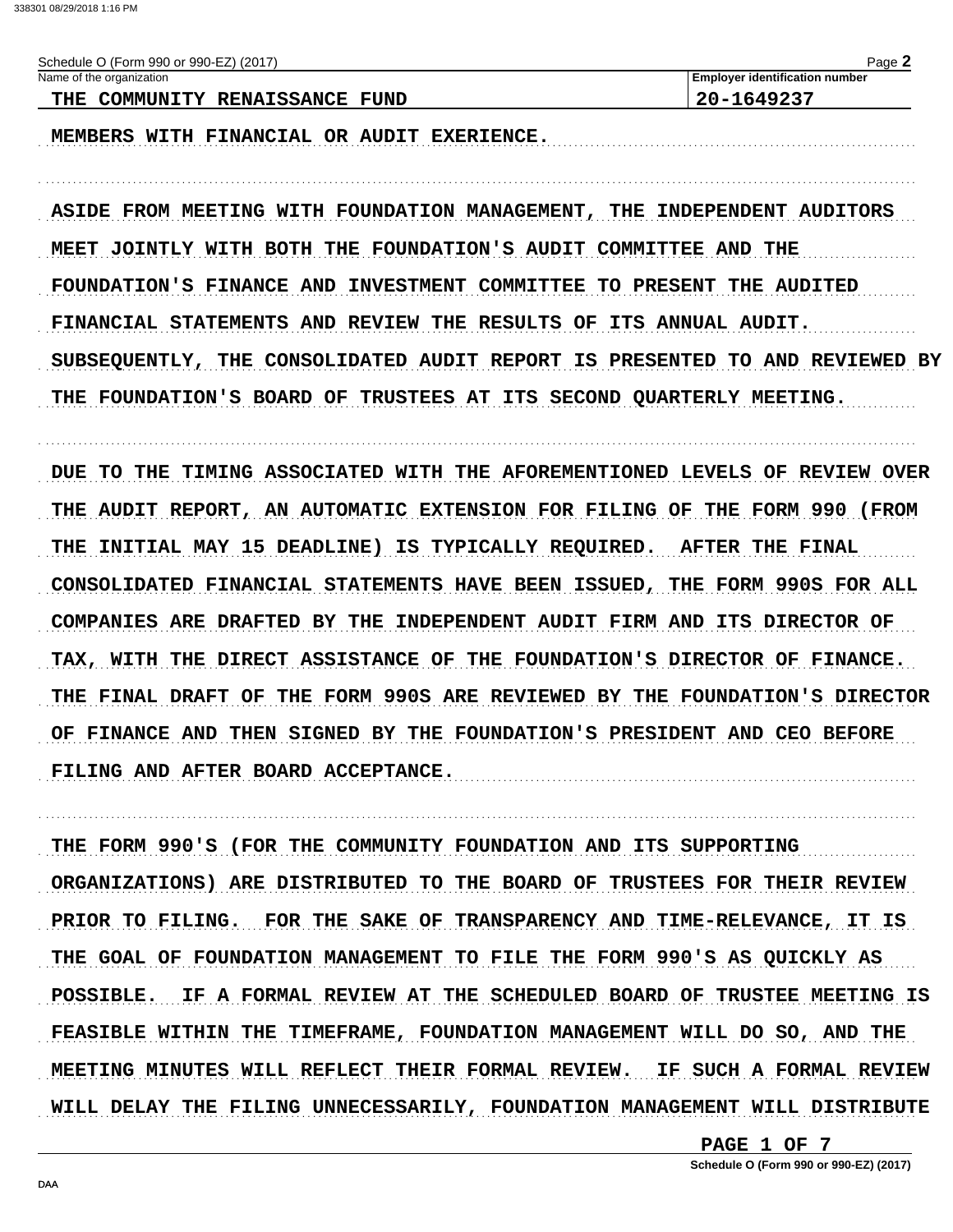Schedule O (Form 990 or 990-EZ) (2017)

| Name of the organization | Employer identification number |
| --- | --- |
| THE COMMUNITY RENAISSANCE FUND | 20-1649237 |

MEMBERS WITH FINANCIAL OR AUDIT EXERIENCE.

ASIDE FROM MEETING WITH FOUNDATION MANAGEMENT, THE INDEPENDENT AUDITORS MEET JOINTLY WITH BOTH THE FOUNDATION'S AUDIT COMMITTEE AND THE FOUNDATION'S FINANCE AND INVESTMENT COMMITTEE TO PRESENT THE AUDITED FINANCIAL STATEMENTS AND REVIEW THE RESULTS OF ITS ANNUAL AUDIT. SUBSEQUENTLY, THE CONSOLIDATED AUDIT REPORT IS PRESENTED TO AND REVIEWED BY THE FOUNDATION'S BOARD OF TRUSTEES AT ITS SECOND QUARTERLY MEETING.

DUE TO THE TIMING ASSOCIATED WITH THE AFOREMENTIONED LEVELS OF REVIEW OVER THE AUDIT REPORT, AN AUTOMATIC EXTENSION FOR FILING OF THE FORM 990 (FROM THE INITIAL MAY 15 DEADLINE) IS TYPICALLY REQUIRED. AFTER THE FINAL CONSOLIDATED FINANCIAL STATEMENTS HAVE BEEN ISSUED, THE FORM 990S FOR ALL COMPANIES ARE DRAFTED BY THE INDEPENDENT AUDIT FIRM AND ITS DIRECTOR OF TAX, WITH THE DIRECT ASSISTANCE OF THE FOUNDATION'S DIRECTOR OF FINANCE. THE FINAL DRAFT OF THE FORM 990S ARE REVIEWED BY THE FOUNDATION'S DIRECTOR OF FINANCE AND THEN SIGNED BY THE FOUNDATION'S PRESIDENT AND CEO BEFORE FILING AND AFTER BOARD ACCEPTANCE.

THE FORM 990'S (FOR THE COMMUNITY FOUNDATION AND ITS SUPPORTING ORGANIZATIONS) ARE DISTRIBUTED TO THE BOARD OF TRUSTEES FOR THEIR REVIEW PRIOR TO FILING. FOR THE SAKE OF TRANSPARENCY AND TIME-RELEVANCE, IT IS THE GOAL OF FOUNDATION MANAGEMENT TO FILE THE FORM 990'S AS QUICKLY AS POSSIBLE. IF A FORMAL REVIEW AT THE SCHEDULED BOARD OF TRUSTEE MEETING IS FEASIBLE WITHIN THE TIMEFRAME, FOUNDATION MANAGEMENT WILL DO SO, AND THE MEETING MINUTES WILL REFLECT THEIR FORMAL REVIEW. IF SUCH A FORMAL REVIEW WILL DELAY THE FILING UNNECESSARILY, FOUNDATION MANAGEMENT WILL DISTRIBUTE

PAGE 1 OF 7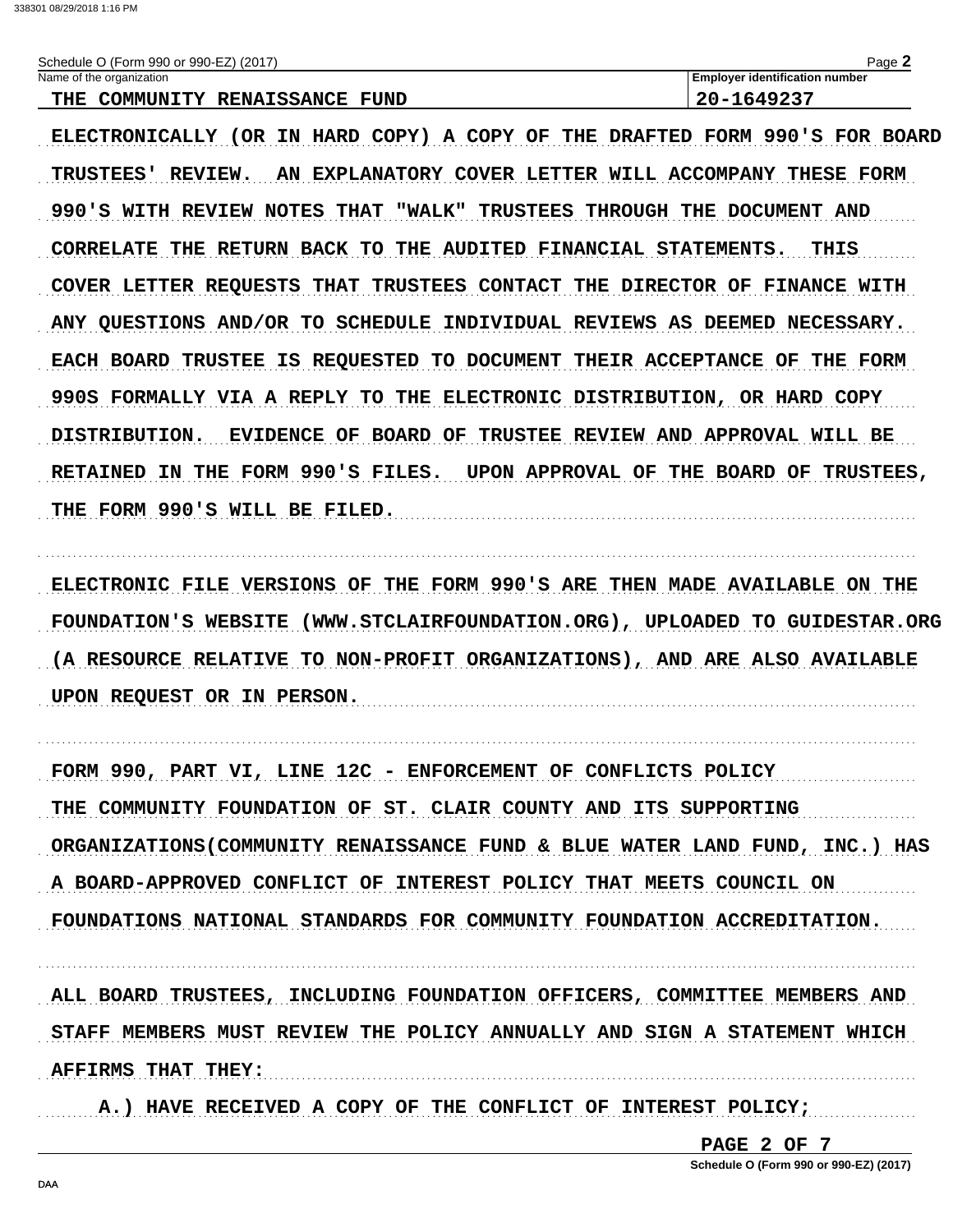Schedule O (Form 990 or 990-EZ) (2017)

| Name of the organization | Employer identification number |
| --- | --- |
| THE COMMUNITY RENAISSANCE FUND | 20-1649237 |

ELECTRONICALLY (OR IN HARD COPY) A COPY OF THE DRAFTED FORM 990'S FOR BOARD TRUSTEES' REVIEW. AN EXPLANATORY COVER LETTER WILL ACCOMPANY THESE FORM 990'S WITH REVIEW NOTES THAT "WALK" TRUSTEES THROUGH THE DOCUMENT AND CORRELATE THE RETURN BACK TO THE AUDITED FINANCIAL STATEMENTS. THIS COVER LETTER REQUESTS THAT TRUSTEES CONTACT THE DIRECTOR OF FINANCE WITH ANY QUESTIONS AND/OR TO SCHEDULE INDIVIDUAL REVIEWS AS DEEMED NECESSARY. EACH BOARD TRUSTEE IS REQUESTED TO DOCUMENT THEIR ACCEPTANCE OF THE FORM 990S FORMALLY VIA A REPLY TO THE ELECTRONIC DISTRIBUTION, OR HARD COPY DISTRIBUTION. EVIDENCE OF BOARD OF TRUSTEE REVIEW AND APPROVAL WILL BE RETAINED IN THE FORM 990'S FILES. UPON APPROVAL OF THE BOARD OF TRUSTEES, THE FORM 990'S WILL BE FILED.

ELECTRONIC FILE VERSIONS OF THE FORM 990'S ARE THEN MADE AVAILABLE ON THE FOUNDATION'S WEBSITE (WWW.STCLAIRFOUNDATION.ORG), UPLOADED TO GUIDESTAR.ORG (A RESOURCE RELATIVE TO NON-PROFIT ORGANIZATIONS), AND ARE ALSO AVAILABLE UPON REQUEST OR IN PERSON.

FORM 990, PART VI, LINE 12C - ENFORCEMENT OF CONFLICTS POLICY

THE COMMUNITY FOUNDATION OF ST. CLAIR COUNTY AND ITS SUPPORTING ORGANIZATIONS(COMMUNITY RENAISSANCE FUND & BLUE WATER LAND FUND, INC.) HAS A BOARD-APPROVED CONFLICT OF INTEREST POLICY THAT MEETS COUNCIL ON FOUNDATIONS NATIONAL STANDARDS FOR COMMUNITY FOUNDATION ACCREDITATION.

ALL BOARD TRUSTEES, INCLUDING FOUNDATION OFFICERS, COMMITTEE MEMBERS AND STAFF MEMBERS MUST REVIEW THE POLICY ANNUALLY AND SIGN A STATEMENT WHICH AFFIRMS THAT THEY:

A.) HAVE RECEIVED A COPY OF THE CONFLICT OF INTEREST POLICY;

PAGE 2 OF 7

Schedule O (Form 990 or 990-EZ) (2017)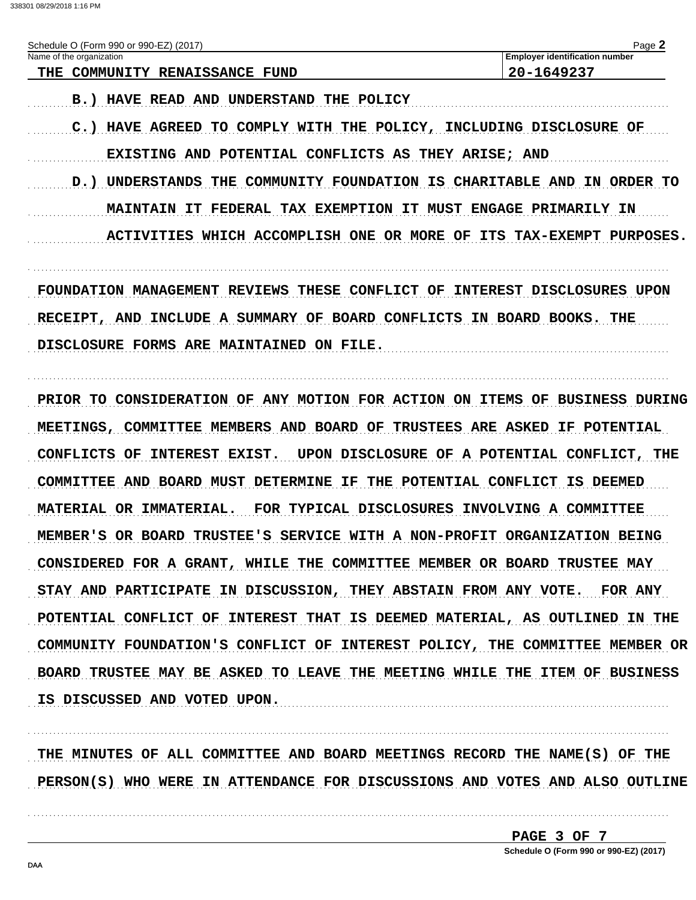Schedule O (Form 990 or 990-EZ) (2017) Page **2**

| Name of the organization | Employer identification number |
| --- | --- |
| THE COMMUNITY RENAISSANCE FUND | 20-1649237 |

B.) HAVE READ AND UNDERSTAND THE POLICY

C.) HAVE AGREED TO COMPLY WITH THE POLICY, INCLUDING DISCLOSURE OF EXISTING AND POTENTIAL CONFLICTS AS THEY ARISE; AND

D.) UNDERSTANDS THE COMMUNITY FOUNDATION IS CHARITABLE AND IN ORDER TO MAINTAIN IT FEDERAL TAX EXEMPTION IT MUST ENGAGE PRIMARILY IN ACTIVITIES WHICH ACCOMPLISH ONE OR MORE OF ITS TAX-EXEMPT PURPOSES.

FOUNDATION MANAGEMENT REVIEWS THESE CONFLICT OF INTEREST DISCLOSURES UPON RECEIPT, AND INCLUDE A SUMMARY OF BOARD CONFLICTS IN BOARD BOOKS. THE DISCLOSURE FORMS ARE MAINTAINED ON FILE.

PRIOR TO CONSIDERATION OF ANY MOTION FOR ACTION ON ITEMS OF BUSINESS DURING MEETINGS, COMMITTEE MEMBERS AND BOARD OF TRUSTEES ARE ASKED IF POTENTIAL CONFLICTS OF INTEREST EXIST. UPON DISCLOSURE OF A POTENTIAL CONFLICT, THE COMMITTEE AND BOARD MUST DETERMINE IF THE POTENTIAL CONFLICT IS DEEMED MATERIAL OR IMMATERIAL. FOR TYPICAL DISCLOSURES INVOLVING A COMMITTEE MEMBER'S OR BOARD TRUSTEE'S SERVICE WITH A NON-PROFIT ORGANIZATION BEING CONSIDERED FOR A GRANT, WHILE THE COMMITTEE MEMBER OR BOARD TRUSTEE MAY STAY AND PARTICIPATE IN DISCUSSION, THEY ABSTAIN FROM ANY VOTE. FOR ANY POTENTIAL CONFLICT OF INTEREST THAT IS DEEMED MATERIAL, AS OUTLINED IN THE COMMUNITY FOUNDATION'S CONFLICT OF INTEREST POLICY, THE COMMITTEE MEMBER OR BOARD TRUSTEE MAY BE ASKED TO LEAVE THE MEETING WHILE THE ITEM OF BUSINESS IS DISCUSSED AND VOTED UPON.

THE MINUTES OF ALL COMMITTEE AND BOARD MEETINGS RECORD THE NAME(S) OF THE PERSON(S) WHO WERE IN ATTENDANCE FOR DISCUSSIONS AND VOTES AND ALSO OUTLINE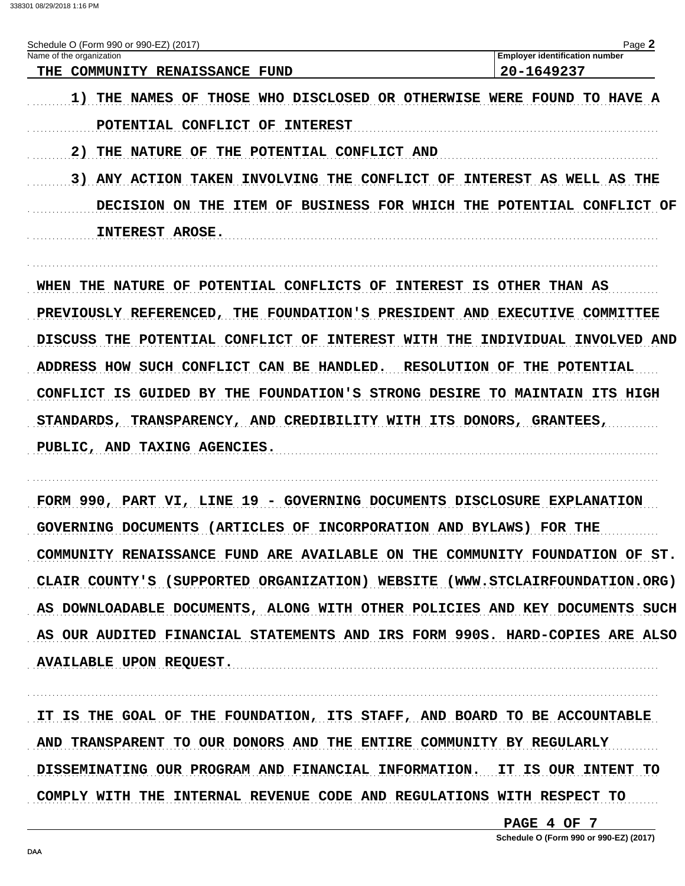Schedule O (Form 990 or 990-EZ) (2017)

| Name of the organization | Employer identification number |
| --- | --- |
| THE COMMUNITY RENAISSANCE FUND | 20-1649237 |

1) THE NAMES OF THOSE WHO DISCLOSED OR OTHERWISE WERE FOUND TO HAVE A POTENTIAL CONFLICT OF INTEREST

2) THE NATURE OF THE POTENTIAL CONFLICT AND

3) ANY ACTION TAKEN INVOLVING THE CONFLICT OF INTEREST AS WELL AS THE DECISION ON THE ITEM OF BUSINESS FOR WHICH THE POTENTIAL CONFLICT OF INTEREST AROSE.

WHEN THE NATURE OF POTENTIAL CONFLICTS OF INTEREST IS OTHER THAN AS PREVIOUSLY REFERENCED, THE FOUNDATION'S PRESIDENT AND EXECUTIVE COMMITTEE DISCUSS THE POTENTIAL CONFLICT OF INTEREST WITH THE INDIVIDUAL INVOLVED AND ADDRESS HOW SUCH CONFLICT CAN BE HANDLED. RESOLUTION OF THE POTENTIAL CONFLICT IS GUIDED BY THE FOUNDATION'S STRONG DESIRE TO MAINTAIN ITS HIGH STANDARDS, TRANSPARENCY, AND CREDIBILITY WITH ITS DONORS, GRANTEES, PUBLIC, AND TAXING AGENCIES.

FORM 990, PART VI, LINE 19 - GOVERNING DOCUMENTS DISCLOSURE EXPLANATION

GOVERNING DOCUMENTS (ARTICLES OF INCORPORATION AND BYLAWS) FOR THE COMMUNITY RENAISSANCE FUND ARE AVAILABLE ON THE COMMUNITY FOUNDATION OF ST. CLAIR COUNTY'S (SUPPORTED ORGANIZATION) WEBSITE (WWW.STCLAIRFOUNDATION.ORG) AS DOWNLOADABLE DOCUMENTS, ALONG WITH OTHER POLICIES AND KEY DOCUMENTS SUCH AS OUR AUDITED FINANCIAL STATEMENTS AND IRS FORM 990S. HARD-COPIES ARE ALSO AVAILABLE UPON REQUEST.

IT IS THE GOAL OF THE FOUNDATION, ITS STAFF, AND BOARD TO BE ACCOUNTABLE AND TRANSPARENT TO OUR DONORS AND THE ENTIRE COMMUNITY BY REGULARLY DISSEMINATING OUR PROGRAM AND FINANCIAL INFORMATION. IT IS OUR INTENT TO COMPLY WITH THE INTERNAL REVENUE CODE AND REGULATIONS WITH RESPECT TO

Schedule O (Form 990 or 990-EZ) (2017)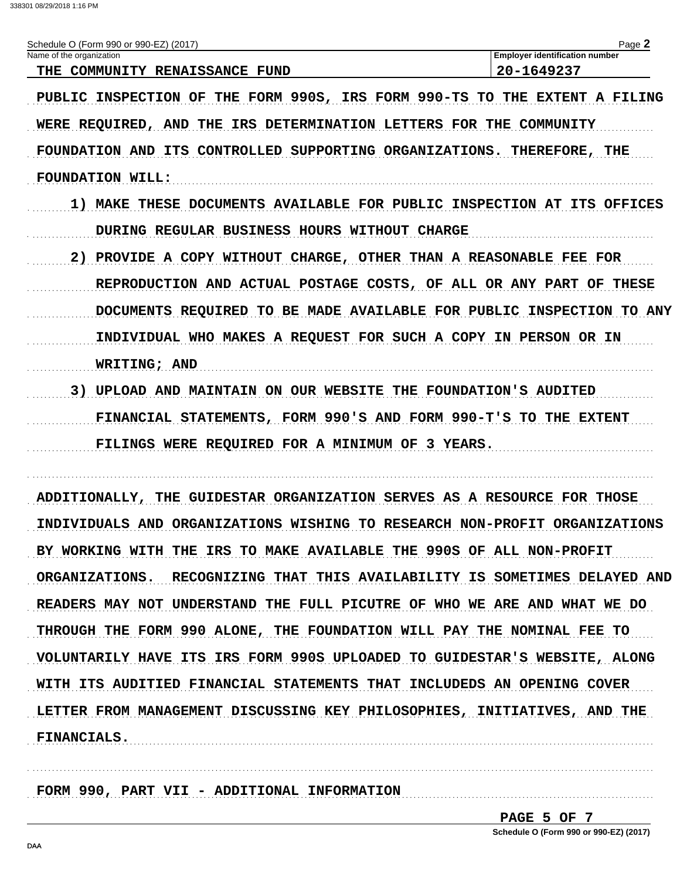Schedule O (Form 990 or 990-EZ) (2017) Page **2**

| Name of the organization | Employer identification number |
|---|---|
| THE COMMUNITY RENAISSANCE FUND | 20-1649237 |

PUBLIC INSPECTION OF THE FORM 990S, IRS FORM 990-TS TO THE EXTENT A FILING WERE REQUIRED, AND THE IRS DETERMINATION LETTERS FOR THE COMMUNITY FOUNDATION AND ITS CONTROLLED SUPPORTING ORGANIZATIONS. THEREFORE, THE FOUNDATION WILL:

1) MAKE THESE DOCUMENTS AVAILABLE FOR PUBLIC INSPECTION AT ITS OFFICES DURING REGULAR BUSINESS HOURS WITHOUT CHARGE
2) PROVIDE A COPY WITHOUT CHARGE, OTHER THAN A REASONABLE FEE FOR REPRODUCTION AND ACTUAL POSTAGE COSTS, OF ALL OR ANY PART OF THESE DOCUMENTS REQUIRED TO BE MADE AVAILABLE FOR PUBLIC INSPECTION TO ANY INDIVIDUAL WHO MAKES A REQUEST FOR SUCH A COPY IN PERSON OR IN WRITING; AND
3) UPLOAD AND MAINTAIN ON OUR WEBSITE THE FOUNDATION'S AUDITED FINANCIAL STATEMENTS, FORM 990'S AND FORM 990-T'S TO THE EXTENT FILINGS WERE REQUIRED FOR A MINIMUM OF 3 YEARS.

ADDITIONALLY, THE GUIDESTAR ORGANIZATION SERVES AS A RESOURCE FOR THOSE INDIVIDUALS AND ORGANIZATIONS WISHING TO RESEARCH NON-PROFIT ORGANIZATIONS BY WORKING WITH THE IRS TO MAKE AVAILABLE THE 990S OF ALL NON-PROFIT ORGANIZATIONS. RECOGNIZING THAT THIS AVAILABILITY IS SOMETIMES DELAYED AND READERS MAY NOT UNDERSTAND THE FULL PICUTRE OF WHO WE ARE AND WHAT WE DO THROUGH THE FORM 990 ALONE, THE FOUNDATION WILL PAY THE NOMINAL FEE TO VOLUNTARILY HAVE ITS IRS FORM 990S UPLOADED TO GUIDESTAR'S WEBSITE, ALONG WITH ITS AUDITIED FINANCIAL STATEMENTS THAT INCLUDEDS AN OPENING COVER LETTER FROM MANAGEMENT DISCUSSING KEY PHILOSOPHIES, INITIATIVES, AND THE FINANCIALS.

FORM 990, PART VII - ADDITIONAL INFORMATION

Schedule O (Form 990 or 990-EZ) (2017)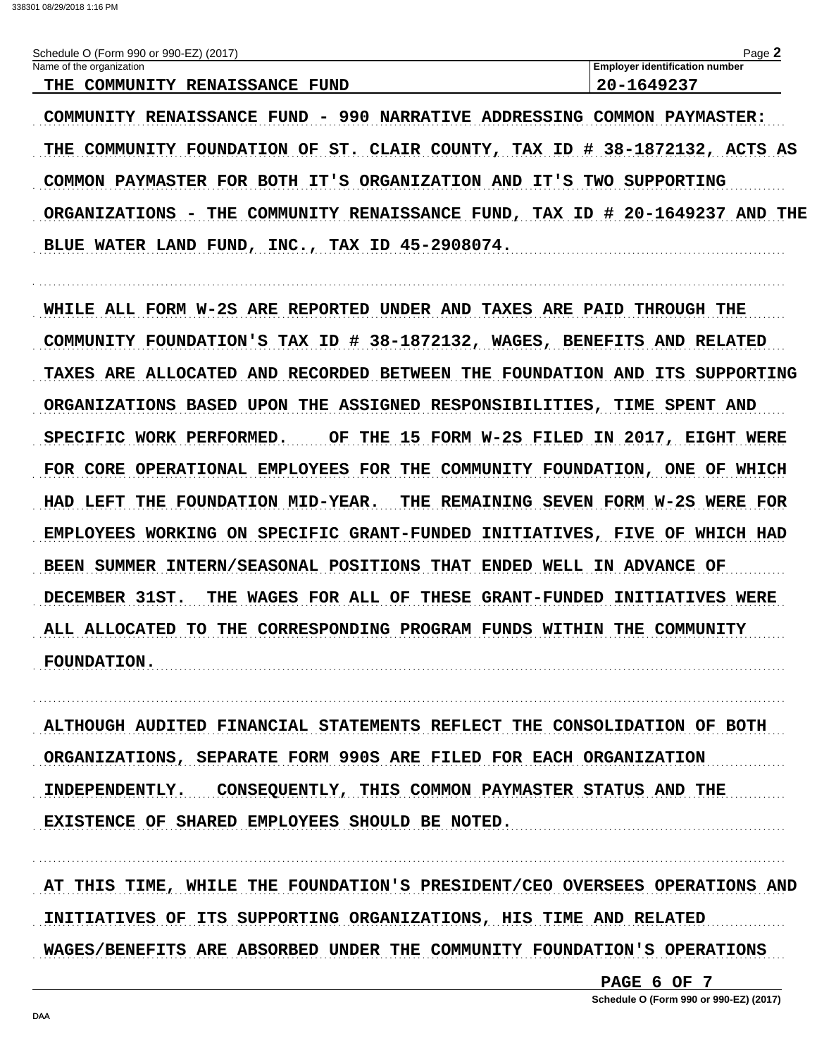Schedule O (Form 990 or 990-EZ) (2017)

| Name of the organization | Employer identification number |
| --- | --- |
| THE COMMUNITY RENAISSANCE FUND | 20-1649237 |

COMMUNITY RENAISSANCE FUND - 990 NARRATIVE ADDRESSING COMMON PAYMASTER: THE COMMUNITY FOUNDATION OF ST. CLAIR COUNTY, TAX ID # 38-1872132, ACTS AS COMMON PAYMASTER FOR BOTH IT'S ORGANIZATION AND IT'S TWO SUPPORTING ORGANIZATIONS - THE COMMUNITY RENAISSANCE FUND, TAX ID # 20-1649237 AND THE BLUE WATER LAND FUND, INC., TAX ID 45-2908074.

WHILE ALL FORM W-2S ARE REPORTED UNDER AND TAXES ARE PAID THROUGH THE COMMUNITY FOUNDATION'S TAX ID # 38-1872132, WAGES, BENEFITS AND RELATED TAXES ARE ALLOCATED AND RECORDED BETWEEN THE FOUNDATION AND ITS SUPPORTING ORGANIZATIONS BASED UPON THE ASSIGNED RESPONSIBILITIES, TIME SPENT AND SPECIFIC WORK PERFORMED. OF THE 15 FORM W-2S FILED IN 2017, EIGHT WERE FOR CORE OPERATIONAL EMPLOYEES FOR THE COMMUNITY FOUNDATION, ONE OF WHICH HAD LEFT THE FOUNDATION MID-YEAR. THE REMAINING SEVEN FORM W-2S WERE FOR EMPLOYEES WORKING ON SPECIFIC GRANT-FUNDED INITIATIVES, FIVE OF WHICH HAD BEEN SUMMER INTERN/SEASONAL POSITIONS THAT ENDED WELL IN ADVANCE OF DECEMBER 31ST. THE WAGES FOR ALL OF THESE GRANT-FUNDED INITIATIVES WERE ALL ALLOCATED TO THE CORRESPONDING PROGRAM FUNDS WITHIN THE COMMUNITY FOUNDATION.

ALTHOUGH AUDITED FINANCIAL STATEMENTS REFLECT THE CONSOLIDATION OF BOTH ORGANIZATIONS, SEPARATE FORM 990S ARE FILED FOR EACH ORGANIZATION INDEPENDENTLY. CONSEQUENTLY, THIS COMMON PAYMASTER STATUS AND THE EXISTENCE OF SHARED EMPLOYEES SHOULD BE NOTED.

AT THIS TIME, WHILE THE FOUNDATION'S PRESIDENT/CEO OVERSEES OPERATIONS AND INITIATIVES OF ITS SUPPORTING ORGANIZATIONS, HIS TIME AND RELATED WAGES/BENEFITS ARE ABSORBED UNDER THE COMMUNITY FOUNDATION'S OPERATIONS

Schedule O (Form 990 or 990-EZ) (2017)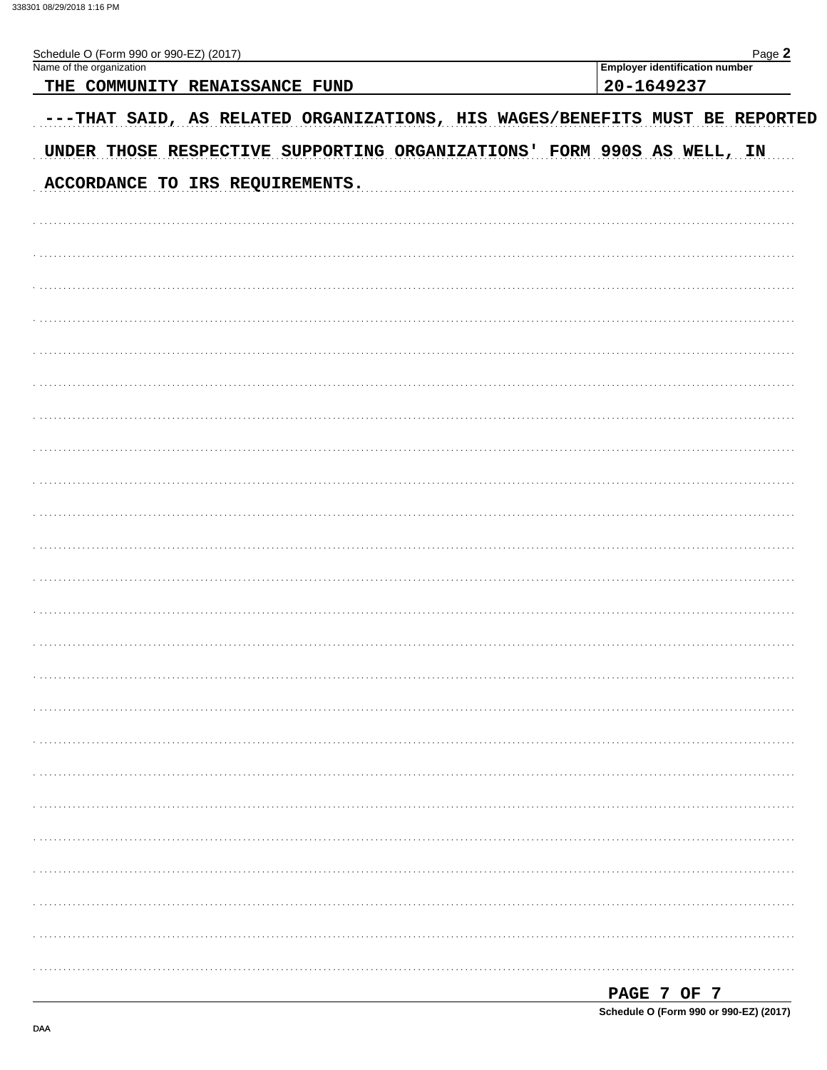Schedule O (Form 990 or 990-EZ) (2017) Page **2**

| Name of the organization | Employer identification number |
| --- | --- |
| THE COMMUNITY RENAISSANCE FUND | 20-1649237 |

---THAT SAID, AS RELATED ORGANIZATIONS, HIS WAGES/BENEFITS MUST BE REPORTED UNDER THOSE RESPECTIVE SUPPORTING ORGANIZATIONS' FORM 990S AS WELL, IN ACCORDANCE TO IRS REQUIREMENTS.

PAGE 7 OF 7

**Schedule O (Form 990 or 990-EZ) (2017)**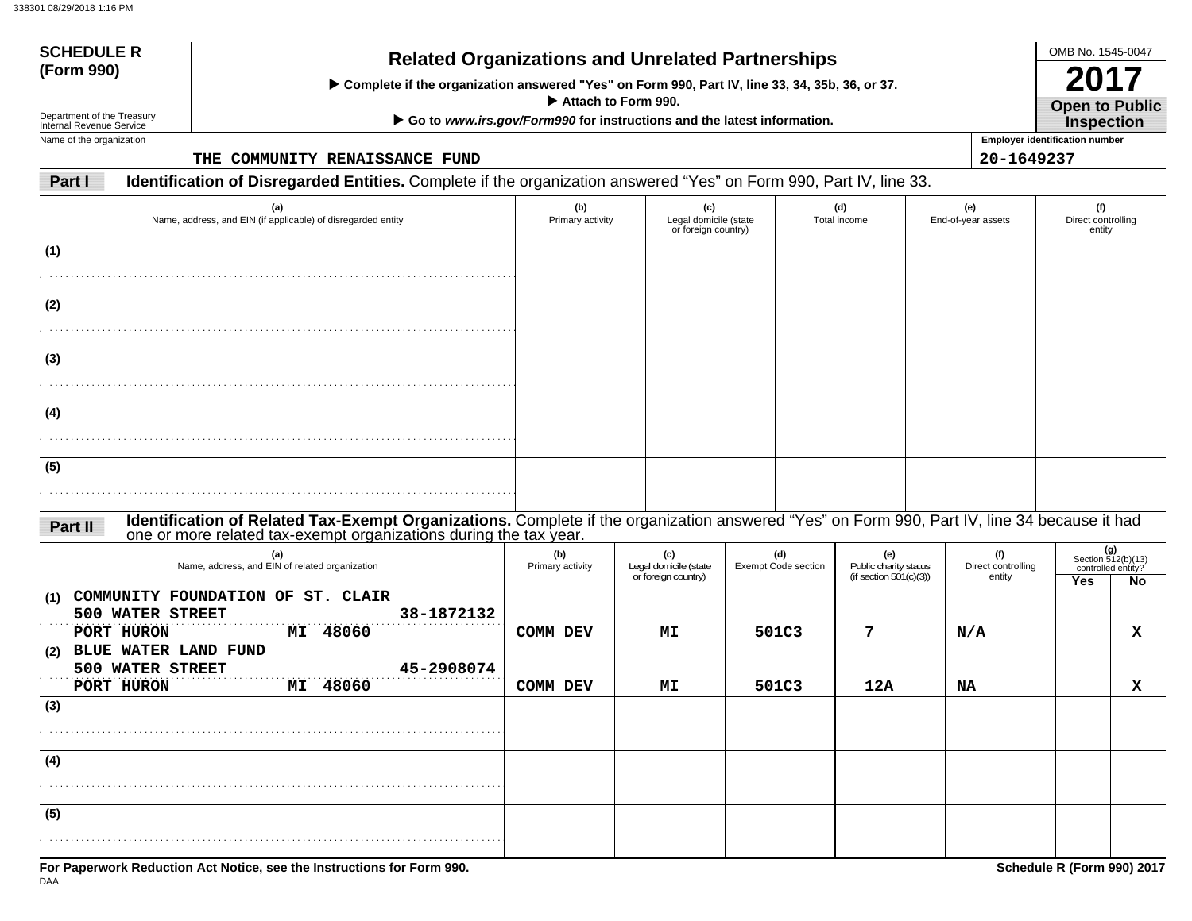338301 08/29/2018 1:16 PM

**SCHEDULE R (Form 990)**

Department of the Treasury
Internal Revenue Service

# Related Organizations and Unrelated Partnerships

▶ Complete if the organization answered "Yes" on Form 990, Part IV, line 33, 34, 35b, 36, or 37.
▶ Attach to Form 990.
▶ Go to *www.irs.gov/Form990* for instructions and the latest information.

OMB No. 1545-0047
**2017**
**Open to Public Inspection**

Name of the organization: THE COMMUNITY RENAISSANCE FUND

Employer identification number: 20-1649237

**Part I** **Identification of Disregarded Entities.** Complete if the organization answered "Yes" on Form 990, Part IV, line 33.

| (a) Name, address, and EIN (if applicable) of disregarded entity | (b) Primary activity | (c) Legal domicile (state or foreign country) | (d) Total income | (e) End-of-year assets | (f) Direct controlling entity |
|---|---|---|---|---|---|
| (1) | | | | | |
| (2) | | | | | |
| (3) | | | | | |
| (4) | | | | | |
| (5) | | | | | |

**Part II** **Identification of Related Tax-Exempt Organizations.** Complete if the organization answered "Yes" on Form 990, Part IV, line 34 because it had one or more related tax-exempt organizations during the tax year.

| (a) Name, address, and EIN of related organization | (b) Primary activity | (c) Legal domicile (state or foreign country) | (d) Exempt Code section | (e) Public charity status (if section 501(c)(3)) | (f) Direct controlling entity | (g) Section 512(b)(13) controlled entity? Yes | No |
|---|---|---|---|---|---|---|---|
| (1) COMMUNITY FOUNDATION OF ST. CLAIR<br>500 WATER STREET 38-1872132<br>PORT HURON MI 48060 | COMM DEV | MI | 501C3 | 7 | N/A | | X |
| (2) BLUE WATER LAND FUND<br>500 WATER STREET 45-2908074<br>PORT HURON MI 48060 | COMM DEV | MI | 501C3 | 12A | NA | | X |
| (3) | | | | | | | |
| (4) | | | | | | | |
| (5) | | | | | | | |

**For Paperwork Reduction Act Notice, see the Instructions for Form 990.**

DAA

**Schedule R (Form 990) 2017**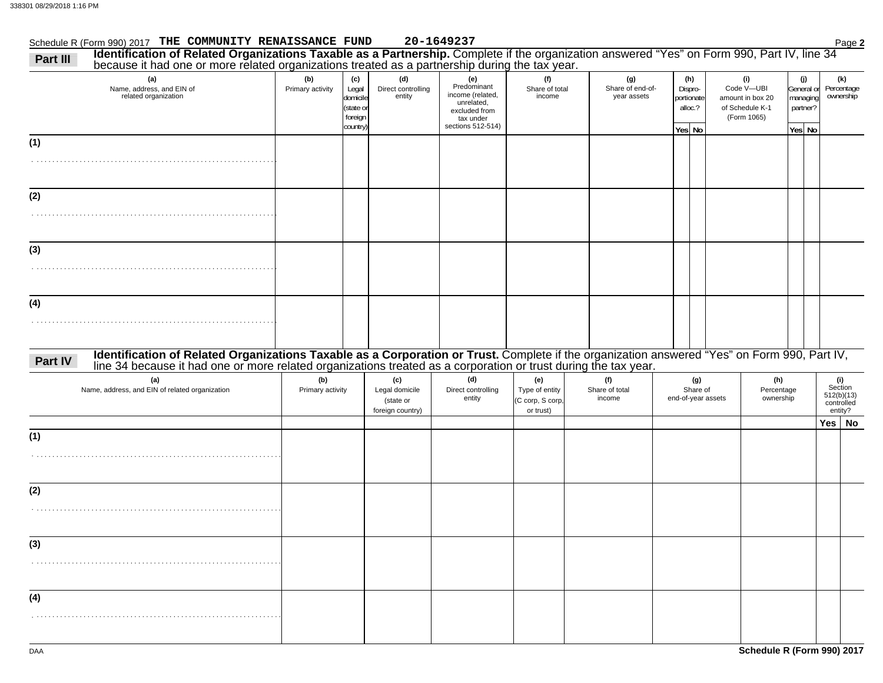Schedule R (Form 990) 2017 **THE COMMUNITY RENAISSANCE FUND** **20-1649237** Page **2**

**Part III** **Identification of Related Organizations Taxable as a Partnership.** Complete if the organization answered "Yes" on Form 990, Part IV, line 34 because it had one or more related organizations treated as a partnership during the tax year.

| (a) Name, address, and EIN of related organization | (b) Primary activity | (c) Legal domicile (state or foreign country) | (d) Direct controlling entity | (e) Predominant income (related, unrelated, excluded from tax under sections 512-514) | (f) Share of total income | (g) Share of end-of-year assets | (h) Disproportionate alloc.? Yes | (h) No | (i) Code V—UBI amount in box 20 of Schedule K-1 (Form 1065) | (j) General or managing partner? Yes | (j) No | (k) Percentage ownership |
|---|---|---|---|---|---|---|---|---|---|---|---|---|
| (1) | | | | | | | | | | | | |
| (2) | | | | | | | | | | | | |
| (3) | | | | | | | | | | | | |
| (4) | | | | | | | | | | | | |

**Part IV** **Identification of Related Organizations Taxable as a Corporation or Trust.** Complete if the organization answered "Yes" on Form 990, Part IV, line 34 because it had one or more related organizations treated as a corporation or trust during the tax year.

| (a) Name, address, and EIN of related organization | (b) Primary activity | (c) Legal domicile (state or foreign country) | (d) Direct controlling entity | (e) Type of entity (C corp, S corp, or trust) | (f) Share of total income | (g) Share of end-of-year assets | (h) Percentage ownership | (i) Section 512(b)(13) controlled entity? Yes | (i) No |
|---|---|---|---|---|---|---|---|---|---|
| (1) | | | | | | | | | |
| (2) | | | | | | | | | |
| (3) | | | | | | | | | |
| (4) | | | | | | | | | |

DAA **Schedule R (Form 990) 2017**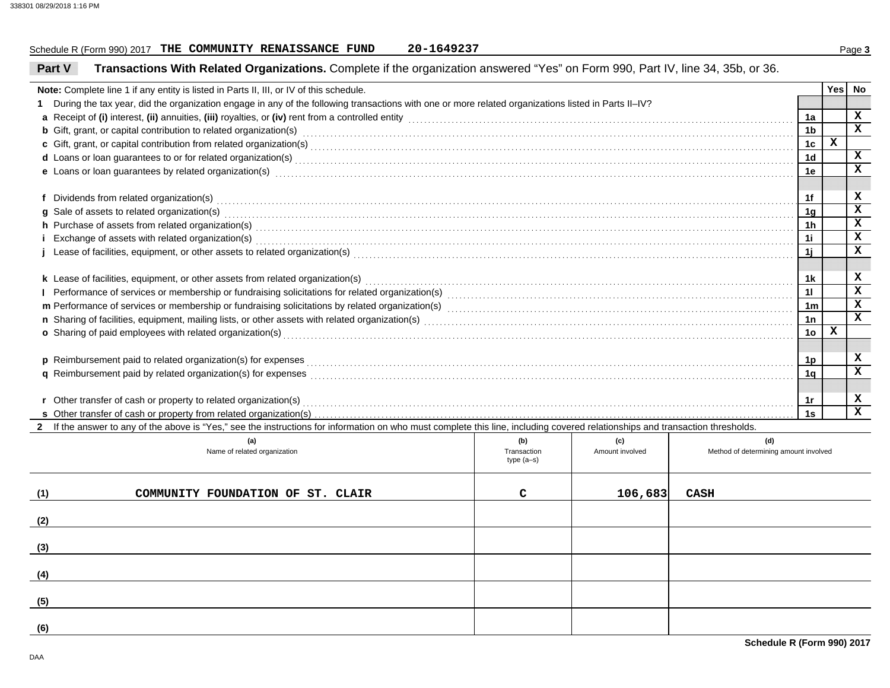Schedule R (Form 990) 2017 **THE COMMUNITY RENAISSANCE FUND** **20-1649237**

## Part V Transactions With Related Organizations. Complete if the organization answered "Yes" on Form 990, Part IV, line 34, 35b, or 36.

| Note: Complete line 1 if any entity is listed in Parts II, III, or IV of this schedule. | | Yes | No |
|---|---|---|---|
| **1** During the tax year, did the organization engage in any of the following transactions with one or more related organizations listed in Parts II–IV? | | | |
| **a** Receipt of **(i)** interest, **(ii)** annuities, **(iii)** royalties, or **(iv)** rent from a controlled entity | 1a | | X |
| **b** Gift, grant, or capital contribution to related organization(s) | 1b | | X |
| **c** Gift, grant, or capital contribution from related organization(s) | 1c | X | |
| **d** Loans or loan guarantees to or for related organization(s) | 1d | | X |
| **e** Loans or loan guarantees by related organization(s) | 1e | | X |
| **f** Dividends from related organization(s) | 1f | | X |
| **g** Sale of assets to related organization(s) | 1g | | X |
| **h** Purchase of assets from related organization(s) | 1h | | X |
| **i** Exchange of assets with related organization(s) | 1i | | X |
| **j** Lease of facilities, equipment, or other assets to related organization(s) | 1j | | X |
| **k** Lease of facilities, equipment, or other assets from related organization(s) | 1k | | X |
| **l** Performance of services or membership or fundraising solicitations for related organization(s) | 1l | | X |
| **m** Performance of services or membership or fundraising solicitations by related organization(s) | 1m | | X |
| **n** Sharing of facilities, equipment, mailing lists, or other assets with related organization(s) | 1n | | X |
| **o** Sharing of paid employees with related organization(s) | 1o | X | |
| **p** Reimbursement paid to related organization(s) for expenses | 1p | | X |
| **q** Reimbursement paid by related organization(s) for expenses | 1q | | X |
| **r** Other transfer of cash or property to related organization(s) | 1r | | X |
| **s** Other transfer of cash or property from related organization(s) | 1s | | X |

**2** If the answer to any of the above is "Yes," see the instructions for information on who must complete this line, including covered relationships and transaction thresholds.

| | (a) Name of related organization | (b) Transaction type (a–s) | (c) Amount involved | (d) Method of determining amount involved |
|---|---|---|---|---|
| (1) | COMMUNITY FOUNDATION OF ST. CLAIR | C | 106,683 | CASH |
| (2) | | | | |
| (3) | | | | |
| (4) | | | | |
| (5) | | | | |
| (6) | | | | |

**Schedule R (Form 990) 2017**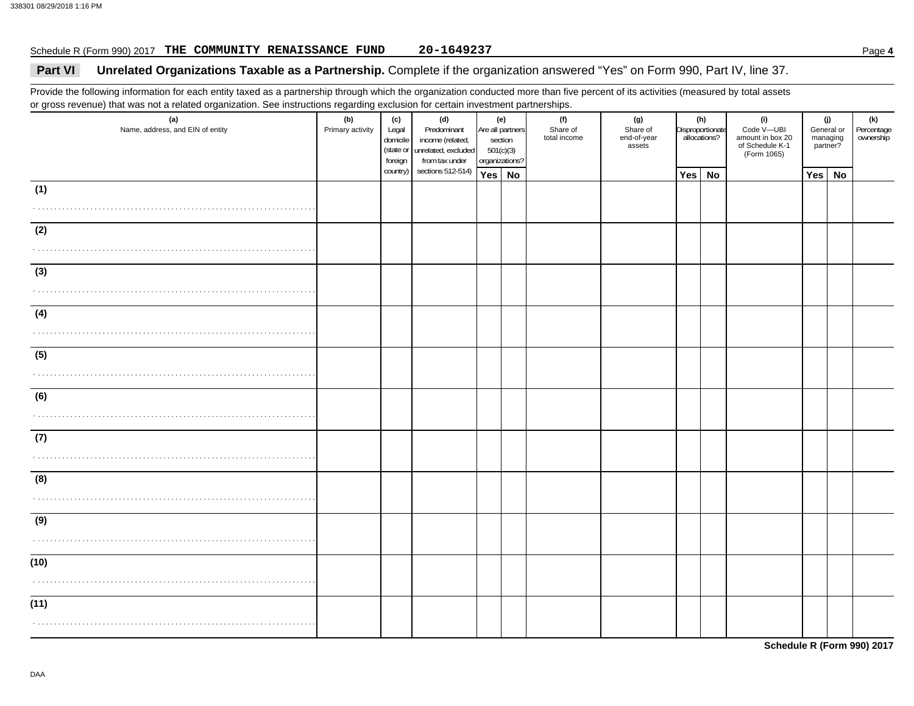Schedule R (Form 990) 2017 **THE COMMUNITY RENAISSANCE FUND** **20-1649237**

**Part VI** **Unrelated Organizations Taxable as a Partnership.** Complete if the organization answered "Yes" on Form 990, Part IV, line 37.

Provide the following information for each entity taxed as a partnership through which the organization conducted more than five percent of its activities (measured by total assets or gross revenue) that was not a related organization. See instructions regarding exclusion for certain investment partnerships.

| (a) Name, address, and EIN of entity | (b) Primary activity | (c) Legal domicile (state or foreign country) | (d) Predominant income (related, unrelated, excluded from tax under sections 512-514) | (e) Are all partners section 501(c)(3) organizations? | | (f) Share of total income | (g) Share of end-of-year assets | (h) Disproportionate allocations? | | (i) Code V—UBI amount in box 20 of Schedule K-1 (Form 1065) | (j) General or managing partner? | | (k) Percentage ownership |
|---|---|---|---|---|---|---|---|---|---|---|---|---|---|
| | | | | Yes | No | | | Yes | No | | Yes | No | |
| (1) | | | | | | | | | | | | | |
| (2) | | | | | | | | | | | | | |
| (3) | | | | | | | | | | | | | |
| (4) | | | | | | | | | | | | | |
| (5) | | | | | | | | | | | | | |
| (6) | | | | | | | | | | | | | |
| (7) | | | | | | | | | | | | | |
| (8) | | | | | | | | | | | | | |
| (9) | | | | | | | | | | | | | |
| (10) | | | | | | | | | | | | | |
| (11) | | | | | | | | | | | | | |

**Schedule R (Form 990) 2017**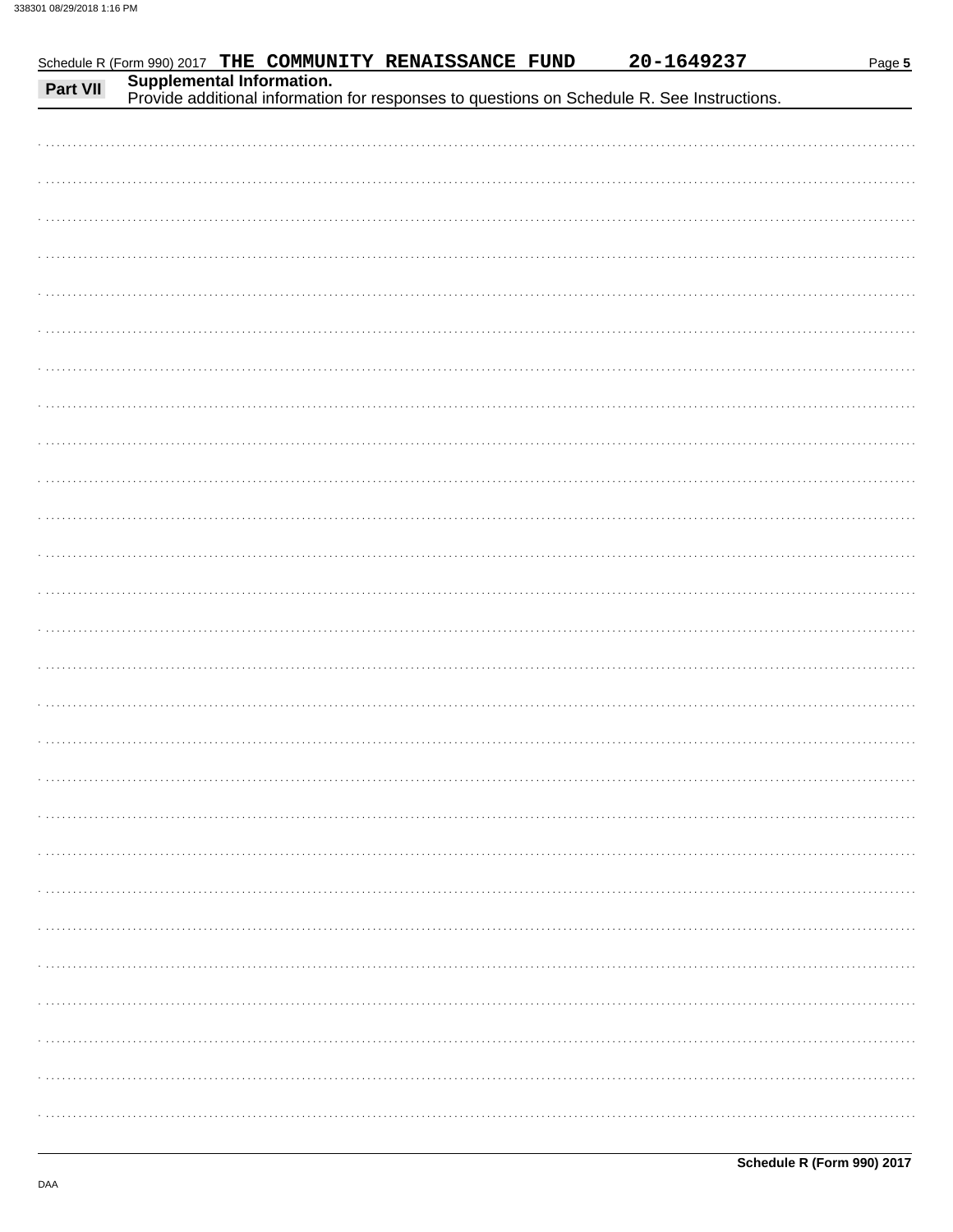Schedule R (Form 990) 2017 **THE COMMUNITY RENAISSANCE FUND** **20-1649237**

## Part VII Supplemental Information.

Provide additional information for responses to questions on Schedule R. See Instructions.

**Schedule R (Form 990) 2017**

DAA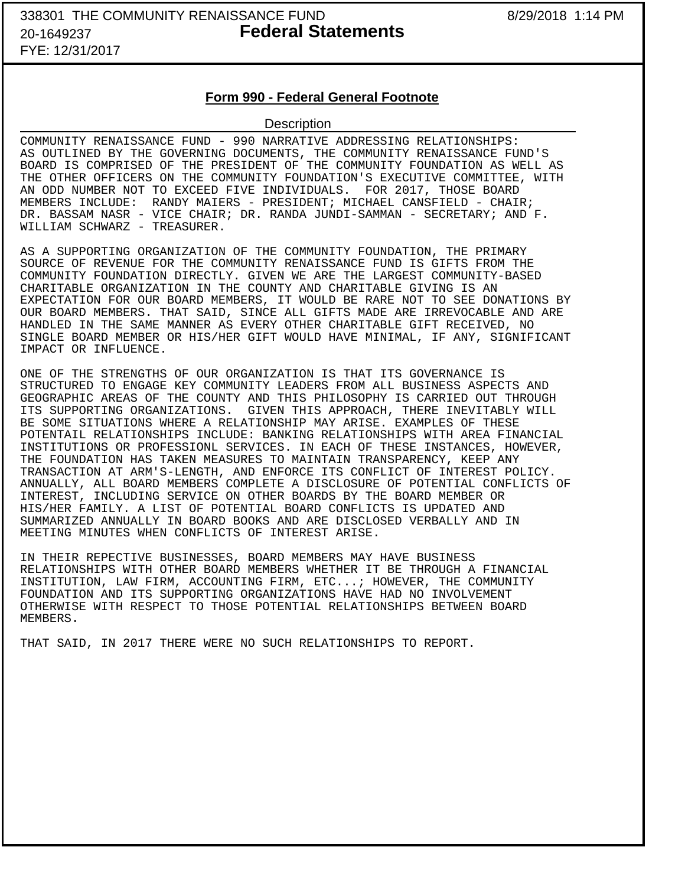338301 THE COMMUNITY RENAISSANCE FUND 8/29/2018 1:14 PM
20-1649237
FYE: 12/31/2017

# Federal Statements

## Form 990 - Federal General Footnote

**Description**

COMMUNITY RENAISSANCE FUND - 990 NARRATIVE ADDRESSING RELATIONSHIPS: AS OUTLINED BY THE GOVERNING DOCUMENTS, THE COMMUNITY RENAISSANCE FUND'S BOARD IS COMPRISED OF THE PRESIDENT OF THE COMMUNITY FOUNDATION AS WELL AS THE OTHER OFFICERS ON THE COMMUNITY FOUNDATION'S EXECUTIVE COMMITTEE, WITH AN ODD NUMBER NOT TO EXCEED FIVE INDIVIDUALS. FOR 2017, THOSE BOARD MEMBERS INCLUDE: RANDY MAIERS - PRESIDENT; MICHAEL CANSFIELD - CHAIR; DR. BASSAM NASR - VICE CHAIR; DR. RANDA JUNDI-SAMMAN - SECRETARY; AND F. WILLIAM SCHWARZ - TREASURER.

AS A SUPPORTING ORGANIZATION OF THE COMMUNITY FOUNDATION, THE PRIMARY SOURCE OF REVENUE FOR THE COMMUNITY RENAISSANCE FUND IS GIFTS FROM THE COMMUNITY FOUNDATION DIRECTLY. GIVEN WE ARE THE LARGEST COMMUNITY-BASED CHARITABLE ORGANIZATION IN THE COUNTY AND CHARITABLE GIVING IS AN EXPECTATION FOR OUR BOARD MEMBERS, IT WOULD BE RARE NOT TO SEE DONATIONS BY OUR BOARD MEMBERS. THAT SAID, SINCE ALL GIFTS MADE ARE IRREVOCABLE AND ARE HANDLED IN THE SAME MANNER AS EVERY OTHER CHARITABLE GIFT RECEIVED, NO SINGLE BOARD MEMBER OR HIS/HER GIFT WOULD HAVE MINIMAL, IF ANY, SIGNIFICANT IMPACT OR INFLUENCE.

ONE OF THE STRENGTHS OF OUR ORGANIZATION IS THAT ITS GOVERNANCE IS STRUCTURED TO ENGAGE KEY COMMUNITY LEADERS FROM ALL BUSINESS ASPECTS AND GEOGRAPHIC AREAS OF THE COUNTY AND THIS PHILOSOPHY IS CARRIED OUT THROUGH ITS SUPPORTING ORGANIZATIONS. GIVEN THIS APPROACH, THERE INEVITABLY WILL BE SOME SITUATIONS WHERE A RELATIONSHIP MAY ARISE. EXAMPLES OF THESE POTENTAIL RELATIONSHIPS INCLUDE: BANKING RELATIONSHIPS WITH AREA FINANCIAL INSTITUTIONS OR PROFESSIONL SERVICES. IN EACH OF THESE INSTANCES, HOWEVER, THE FOUNDATION HAS TAKEN MEASURES TO MAINTAIN TRANSPARENCY, KEEP ANY TRANSACTION AT ARM'S-LENGTH, AND ENFORCE ITS CONFLICT OF INTEREST POLICY. ANNUALLY, ALL BOARD MEMBERS COMPLETE A DISCLOSURE OF POTENTIAL CONFLICTS OF INTEREST, INCLUDING SERVICE ON OTHER BOARDS BY THE BOARD MEMBER OR HIS/HER FAMILY. A LIST OF POTENTIAL BOARD CONFLICTS IS UPDATED AND SUMMARIZED ANNUALLY IN BOARD BOOKS AND ARE DISCLOSED VERBALLY AND IN MEETING MINUTES WHEN CONFLICTS OF INTEREST ARISE.

IN THEIR REPECTIVE BUSINESSES, BOARD MEMBERS MAY HAVE BUSINESS RELATIONSHIPS WITH OTHER BOARD MEMBERS WHETHER IT BE THROUGH A FINANCIAL INSTITUTION, LAW FIRM, ACCOUNTING FIRM, ETC...; HOWEVER, THE COMMUNITY FOUNDATION AND ITS SUPPORTING ORGANIZATIONS HAVE HAD NO INVOLVEMENT OTHERWISE WITH RESPECT TO THOSE POTENTIAL RELATIONSHIPS BETWEEN BOARD MEMBERS.

THAT SAID, IN 2017 THERE WERE NO SUCH RELATIONSHIPS TO REPORT.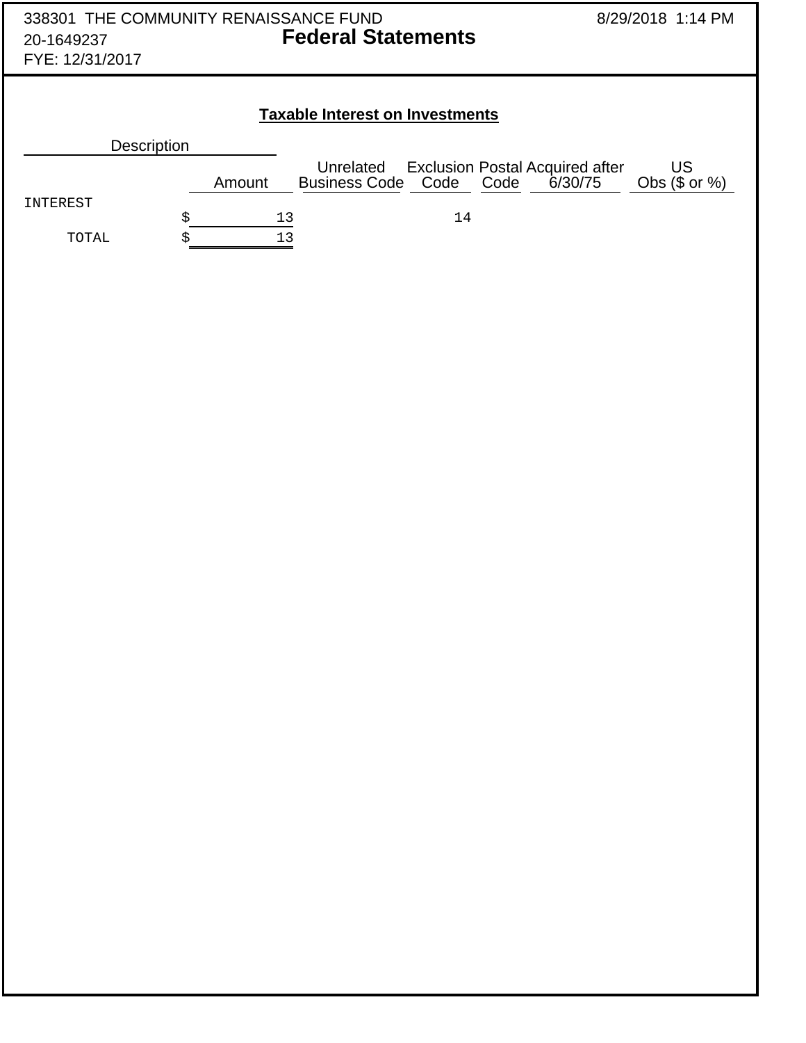338301 THE COMMUNITY RENAISSANCE FUND
20-1649237
FYE: 12/31/2017

8/29/2018 1:14 PM

# Federal Statements

## Taxable Interest on Investments

| Description | Amount | Unrelated Business Code | Exclusion Code | Postal Code | Acquired after 6/30/75 | US Obs ($ or %) |
|---|---|---|---|---|---|---|
| INTEREST | $ 13 | | 14 | | | |
| TOTAL | $ 13 | | | | | |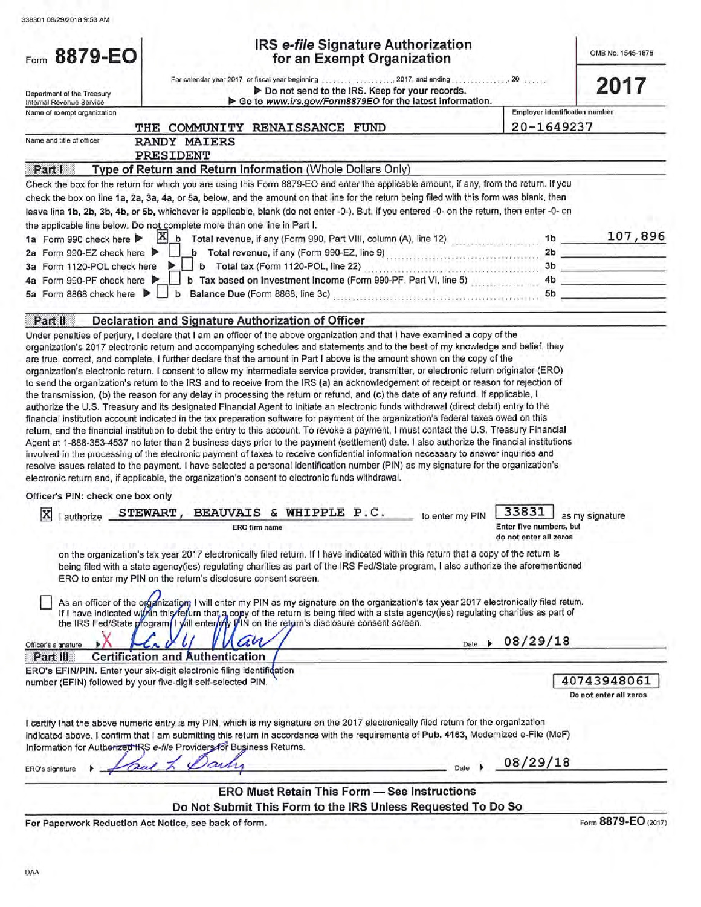338301 08/29/2018 9:53 AM

Form **8879-EO**

Department of the Treasury
Internal Revenue Service

# IRS *e-file* Signature Authorization for an Exempt Organization

For calendar year 2017, or fiscal year beginning ................, 2017, and ending ................, 20 ......

▶ Do not send to the IRS. Keep for your records.

▶ Go to *www.irs.gov/Form8879EO* for the latest information.

OMB No. 1545-1878

**2017**

| Name of exempt organization | Employer identification number |
|---|---|
| THE COMMUNITY RENAISSANCE FUND | 20-1649237 |

Name and title of officer: RANDY MAIERS
PRESIDENT

## Part I  Type of Return and Return Information (Whole Dollars Only)

Check the box for the return for which you are using this Form 8879-EO and enter the applicable amount, if any, from the return. If you check the box on line 1a, 2a, 3a, 4a, or 5a, below, and the amount on that line for the return being filed with this form was blank, then leave line 1b, 2b, 3b, 4b, or 5b, whichever is applicable, blank (do not enter -0-). But, if you entered -0- on the return, then enter -0- on the applicable line below. Do not complete more than one line in Part I.

| | | | |
|---|---|---|---|
| 1a Form 990 check here ▶ [X] | b Total revenue, if any (Form 990, Part VIII, column (A), line 12) | 1b | 107,896 |
| 2a Form 990-EZ check here ▶ [ ] | b Total revenue, if any (Form 990-EZ, line 9) | 2b | |
| 3a Form 1120-POL check here ▶ [ ] | b Total tax (Form 1120-POL, line 22) | 3b | |
| 4a Form 990-PF check here ▶ [ ] | b Tax based on investment income (Form 990-PF, Part VI, line 5) | 4b | |
| 5a Form 8868 check here ▶ [ ] | b Balance Due (Form 8868, line 3c) | 5b | |

## Part II  Declaration and Signature Authorization of Officer

Under penalties of perjury, I declare that I am an officer of the above organization and that I have examined a copy of the organization's 2017 electronic return and accompanying schedules and statements and to the best of my knowledge and belief, they are true, correct, and complete. I further declare that the amount in Part I above is the amount shown on the copy of the organization's electronic return. I consent to allow my intermediate service provider, transmitter, or electronic return originator (ERO) to send the organization's return to the IRS and to receive from the IRS (a) an acknowledgement of receipt or reason for rejection of the transmission, (b) the reason for any delay in processing the return or refund, and (c) the date of any refund. If applicable, I authorize the U.S. Treasury and its designated Financial Agent to initiate an electronic funds withdrawal (direct debit) entry to the financial institution account indicated in the tax preparation software for payment of the organization's federal taxes owed on this return, and the financial institution to debit the entry to this account. To revoke a payment, I must contact the U.S. Treasury Financial Agent at 1-888-353-4537 no later than 2 business days prior to the payment (settlement) date. I also authorize the financial institutions involved in the processing of the electronic payment of taxes to receive confidential information necessary to answer inquiries and resolve issues related to the payment. I have selected a personal identification number (PIN) as my signature for the organization's electronic return and, if applicable, the organization's consent to electronic funds withdrawal.

**Officer's PIN: check one box only**

[X] I authorize STEWART, BEAUVAIS & WHIPPLE P.C. (ERO firm name) to enter my PIN 33831 as my signature (Enter five numbers, but do not enter all zeros) on the organization's tax year 2017 electronically filed return. If I have indicated within this return that a copy of the return is being filed with a state agency(ies) regulating charities as part of the IRS Fed/State program, I also authorize the aforementioned ERO to enter my PIN on the return's disclosure consent screen.

[ ] As an officer of the organization I will enter my PIN as my signature on the organization's tax year 2017 electronically filed return. If I have indicated within this return that a copy of the return is being filed with a state agency(ies) regulating charities as part of the IRS Fed/State program, I will enter my PIN on the return's disclosure consent screen.

Officer's signature ▶ X [signature]    Date ▶ 08/29/18

## Part III  Certification and Authentication

ERO's EFIN/PIN. Enter your six-digit electronic filing identification number (EFIN) followed by your five-digit self-selected PIN.

40743948061
Do not enter all zeros

I certify that the above numeric entry is my PIN, which is my signature on the 2017 electronically filed return for the organization indicated above. I confirm that I am submitting this return in accordance with the requirements of Pub. 4163, Modernized e-File (MeF) Information for Authorized IRS *e-file* Providers for Business Returns.

ERO's signature ▶ [signature]    Date ▶ 08/29/18

**ERO Must Retain This Form — See Instructions**

**Do Not Submit This Form to the IRS Unless Requested To Do So**

**For Paperwork Reduction Act Notice, see back of form.**

Form **8879-EO** (2017)

DAA